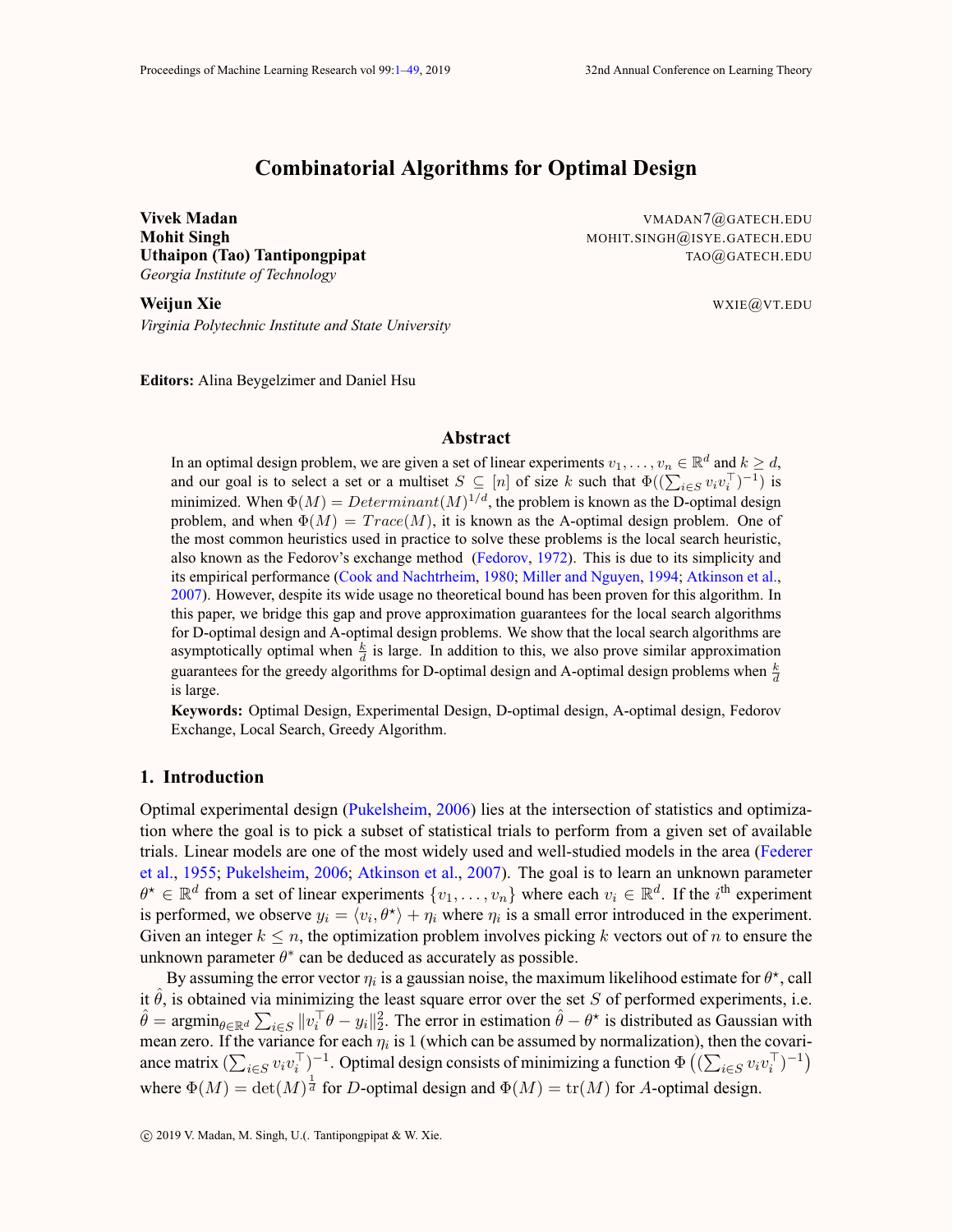# Combinatorial Algorithms for Optimal Design

**Vivek Madan** VMADAN7@GATECH.EDU
**Mohit Singh** MOHIT.SINGH@ISYE.GATECH.EDU
**Uthaipon (Tao) Tantipongpipat** TAO@GATECH.EDU
*Georgia Institute of Technology*

**Weijun Xie** WXIE@VT.EDU
*Virginia Polytechnic Institute and State University*

**Editors:** Alina Beygelzimer and Daniel Hsu

## Abstract

In an optimal design problem, we are given a set of linear experiments $v_1, \ldots, v_n \in \mathbb{R}^d$ and $k \geq d$, and our goal is to select a set or a multiset $S \subseteq [n]$ of size $k$ such that $\Phi((\sum_{i \in S} v_i v_i^\top)^{-1})$ is minimized. When $\Phi(M) = Determinant(M)^{1/d}$, the problem is known as the D-optimal design problem, and when $\Phi(M) = Trace(M)$, it is known as the A-optimal design problem. One of the most common heuristics used in practice to solve these problems is the local search heuristic, also known as the Fedorov's exchange method (Fedorov, 1972). This is due to its simplicity and its empirical performance (Cook and Nachtrheim, 1980; Miller and Nguyen, 1994; Atkinson et al., 2007). However, despite its wide usage no theoretical bound has been proven for this algorithm. In this paper, we bridge this gap and prove approximation guarantees for the local search algorithms for D-optimal design and A-optimal design problems. We show that the local search algorithms are asymptotically optimal when $\frac{k}{d}$ is large. In addition to this, we also prove similar approximation guarantees for the greedy algorithms for D-optimal design and A-optimal design problems when $\frac{k}{d}$ is large.

**Keywords:** Optimal Design, Experimental Design, D-optimal design, A-optimal design, Fedorov Exchange, Local Search, Greedy Algorithm.

## 1. Introduction

Optimal experimental design (Pukelsheim, 2006) lies at the intersection of statistics and optimization where the goal is to pick a subset of statistical trials to perform from a given set of available trials. Linear models are one of the most widely used and well-studied models in the area (Federer et al., 1955; Pukelsheim, 2006; Atkinson et al., 2007). The goal is to learn an unknown parameter $\theta^\star \in \mathbb{R}^d$ from a set of linear experiments $\{v_1, \ldots, v_n\}$ where each $v_i \in \mathbb{R}^d$. If the $i^{\text{th}}$ experiment is performed, we observe $y_i = \langle v_i, \theta^\star \rangle + \eta_i$ where $\eta_i$ is a small error introduced in the experiment. Given an integer $k \leq n$, the optimization problem involves picking $k$ vectors out of $n$ to ensure the unknown parameter $\theta^*$ can be deduced as accurately as possible.

By assuming the error vector $\eta_i$ is a gaussian noise, the maximum likelihood estimate for $\theta^\star$, call it $\hat{\theta}$, is obtained via minimizing the least square error over the set $S$ of performed experiments, i.e. $\hat{\theta} = \text{argmin}_{\theta \in \mathbb{R}^d} \sum_{i \in S} \|v_i^\top \theta - y_i\|_2^2$. The error in estimation $\hat{\theta} - \theta^\star$ is distributed as Gaussian with mean zero. If the variance for each $\eta_i$ is 1 (which can be assumed by normalization), then the covariance matrix $(\sum_{i \in S} v_i v_i^\top)^{-1}$. Optimal design consists of minimizing a function $\Phi\left((\sum_{i \in S} v_i v_i^\top)^{-1}\right)$ where $\Phi(M) = \det(M)^{\frac{1}{d}}$ for $D$-optimal design and $\Phi(M) = \text{tr}(M)$ for $A$-optimal design.

© 2019 V. Madan, M. Singh, U.(. Tantipongpipat & W. Xie.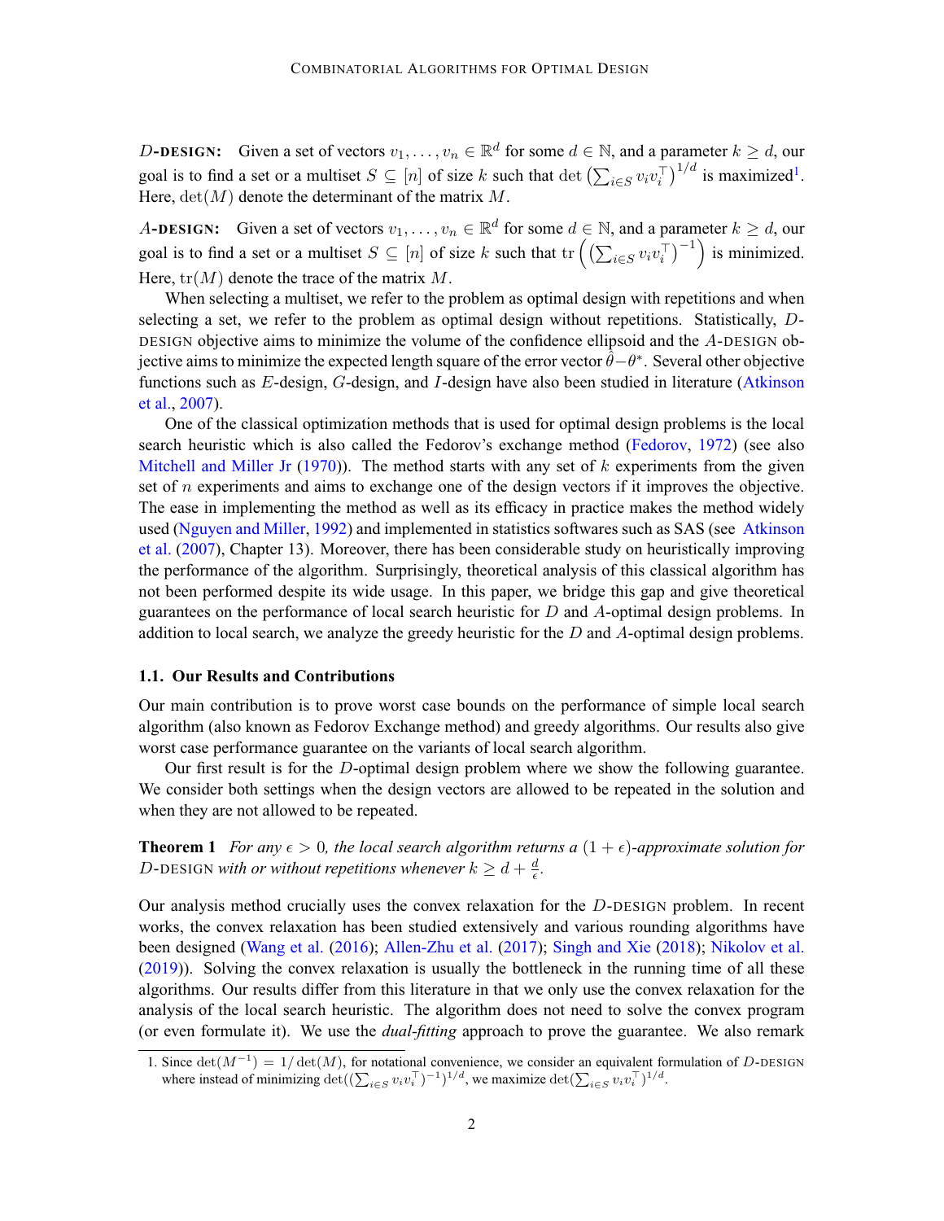**$D$-DESIGN:** Given a set of vectors $v_1, \ldots, v_n \in \mathbb{R}^d$ for some $d \in \mathbb{N}$, and a parameter $k \geq d$, our goal is to find a set or a multiset $S \subseteq [n]$ of size $k$ such that $\det\left(\sum_{i \in S} v_i v_i^\top\right)^{1/d}$ is maximized[1]. Here, $\det(M)$ denote the determinant of the matrix $M$.

**$A$-DESIGN:** Given a set of vectors $v_1, \ldots, v_n \in \mathbb{R}^d$ for some $d \in \mathbb{N}$, and a parameter $k \geq d$, our goal is to find a set or a multiset $S \subseteq [n]$ of size $k$ such that $\operatorname{tr}\left(\left(\sum_{i \in S} v_i v_i^\top\right)^{-1}\right)$ is minimized. Here, $\operatorname{tr}(M)$ denote the trace of the matrix $M$.

When selecting a multiset, we refer to the problem as optimal design with repetitions and when selecting a set, we refer to the problem as optimal design without repetitions. Statistically, $D$-DESIGN objective aims to minimize the volume of the confidence ellipsoid and the $A$-DESIGN objective aims to minimize the expected length square of the error vector $\hat{\theta} - \theta^*$. Several other objective functions such as $E$-design, $G$-design, and $I$-design have also been studied in literature (Atkinson et al., 2007).

One of the classical optimization methods that is used for optimal design problems is the local search heuristic which is also called the Fedorov's exchange method (Fedorov, 1972) (see also Mitchell and Miller Jr (1970)). The method starts with any set of $k$ experiments from the given set of $n$ experiments and aims to exchange one of the design vectors if it improves the objective. The ease in implementing the method as well as its efficacy in practice makes the method widely used (Nguyen and Miller, 1992) and implemented in statistics softwares such as SAS (see Atkinson et al. (2007), Chapter 13). Moreover, there has been considerable study on heuristically improving the performance of the algorithm. Surprisingly, theoretical analysis of this classical algorithm has not been performed despite its wide usage. In this paper, we bridge this gap and give theoretical guarantees on the performance of local search heuristic for $D$ and $A$-optimal design problems. In addition to local search, we analyze the greedy heuristic for the $D$ and $A$-optimal design problems.

### 1.1. Our Results and Contributions

Our main contribution is to prove worst case bounds on the performance of simple local search algorithm (also known as Fedorov Exchange method) and greedy algorithms. Our results also give worst case performance guarantee on the variants of local search algorithm.

Our first result is for the $D$-optimal design problem where we show the following guarantee. We consider both settings when the design vectors are allowed to be repeated in the solution and when they are not allowed to be repeated.

**Theorem 1** *For any $\epsilon > 0$, the local search algorithm returns a $(1 + \epsilon)$-approximate solution for $D$-DESIGN with or without repetitions whenever $k \geq d + \frac{d}{\epsilon}$.*

Our analysis method crucially uses the convex relaxation for the $D$-DESIGN problem. In recent works, the convex relaxation has been studied extensively and various rounding algorithms have been designed (Wang et al. (2016); Allen-Zhu et al. (2017); Singh and Xie (2018); Nikolov et al. (2019)). Solving the convex relaxation is usually the bottleneck in the running time of all these algorithms. Our results differ from this literature in that we only use the convex relaxation for the analysis of the local search heuristic. The algorithm does not need to solve the convex program (or even formulate it). We use the *dual-fitting* approach to prove the guarantee. We also remark

1. Since $\det(M^{-1}) = 1/\det(M)$, for notational convenience, we consider an equivalent formulation of $D$-DESIGN where instead of minimizing $\det((\sum_{i \in S} v_i v_i^\top)^{-1})^{1/d}$, we maximize $\det(\sum_{i \in S} v_i v_i^\top)^{1/d}$.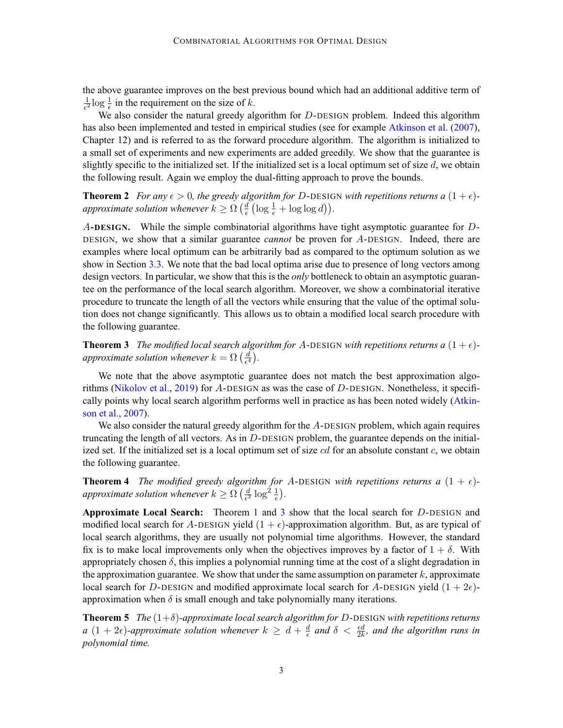the above guarantee improves on the best previous bound which had an additional additive term of $\frac{1}{\epsilon^2}\log\frac{1}{\epsilon}$ in the requirement on the size of $k$.

We also consider the natural greedy algorithm for $D$-DESIGN problem. Indeed this algorithm has also been implemented and tested in empirical studies (see for example Atkinson et al. (2007), Chapter 12) and is referred to as the forward procedure algorithm. The algorithm is initialized to a small set of experiments and new experiments are added greedily. We show that the guarantee is slightly specific to the initialized set. If the initialized set is a local optimum set of size $d$, we obtain the following result. Again we employ the dual-fitting approach to prove the bounds.

**Theorem 2** *For any $\epsilon > 0$, the greedy algorithm for $D$-DESIGN with repetitions returns a $(1+\epsilon)$-approximate solution whenever $k \geq \Omega\left(\frac{d}{\epsilon}\left(\log\frac{1}{\epsilon} + \log\log d\right)\right)$.*

**$A$-DESIGN.** While the simple combinatorial algorithms have tight asymptotic guarantee for $D$-DESIGN, we show that a similar guarantee *cannot* be proven for $A$-DESIGN. Indeed, there are examples where local optimum can be arbitrarily bad as compared to the optimum solution as we show in Section 3.3. We note that the bad local optima arise due to presence of long vectors among design vectors. In particular, we show that this is the *only* bottleneck to obtain an asymptotic guarantee on the performance of the local search algorithm. Moreover, we show a combinatorial iterative procedure to truncate the length of all the vectors while ensuring that the value of the optimal solution does not change significantly. This allows us to obtain a modified local search procedure with the following guarantee.

**Theorem 3** *The modified local search algorithm for $A$-DESIGN with repetitions returns a $(1+\epsilon)$-approximate solution whenever $k = \Omega\left(\frac{d}{\epsilon^4}\right)$.*

We note that the above asymptotic guarantee does not match the best approximation algorithms (Nikolov et al., 2019) for $A$-DESIGN as was the case of $D$-DESIGN. Nonetheless, it specifically points why local search algorithm performs well in practice as has been noted widely (Atkinson et al., 2007).

We also consider the natural greedy algorithm for the $A$-DESIGN problem, which again requires truncating the length of all vectors. As in $D$-DESIGN problem, the guarantee depends on the initialized set. If the initialized set is a local optimum set of size $cd$ for an absolute constant $c$, we obtain the following guarantee.

**Theorem 4** *The modified greedy algorithm for $A$-DESIGN with repetitions returns a $(1+\epsilon)$-approximate solution whenever $k \geq \Omega\left(\frac{d}{\epsilon^3}\log^2\frac{1}{\epsilon}\right)$.*

**Approximate Local Search:** Theorem 1 and 3 show that the local search for $D$-DESIGN and modified local search for $A$-DESIGN yield $(1+\epsilon)$-approximation algorithm. But, as are typical of local search algorithms, they are usually not polynomial time algorithms. However, the standard fix is to make local improvements only when the objectives improves by a factor of $1+\delta$. With appropriately chosen $\delta$, this implies a polynomial running time at the cost of a slight degradation in the approximation guarantee. We show that under the same assumption on parameter $k$, approximate local search for $D$-DESIGN and modified approximate local search for $A$-DESIGN yield $(1+2\epsilon)$-approximation when $\delta$ is small enough and take polynomially many iterations.

**Theorem 5** *The $(1+\delta)$-approximate local search algorithm for $D$-DESIGN with repetitions returns a $(1+2\epsilon)$-approximate solution whenever $k \geq d + \frac{d}{\epsilon}$ and $\delta < \frac{\epsilon d}{2k}$, and the algorithm runs in polynomial time.*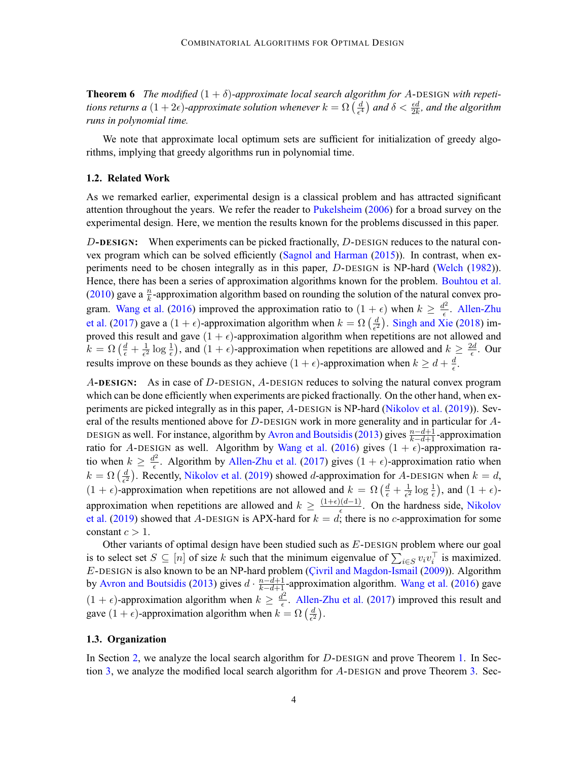**Theorem 6** *The modified $(1+\delta)$-approximate local search algorithm for $A$-DESIGN with repetitions returns a $(1+2\epsilon)$-approximate solution whenever $k = \Omega\left(\frac{d}{\epsilon^4}\right)$ and $\delta < \frac{\epsilon d}{2k}$, and the algorithm runs in polynomial time.*

We note that approximate local optimum sets are sufficient for initialization of greedy algorithms, implying that greedy algorithms run in polynomial time.

### 1.2. Related Work

As we remarked earlier, experimental design is a classical problem and has attracted significant attention throughout the years. We refer the reader to Pukelsheim (2006) for a broad survey on the experimental design. Here, we mention the results known for the problems discussed in this paper.

**$D$-DESIGN:** When experiments can be picked fractionally, $D$-DESIGN reduces to the natural convex program which can be solved efficiently (Sagnol and Harman (2015)). In contrast, when experiments need to be chosen integrally as in this paper, $D$-DESIGN is NP-hard (Welch (1982)). Hence, there has been a series of approximation algorithms known for the problem. Bouhtou et al. (2010) gave a $\frac{n}{k}$-approximation algorithm based on rounding the solution of the natural convex program. Wang et al. (2016) improved the approximation ratio to $(1+\epsilon)$ when $k \geq \frac{d^2}{\epsilon}$. Allen-Zhu et al. (2017) gave a $(1+\epsilon)$-approximation algorithm when $k = \Omega\left(\frac{d}{\epsilon^2}\right)$. Singh and Xie (2018) improved this result and gave $(1+\epsilon)$-approximation algorithm when repetitions are not allowed and $k = \Omega\left(\frac{d}{\epsilon} + \frac{1}{\epsilon^2}\log\frac{1}{\epsilon}\right)$, and $(1+\epsilon)$-approximation when repetitions are allowed and $k \geq \frac{2d}{\epsilon}$. Our results improve on these bounds as they achieve $(1+\epsilon)$-approximation when $k \geq d + \frac{d}{\epsilon}$.

**$A$-DESIGN:** As in case of $D$-DESIGN, $A$-DESIGN reduces to solving the natural convex program which can be done efficiently when experiments are picked fractionally. On the other hand, when experiments are picked integrally as in this paper, $A$-DESIGN is NP-hard (Nikolov et al. (2019)). Several of the results mentioned above for $D$-DESIGN work in more generality and in particular for $A$-DESIGN as well. For instance, algorithm by Avron and Boutsidis (2013) gives $\frac{n-d+1}{k-d+1}$-approximation ratio for $A$-DESIGN as well. Algorithm by Wang et al. (2016) gives $(1+\epsilon)$-approximation ratio when $k \geq \frac{d^2}{\epsilon}$. Algorithm by Allen-Zhu et al. (2017) gives $(1+\epsilon)$-approximation ratio when $k = \Omega\left(\frac{d}{\epsilon^2}\right)$. Recently, Nikolov et al. (2019) showed $d$-approximation for $A$-DESIGN when $k = d$, $(1+\epsilon)$-approximation when repetitions are not allowed and $k = \Omega\left(\frac{d}{\epsilon} + \frac{1}{\epsilon^2}\log\frac{1}{\epsilon}\right)$, and $(1+\epsilon)$-approximation when repetitions are allowed and $k \geq \frac{(1+\epsilon)(d-1)}{\epsilon}$. On the hardness side, Nikolov et al. (2019) showed that $A$-DESIGN is APX-hard for $k = d$; there is no $c$-approximation for some constant $c > 1$.

Other variants of optimal design have been studied such as $E$-DESIGN problem where our goal is to select set $S \subseteq [n]$ of size $k$ such that the minimum eigenvalue of $\sum_{i \in S} v_i v_i^\top$ is maximized. $E$-DESIGN is also known to be an NP-hard problem (Çivril and Magdon-Ismail (2009)). Algorithm by Avron and Boutsidis (2013) gives $d \cdot \frac{n-d+1}{k-d+1}$-approximation algorithm. Wang et al. (2016) gave $(1+\epsilon)$-approximation algorithm when $k \geq \frac{d^2}{\epsilon}$. Allen-Zhu et al. (2017) improved this result and gave $(1+\epsilon)$-approximation algorithm when $k = \Omega\left(\frac{d}{\epsilon^2}\right)$.

### 1.3. Organization

In Section 2, we analyze the local search algorithm for $D$-DESIGN and prove Theorem 1. In Section 3, we analyze the modified local search algorithm for $A$-DESIGN and prove Theorem 3. Sec-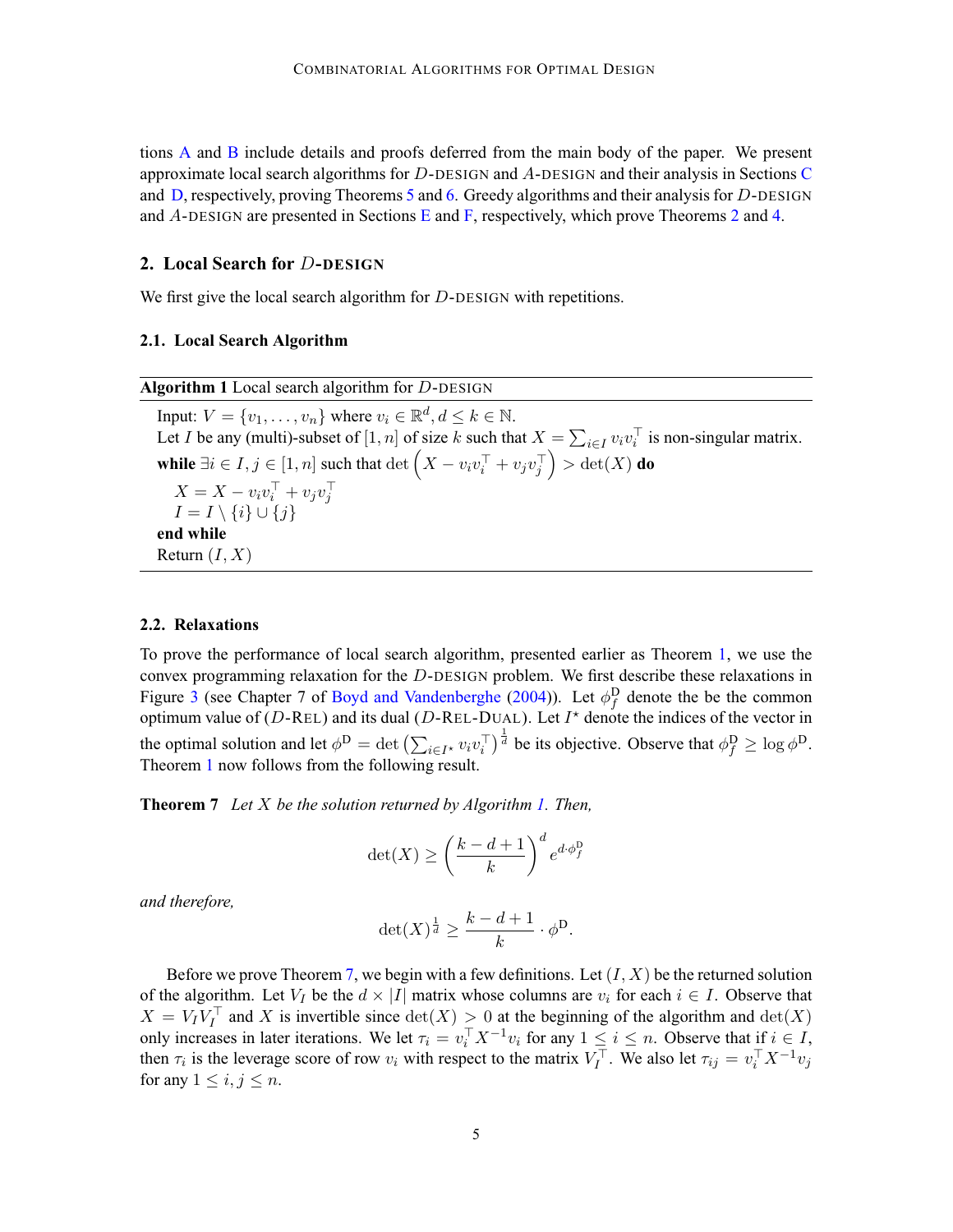tions A and B include details and proofs deferred from the main body of the paper. We present approximate local search algorithms for $D$-DESIGN and $A$-DESIGN and their analysis in Sections C and D, respectively, proving Theorems 5 and 6. Greedy algorithms and their analysis for $D$-DESIGN and $A$-DESIGN are presented in Sections E and F, respectively, which prove Theorems 2 and 4.

## 2. Local Search for $D$-DESIGN

We first give the local search algorithm for $D$-DESIGN with repetitions.

### 2.1. Local Search Algorithm

**Algorithm 1** Local search algorithm for $D$-DESIGN

Input: $V = \{v_1, \ldots, v_n\}$ where $v_i \in \mathbb{R}^d, d \leq k \in \mathbb{N}$.
Let $I$ be any (multi)-subset of $[1, n]$ of size $k$ such that $X = \sum_{i \in I} v_i v_i^\top$ is non-singular matrix.
**while** $\exists i \in I, j \in [1, n]$ such that $\det\left(X - v_i v_i^\top + v_j v_j^\top\right) > \det(X)$ **do**
  $X = X - v_i v_i^\top + v_j v_j^\top$
  $I = I \setminus \{i\} \cup \{j\}$
**end while**
Return $(I, X)$

### 2.2. Relaxations

To prove the performance of local search algorithm, presented earlier as Theorem 1, we use the convex programming relaxation for the $D$-DESIGN problem. We first describe these relaxations in Figure 3 (see Chapter 7 of Boyd and Vandenberghe (2004)). Let $\phi_f^{\mathrm{D}}$ denote the be the common optimum value of ($D$-REL) and its dual ($D$-REL-DUAL). Let $I^\star$ denote the indices of the vector in the optimal solution and let $\phi^{\mathrm{D}} = \det\left(\sum_{i \in I^\star} v_i v_i^\top\right)^{\frac{1}{d}}$ be its objective. Observe that $\phi_f^{\mathrm{D}} \geq \log \phi^{\mathrm{D}}$. Theorem 1 now follows from the following result.

**Theorem 7** *Let $X$ be the solution returned by Algorithm 1. Then,*

$$\det(X) \geq \left(\frac{k - d + 1}{k}\right)^d e^{d \cdot \phi_f^{\mathrm{D}}}$$

*and therefore,*

$$\det(X)^{\frac{1}{d}} \geq \frac{k - d + 1}{k} \cdot \phi^{\mathrm{D}}.$$

Before we prove Theorem 7, we begin with a few definitions. Let $(I, X)$ be the returned solution of the algorithm. Let $V_I$ be the $d \times |I|$ matrix whose columns are $v_i$ for each $i \in I$. Observe that $X = V_I V_I^\top$ and $X$ is invertible since $\det(X) > 0$ at the beginning of the algorithm and $\det(X)$ only increases in later iterations. We let $\tau_i = v_i^\top X^{-1} v_i$ for any $1 \leq i \leq n$. Observe that if $i \in I$, then $\tau_i$ is the leverage score of row $v_i$ with respect to the matrix $V_I^\top$. We also let $\tau_{ij} = v_i^\top X^{-1} v_j$ for any $1 \leq i, j \leq n$.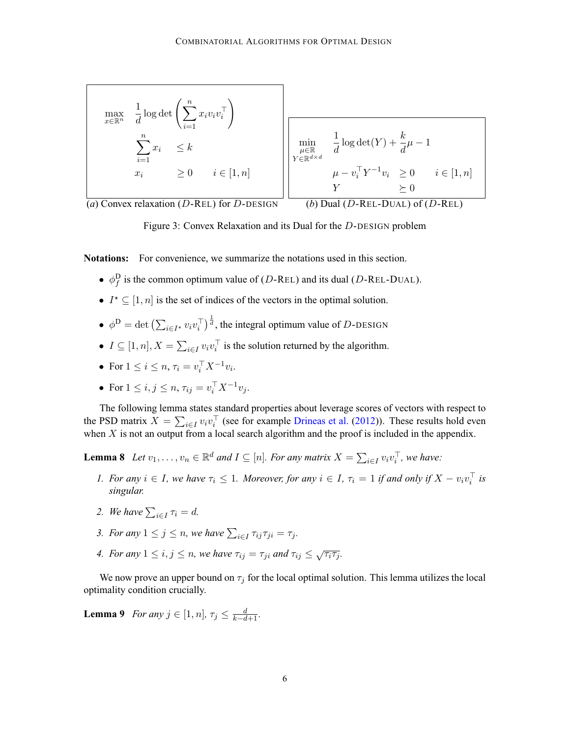$$
\begin{array}{lll}
\max_{x \in \mathbb{R}^n} & \frac{1}{d} \log \det \left( \sum_{i=1}^{n} x_i v_i v_i^\top \right) & \\
& \sum_{i=1}^{n} x_i \quad \leq k & \\
& x_i \quad \geq 0 & i \in [1, n]
\end{array}
$$

(*a*) Convex relaxation ($D$-REL) for $D$-DESIGN

$$
\begin{array}{lll}
\min_{\substack{\mu \in \mathbb{R} \\ Y \in \mathbb{R}^{d \times d}}} & \frac{1}{d} \log \det(Y) + \frac{k}{d}\mu - 1 & \\
& \mu - v_i^\top Y^{-1} v_i \quad \geq 0 & i \in [1, n] \\
& Y \quad \succeq 0 &
\end{array}
$$

(*b*) Dual ($D$-REL-DUAL) of ($D$-REL)

Figure 3: Convex Relaxation and its Dual for the $D$-DESIGN problem

**Notations:** For convenience, we summarize the notations used in this section.

- $\phi_f^{\mathrm{D}}$ is the common optimum value of ($D$-REL) and its dual ($D$-REL-DUAL).
- $I^\star \subseteq [1, n]$ is the set of indices of the vectors in the optimal solution.
- $\phi^{\mathrm{D}} = \det \left( \sum_{i \in I^\star} v_i v_i^\top \right)^{\frac{1}{d}}$, the integral optimum value of $D$-DESIGN
- $I \subseteq [1, n], X = \sum_{i \in I} v_i v_i^\top$ is the solution returned by the algorithm.
- For $1 \leq i \leq n$, $\tau_i = v_i^\top X^{-1} v_i$.
- For $1 \leq i, j \leq n$, $\tau_{ij} = v_i^\top X^{-1} v_j$.

The following lemma states standard properties about leverage scores of vectors with respect to the PSD matrix $X = \sum_{i \in I} v_i v_i^\top$ (see for example Drineas et al. (2012)). These results hold even when $X$ is not an output from a local search algorithm and the proof is included in the appendix.

**Lemma 8** *Let $v_1, \ldots, v_n \in \mathbb{R}^d$ and $I \subseteq [n]$. For any matrix $X = \sum_{i \in I} v_i v_i^\top$, we have:*

1. *For any $i \in I$, we have $\tau_i \leq 1$. Moreover, for any $i \in I$, $\tau_i = 1$ if and only if $X - v_i v_i^\top$ is singular.*
2. *We have $\sum_{i \in I} \tau_i = d$.*
3. *For any $1 \leq j \leq n$, we have $\sum_{i \in I} \tau_{ij} \tau_{ji} = \tau_j$.*
4. *For any $1 \leq i, j \leq n$, we have $\tau_{ij} = \tau_{ji}$ and $\tau_{ij} \leq \sqrt{\tau_i \tau_j}$.*

We now prove an upper bound on $\tau_j$ for the local optimal solution. This lemma utilizes the local optimality condition crucially.

**Lemma 9** *For any $j \in [1, n]$, $\tau_j \leq \frac{d}{k-d+1}$.*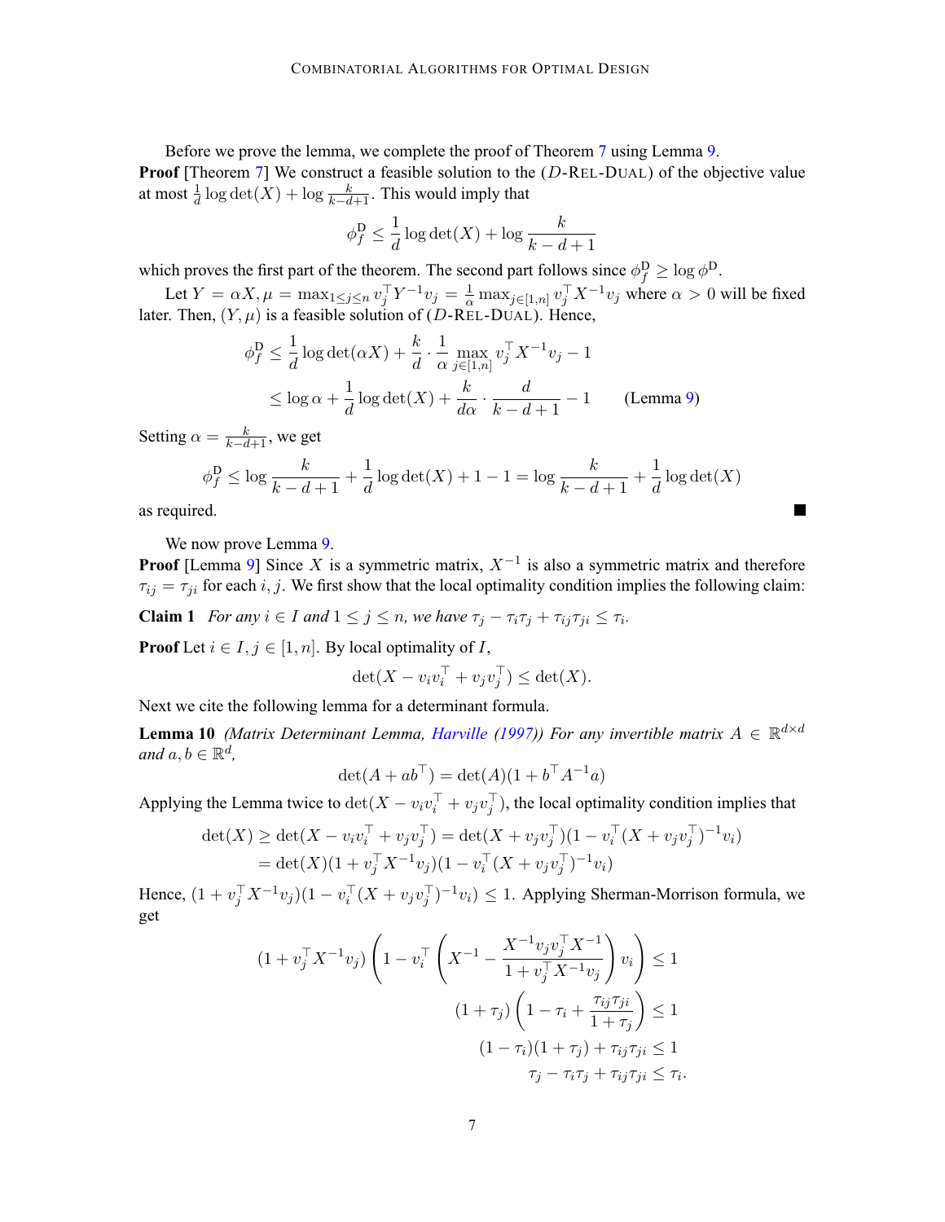Before we prove the lemma, we complete the proof of Theorem 7 using Lemma 9.

**Proof** [Theorem 7] We construct a feasible solution to the ($D$-REL-DUAL) of the objective value at most $\frac{1}{d}\log\det(X) + \log\frac{k}{k-d+1}$. This would imply that

$$\phi_f^{\mathrm{D}} \leq \frac{1}{d}\log\det(X) + \log\frac{k}{k-d+1}$$

which proves the first part of the theorem. The second part follows since $\phi_f^{\mathrm{D}} \geq \log\phi^{\mathrm{D}}$.

Let $Y = \alpha X, \mu = \max_{1\leq j\leq n} v_j^\top Y^{-1} v_j = \frac{1}{\alpha}\max_{j\in[1,n]} v_j^\top X^{-1} v_j$ where $\alpha > 0$ will be fixed later. Then, $(Y,\mu)$ is a feasible solution of ($D$-REL-DUAL). Hence,

$$\begin{aligned}
\phi_f^{\mathrm{D}} &\leq \frac{1}{d}\log\det(\alpha X) + \frac{k}{d}\cdot\frac{1}{\alpha}\max_{j\in[1,n]} v_j^\top X^{-1} v_j - 1 \\
&\leq \log\alpha + \frac{1}{d}\log\det(X) + \frac{k}{d\alpha}\cdot\frac{d}{k-d+1} - 1 \qquad \text{(Lemma 9)}
\end{aligned}$$

Setting $\alpha = \frac{k}{k-d+1}$, we get

$$\phi_f^{\mathrm{D}} \leq \log\frac{k}{k-d+1} + \frac{1}{d}\log\det(X) + 1 - 1 = \log\frac{k}{k-d+1} + \frac{1}{d}\log\det(X)$$

as required. ∎

We now prove Lemma 9.

**Proof** [Lemma 9] Since $X$ is a symmetric matrix, $X^{-1}$ is also a symmetric matrix and therefore $\tau_{ij} = \tau_{ji}$ for each $i, j$. We first show that the local optimality condition implies the following claim:

**Claim 1** *For any $i \in I$ and $1 \leq j \leq n$, we have $\tau_j - \tau_i\tau_j + \tau_{ij}\tau_{ji} \leq \tau_i$.*

**Proof** Let $i \in I, j \in [1,n]$. By local optimality of $I$,

$$\det(X - v_i v_i^\top + v_j v_j^\top) \leq \det(X).$$

Next we cite the following lemma for a determinant formula.

**Lemma 10** *(Matrix Determinant Lemma, Harville (1997)) For any invertible matrix $A \in \mathbb{R}^{d\times d}$ and $a, b \in \mathbb{R}^d$,*

$$\det(A + ab^\top) = \det(A)(1 + b^\top A^{-1} a)$$

Applying the Lemma twice to $\det(X - v_i v_i^\top + v_j v_j^\top)$, the local optimality condition implies that

$$\begin{aligned}
\det(X) \geq \det(X - v_i v_i^\top + v_j v_j^\top) &= \det(X + v_j v_j^\top)(1 - v_i^\top (X + v_j v_j^\top)^{-1} v_i) \\
&= \det(X)(1 + v_j^\top X^{-1} v_j)(1 - v_i^\top (X + v_j v_j^\top)^{-1} v_i)
\end{aligned}$$

Hence, $(1 + v_j^\top X^{-1} v_j)(1 - v_i^\top (X + v_j v_j^\top)^{-1} v_i) \leq 1$. Applying Sherman-Morrison formula, we get

$$\begin{aligned}
(1 + v_j^\top X^{-1} v_j)\left(1 - v_i^\top\left(X^{-1} - \frac{X^{-1} v_j v_j^\top X^{-1}}{1 + v_j^\top X^{-1} v_j}\right) v_i\right) &\leq 1 \\
(1 + \tau_j)\left(1 - \tau_i + \frac{\tau_{ij}\tau_{ji}}{1 + \tau_j}\right) &\leq 1 \\
(1 - \tau_i)(1 + \tau_j) + \tau_{ij}\tau_{ji} &\leq 1 \\
\tau_j - \tau_i\tau_j + \tau_{ij}\tau_{ji} &\leq \tau_i.
\end{aligned}$$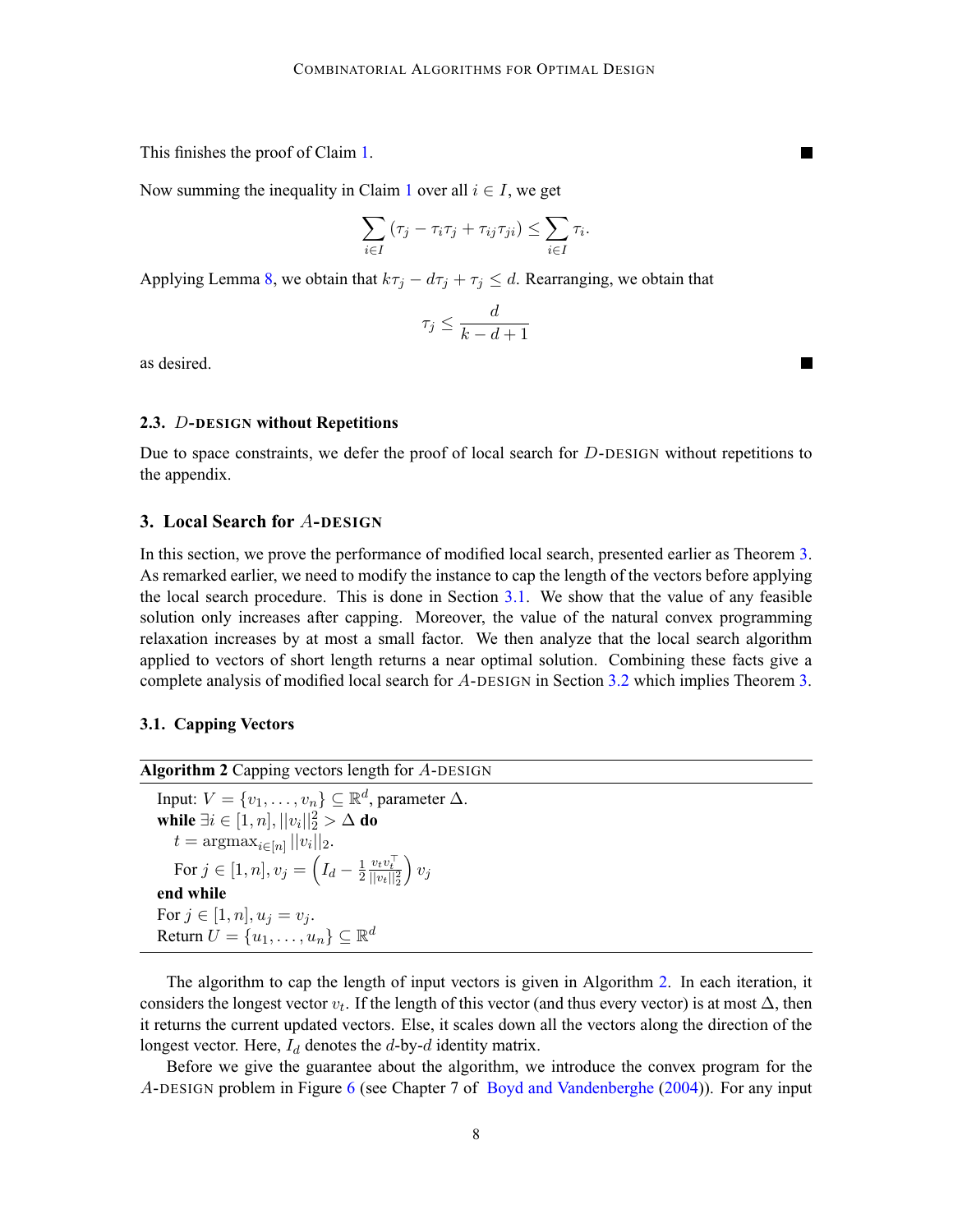This finishes the proof of Claim 1. ■

Now summing the inequality in Claim 1 over all $i \in I$, we get

$$\sum_{i \in I} (\tau_j - \tau_i \tau_j + \tau_{ij}\tau_{ji}) \leq \sum_{i \in I} \tau_i.$$

Applying Lemma 8, we obtain that $k\tau_j - d\tau_j + \tau_j \leq d$. Rearranging, we obtain that

$$\tau_j \leq \frac{d}{k - d + 1}$$

as desired. ■

### 2.3. $D$-DESIGN without Repetitions

Due to space constraints, we defer the proof of local search for $D$-DESIGN without repetitions to the appendix.

## 3. Local Search for $A$-DESIGN

In this section, we prove the performance of modified local search, presented earlier as Theorem 3. As remarked earlier, we need to modify the instance to cap the length of the vectors before applying the local search procedure. This is done in Section 3.1. We show that the value of any feasible solution only increases after capping. Moreover, the value of the natural convex programming relaxation increases by at most a small factor. We then analyze that the local search algorithm applied to vectors of short length returns a near optimal solution. Combining these facts give a complete analysis of modified local search for $A$-DESIGN in Section 3.2 which implies Theorem 3.

### 3.1. Capping Vectors

**Algorithm 2** Capping vectors length for $A$-DESIGN

Input: $V = \{v_1, \ldots, v_n\} \subseteq \mathbb{R}^d$, parameter $\Delta$.
**while** $\exists i \in [1, n], ||v_i||_2^2 > \Delta$ **do**
  $t = \text{argmax}_{i \in [n]} ||v_i||_2$.
  For $j \in [1, n], v_j = \left( I_d - \frac{1}{2} \frac{v_t v_t^\top}{||v_t||_2^2} \right) v_j$
**end while**
For $j \in [1, n], u_j = v_j$.
Return $U = \{u_1, \ldots, u_n\} \subseteq \mathbb{R}^d$

The algorithm to cap the length of input vectors is given in Algorithm 2. In each iteration, it considers the longest vector $v_t$. If the length of this vector (and thus every vector) is at most $\Delta$, then it returns the current updated vectors. Else, it scales down all the vectors along the direction of the longest vector. Here, $I_d$ denotes the $d$-by-$d$ identity matrix.

Before we give the guarantee about the algorithm, we introduce the convex program for the $A$-DESIGN problem in Figure 6 (see Chapter 7 of Boyd and Vandenberghe (2004)). For any input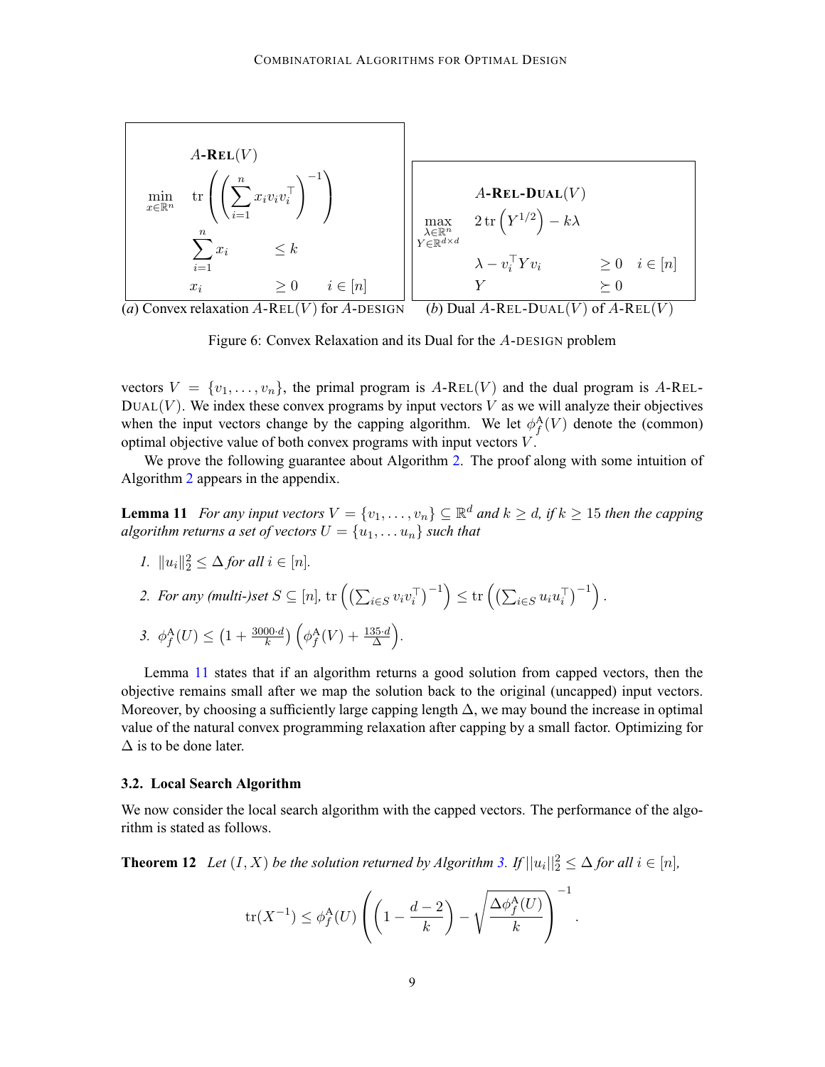$$
\begin{aligned}
&\textbf{A-Rel}(V)\\
\min_{x\in\mathbb{R}^n}\quad & \operatorname{tr}\left(\left(\sum_{i=1}^n x_i v_i v_i^\top\right)^{-1}\right)\\
& \sum_{i=1}^n x_i \leq k\\
& x_i \geq 0 \quad i\in[n]
\end{aligned}
$$

(*a*) Convex relaxation $A$-REL$(V)$ for $A$-DESIGN

$$
\begin{aligned}
&\textbf{A-Rel-Dual}(V)\\
\max_{\substack{\lambda\in\mathbb{R}^n\\ Y\in\mathbb{R}^{d\times d}}}\quad & 2\operatorname{tr}\left(Y^{1/2}\right) - k\lambda\\
& \lambda - v_i^\top Y v_i \geq 0 \quad i\in[n]\\
& Y \succeq 0
\end{aligned}
$$

(*b*) Dual $A$-REL-DUAL$(V)$ of $A$-REL$(V)$

Figure 6: Convex Relaxation and its Dual for the $A$-DESIGN problem

vectors $V = \{v_1, \ldots, v_n\}$, the primal program is $A$-REL$(V)$ and the dual program is $A$-REL-DUAL$(V)$. We index these convex programs by input vectors $V$ as we will analyze their objectives when the input vectors change by the capping algorithm. We let $\phi_f^{\mathrm{A}}(V)$ denote the (common) optimal objective value of both convex programs with input vectors $V$.

We prove the following guarantee about Algorithm 2. The proof along with some intuition of Algorithm 2 appears in the appendix.

**Lemma 11** *For any input vectors $V = \{v_1, \ldots, v_n\} \subseteq \mathbb{R}^d$ and $k \geq d$, if $k \geq 15$ then the capping algorithm returns a set of vectors $U = \{u_1, \ldots u_n\}$ such that*

1. $\|u_i\|_2^2 \leq \Delta$ *for all* $i \in [n]$.
2. *For any (multi-)set* $S \subseteq [n]$, $\operatorname{tr}\left(\left(\sum_{i\in S} v_i v_i^\top\right)^{-1}\right) \leq \operatorname{tr}\left(\left(\sum_{i\in S} u_i u_i^\top\right)^{-1}\right)$.
3. $\phi_f^{\mathrm{A}}(U) \leq \left(1 + \frac{3000\cdot d}{k}\right)\left(\phi_f^{\mathrm{A}}(V) + \frac{135\cdot d}{\Delta}\right)$.

Lemma 11 states that if an algorithm returns a good solution from capped vectors, then the objective remains small after we map the solution back to the original (uncapped) input vectors. Moreover, by choosing a sufficiently large capping length $\Delta$, we may bound the increase in optimal value of the natural convex programming relaxation after capping by a small factor. Optimizing for $\Delta$ is to be done later.

### 3.2. Local Search Algorithm

We now consider the local search algorithm with the capped vectors. The performance of the algorithm is stated as follows.

**Theorem 12** *Let $(I, X)$ be the solution returned by Algorithm 3. If $||u_i||_2^2 \leq \Delta$ for all $i \in [n]$,*

$$
\operatorname{tr}(X^{-1}) \leq \phi_f^{\mathrm{A}}(U)\left(\left(1 - \frac{d-2}{k}\right) - \sqrt{\frac{\Delta\phi_f^{\mathrm{A}}(U)}{k}}\right)^{-1}.
$$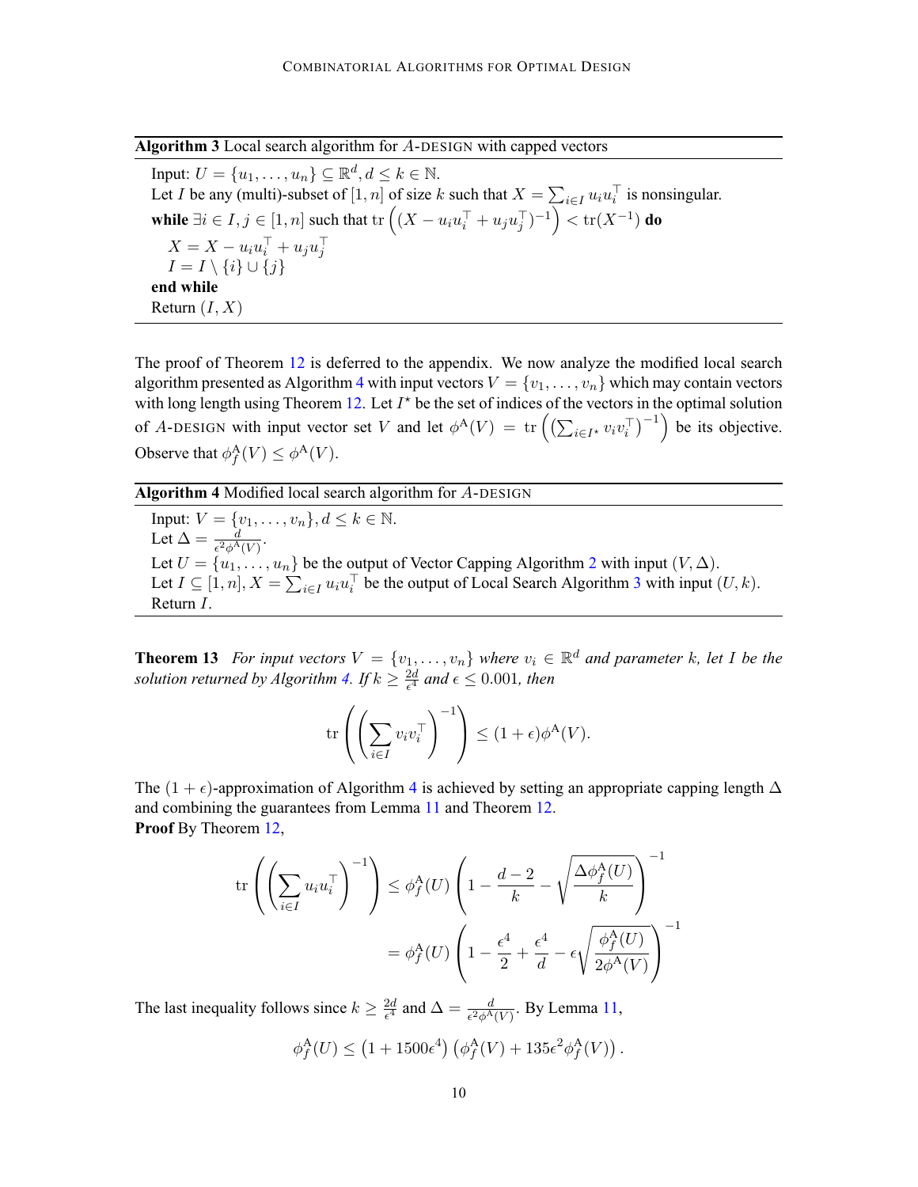**Algorithm 3** Local search algorithm for $A$-DESIGN with capped vectors

Input: $U = \{u_1, \ldots, u_n\} \subseteq \mathbb{R}^d, d \leq k \in \mathbb{N}$.
Let $I$ be any (multi)-subset of $[1, n]$ of size $k$ such that $X = \sum_{i \in I} u_i u_i^\top$ is nonsingular.
**while** $\exists i \in I, j \in [1, n]$ such that $\operatorname{tr}\left((X - u_i u_i^\top + u_j u_j^\top)^{-1}\right) < \operatorname{tr}(X^{-1})$ **do**
  $X = X - u_i u_i^\top + u_j u_j^\top$
  $I = I \setminus \{i\} \cup \{j\}$
**end while**
Return $(I, X)$

The proof of Theorem 12 is deferred to the appendix. We now analyze the modified local search algorithm presented as Algorithm 4 with input vectors $V = \{v_1, \ldots, v_n\}$ which may contain vectors with long length using Theorem 12. Let $I^\star$ be the set of indices of the vectors in the optimal solution of $A$-DESIGN with input vector set $V$ and let $\phi^{\mathrm{A}}(V) = \operatorname{tr}\left(\left(\sum_{i \in I^\star} v_i v_i^\top\right)^{-1}\right)$ be its objective. Observe that $\phi_f^{\mathrm{A}}(V) \leq \phi^{\mathrm{A}}(V)$.

**Algorithm 4** Modified local search algorithm for $A$-DESIGN

Input: $V = \{v_1, \ldots, v_n\}, d \leq k \in \mathbb{N}$.
Let $\Delta = \frac{d}{\epsilon^2 \phi^{\mathrm{A}}(V)}$.
Let $U = \{u_1, \ldots, u_n\}$ be the output of Vector Capping Algorithm 2 with input $(V, \Delta)$.
Let $I \subseteq [1, n], X = \sum_{i \in I} u_i u_i^\top$ be the output of Local Search Algorithm 3 with input $(U, k)$.
Return $I$.

**Theorem 13** *For input vectors $V = \{v_1, \ldots, v_n\}$ where $v_i \in \mathbb{R}^d$ and parameter $k$, let $I$ be the solution returned by Algorithm 4. If $k \geq \frac{2d}{\epsilon^4}$ and $\epsilon \leq 0.001$, then*

$$\operatorname{tr}\left(\left(\sum_{i \in I} v_i v_i^\top\right)^{-1}\right) \leq (1 + \epsilon)\phi^{\mathrm{A}}(V).$$

The $(1+\epsilon)$-approximation of Algorithm 4 is achieved by setting an appropriate capping length $\Delta$ and combining the guarantees from Lemma 11 and Theorem 12.

**Proof** By Theorem 12,

$$\begin{aligned}
\operatorname{tr}\left(\left(\sum_{i \in I} u_i u_i^\top\right)^{-1}\right) &\leq \phi_f^{\mathrm{A}}(U)\left(1 - \frac{d-2}{k} - \sqrt{\frac{\Delta \phi_f^{\mathrm{A}}(U)}{k}}\right)^{-1} \\
&= \phi_f^{\mathrm{A}}(U)\left(1 - \frac{\epsilon^4}{2} + \frac{\epsilon^4}{d} - \epsilon\sqrt{\frac{\phi_f^{\mathrm{A}}(U)}{2\phi^{\mathrm{A}}(V)}}\right)^{-1}
\end{aligned}$$

The last inequality follows since $k \geq \frac{2d}{\epsilon^4}$ and $\Delta = \frac{d}{\epsilon^2 \phi^{\mathrm{A}}(V)}$. By Lemma 11,

$$\phi_f^{\mathrm{A}}(U) \leq \left(1 + 1500\epsilon^4\right)\left(\phi_f^{\mathrm{A}}(V) + 135\epsilon^2 \phi_f^{\mathrm{A}}(V)\right).$$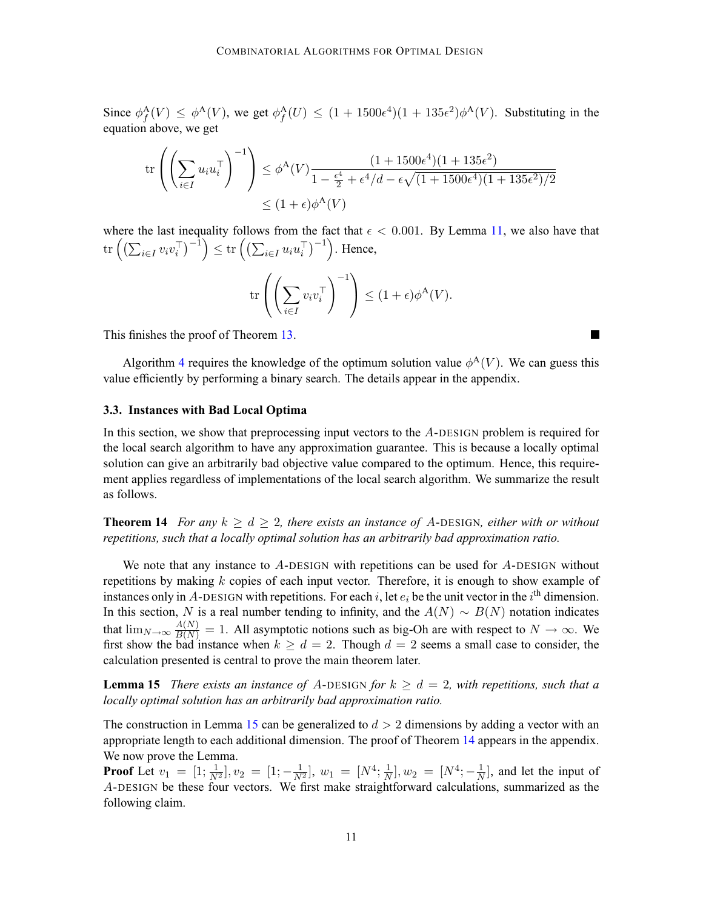Since $\phi_f^{\mathrm{A}}(V) \leq \phi^{\mathrm{A}}(V)$, we get $\phi_f^{\mathrm{A}}(U) \leq (1 + 1500\epsilon^4)(1 + 135\epsilon^2)\phi^{\mathrm{A}}(V)$. Substituting in the equation above, we get

$$
\begin{aligned}
\mathrm{tr}\left(\left(\sum_{i \in I} u_i u_i^\top\right)^{-1}\right) &\leq \phi^{\mathrm{A}}(V) \frac{(1 + 1500\epsilon^4)(1 + 135\epsilon^2)}{1 - \frac{\epsilon^4}{2} + \epsilon^4/d - \epsilon\sqrt{(1 + 1500\epsilon^4)(1 + 135\epsilon^2)/2}} \\
&\leq (1 + \epsilon)\phi^{\mathrm{A}}(V)
\end{aligned}
$$

where the last inequality follows from the fact that $\epsilon < 0.001$. By Lemma 11, we also have that $\mathrm{tr}\left(\left(\sum_{i \in I} v_i v_i^\top\right)^{-1}\right) \leq \mathrm{tr}\left(\left(\sum_{i \in I} u_i u_i^\top\right)^{-1}\right)$. Hence,

$$
\mathrm{tr}\left(\left(\sum_{i \in I} v_i v_i^\top\right)^{-1}\right) \leq (1 + \epsilon)\phi^{\mathrm{A}}(V).
$$

This finishes the proof of Theorem 13. ■

Algorithm 4 requires the knowledge of the optimum solution value $\phi^{\mathrm{A}}(V)$. We can guess this value efficiently by performing a binary search. The details appear in the appendix.

### 3.3. Instances with Bad Local Optima

In this section, we show that preprocessing input vectors to the $A$-DESIGN problem is required for the local search algorithm to have any approximation guarantee. This is because a locally optimal solution can give an arbitrarily bad objective value compared to the optimum. Hence, this requirement applies regardless of implementations of the local search algorithm. We summarize the result as follows.

**Theorem 14** *For any $k \geq d \geq 2$, there exists an instance of $A$-DESIGN, either with or without repetitions, such that a locally optimal solution has an arbitrarily bad approximation ratio.*

We note that any instance to $A$-DESIGN with repetitions can be used for $A$-DESIGN without repetitions by making $k$ copies of each input vector. Therefore, it is enough to show example of instances only in $A$-DESIGN with repetitions. For each $i$, let $e_i$ be the unit vector in the $i^{\text{th}}$ dimension. In this section, $N$ is a real number tending to infinity, and the $A(N) \sim B(N)$ notation indicates that $\lim_{N \to \infty} \frac{A(N)}{B(N)} = 1$. All asymptotic notions such as big-Oh are with respect to $N \to \infty$. We first show the bad instance when $k \geq d = 2$. Though $d = 2$ seems a small case to consider, the calculation presented is central to prove the main theorem later.

**Lemma 15** *There exists an instance of $A$-DESIGN for $k \geq d = 2$, with repetitions, such that a locally optimal solution has an arbitrarily bad approximation ratio.*

The construction in Lemma 15 can be generalized to $d > 2$ dimensions by adding a vector with an appropriate length to each additional dimension. The proof of Theorem 14 appears in the appendix. We now prove the Lemma.

**Proof** Let $v_1 = [1; \frac{1}{N^2}]$, $v_2 = [1; -\frac{1}{N^2}]$, $w_1 = [N^4; \frac{1}{N}]$, $w_2 = [N^4; -\frac{1}{N}]$, and let the input of $A$-DESIGN be these four vectors. We first make straightforward calculations, summarized as the following claim.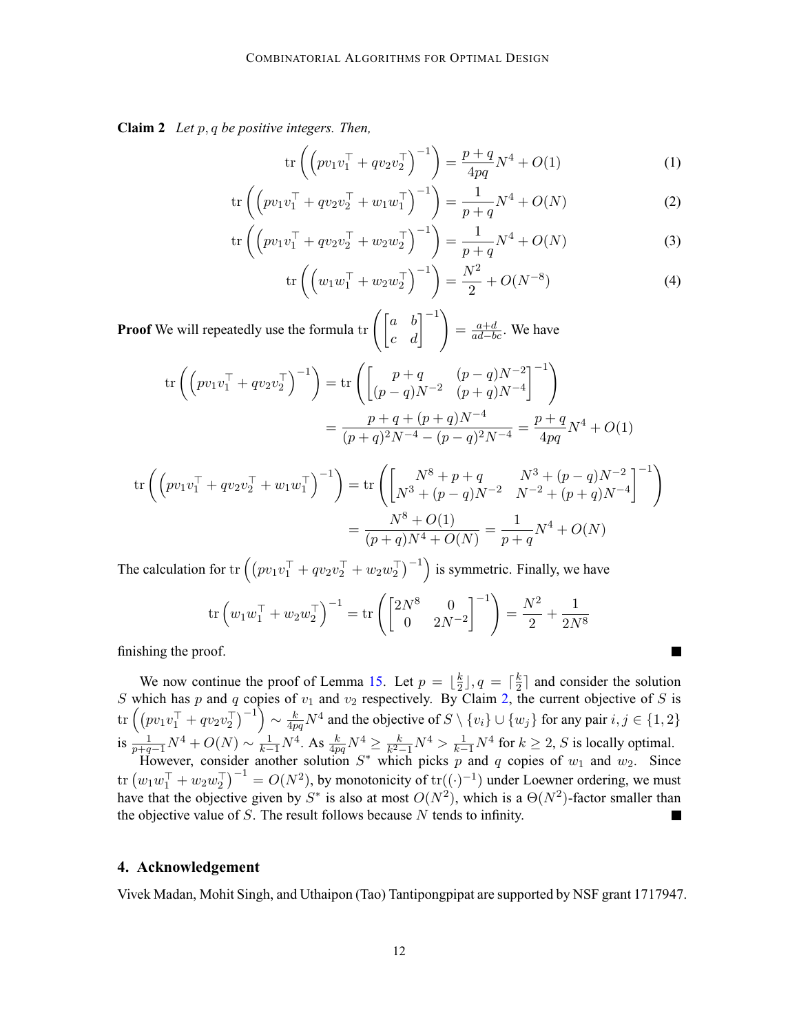**Claim 2** *Let $p, q$ be positive integers. Then,*

$$\operatorname{tr}\left(\left(pv_1v_1^\top + qv_2v_2^\top\right)^{-1}\right) = \frac{p+q}{4pq}N^4 + O(1) \tag{1}$$

$$\operatorname{tr}\left(\left(pv_1v_1^\top + qv_2v_2^\top + w_1w_1^\top\right)^{-1}\right) = \frac{1}{p+q}N^4 + O(N) \tag{2}$$

$$\operatorname{tr}\left(\left(pv_1v_1^\top + qv_2v_2^\top + w_2w_2^\top\right)^{-1}\right) = \frac{1}{p+q}N^4 + O(N) \tag{3}$$

$$\operatorname{tr}\left(\left(w_1w_1^\top + w_2w_2^\top\right)^{-1}\right) = \frac{N^2}{2} + O(N^{-8}) \tag{4}$$

**Proof** We will repeatedly use the formula $\operatorname{tr}\left(\begin{bmatrix} a & b \\ c & d \end{bmatrix}^{-1}\right) = \frac{a+d}{ad-bc}$. We have

$$\begin{aligned}
\operatorname{tr}\left(\left(pv_1v_1^\top + qv_2v_2^\top\right)^{-1}\right) &= \operatorname{tr}\left(\begin{bmatrix} p+q & (p-q)N^{-2} \\ (p-q)N^{-2} & (p+q)N^{-4} \end{bmatrix}^{-1}\right) \\
&= \frac{p+q+(p+q)N^{-4}}{(p+q)^2N^{-4} - (p-q)^2N^{-4}} = \frac{p+q}{4pq}N^4 + O(1)
\end{aligned}$$

$$\begin{aligned}
\operatorname{tr}\left(\left(pv_1v_1^\top + qv_2v_2^\top + w_1w_1^\top\right)^{-1}\right) &= \operatorname{tr}\left(\begin{bmatrix} N^8 + p + q & N^3 + (p-q)N^{-2} \\ N^3 + (p-q)N^{-2} & N^{-2} + (p+q)N^{-4} \end{bmatrix}^{-1}\right) \\
&= \frac{N^8 + O(1)}{(p+q)N^4 + O(N)} = \frac{1}{p+q}N^4 + O(N)
\end{aligned}$$

The calculation for $\operatorname{tr}\left(\left(pv_1v_1^\top + qv_2v_2^\top + w_2w_2^\top\right)^{-1}\right)$ is symmetric. Finally, we have

$$\operatorname{tr}\left(w_1w_1^\top + w_2w_2^\top\right)^{-1} = \operatorname{tr}\left(\begin{bmatrix} 2N^8 & 0 \\ 0 & 2N^{-2} \end{bmatrix}^{-1}\right) = \frac{N^2}{2} + \frac{1}{2N^8}$$

finishing the proof. ■

We now continue the proof of Lemma 15. Let $p = \lfloor \frac{k}{2} \rfloor, q = \lceil \frac{k}{2} \rceil$ and consider the solution $S$ which has $p$ and $q$ copies of $v_1$ and $v_2$ respectively. By Claim 2, the current objective of $S$ is $\operatorname{tr}\left(\left(pv_1v_1^\top + qv_2v_2^\top\right)^{-1}\right) \sim \frac{k}{4pq}N^4$ and the objective of $S \setminus \{v_i\} \cup \{w_j\}$ for any pair $i, j \in \{1, 2\}$ is $\frac{1}{p+q-1}N^4 + O(N) \sim \frac{1}{k-1}N^4$. As $\frac{k}{4pq}N^4 \geq \frac{k}{k^2-1}N^4 > \frac{1}{k-1}N^4$ for $k \geq 2$, $S$ is locally optimal.

However, consider another solution $S^*$ which picks $p$ and $q$ copies of $w_1$ and $w_2$. Since $\operatorname{tr}\left(w_1w_1^\top + w_2w_2^\top\right)^{-1} = O(N^2)$, by monotonicity of $\operatorname{tr}((\cdot)^{-1})$ under Loewner ordering, we must have that the objective given by $S^*$ is also at most $O(N^2)$, which is a $\Theta(N^2)$-factor smaller than the objective value of $S$. The result follows because $N$ tends to infinity. ■

## 4. Acknowledgement

Vivek Madan, Mohit Singh, and Uthaipon (Tao) Tantipongpipat are supported by NSF grant 1717947.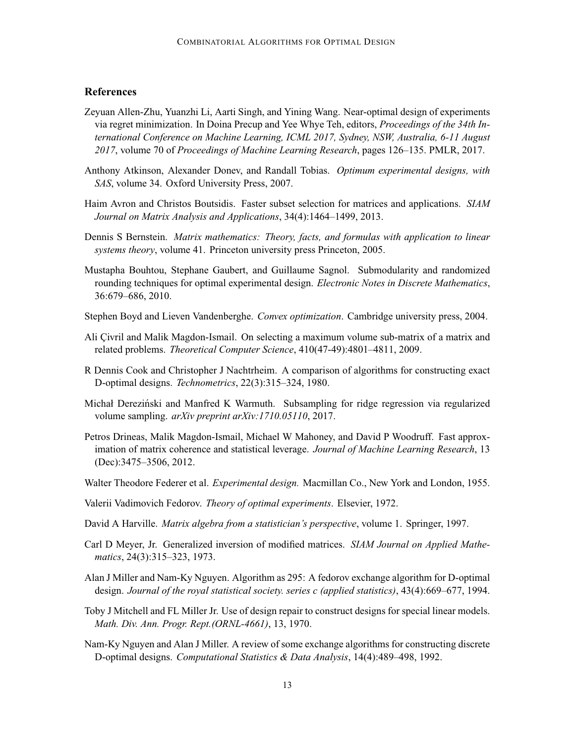## References

Zeyuan Allen-Zhu, Yuanzhi Li, Aarti Singh, and Yining Wang. Near-optimal design of experiments via regret minimization. In Doina Precup and Yee Whye Teh, editors, *Proceedings of the 34th International Conference on Machine Learning, ICML 2017, Sydney, NSW, Australia, 6-11 August 2017*, volume 70 of *Proceedings of Machine Learning Research*, pages 126–135. PMLR, 2017.

Anthony Atkinson, Alexander Donev, and Randall Tobias. *Optimum experimental designs, with SAS*, volume 34. Oxford University Press, 2007.

Haim Avron and Christos Boutsidis. Faster subset selection for matrices and applications. *SIAM Journal on Matrix Analysis and Applications*, 34(4):1464–1499, 2013.

Dennis S Bernstein. *Matrix mathematics: Theory, facts, and formulas with application to linear systems theory*, volume 41. Princeton university press Princeton, 2005.

Mustapha Bouhtou, Stephane Gaubert, and Guillaume Sagnol. Submodularity and randomized rounding techniques for optimal experimental design. *Electronic Notes in Discrete Mathematics*, 36:679–686, 2010.

Stephen Boyd and Lieven Vandenberghe. *Convex optimization*. Cambridge university press, 2004.

Ali Çivril and Malik Magdon-Ismail. On selecting a maximum volume sub-matrix of a matrix and related problems. *Theoretical Computer Science*, 410(47-49):4801–4811, 2009.

R Dennis Cook and Christopher J Nachtrheim. A comparison of algorithms for constructing exact D-optimal designs. *Technometrics*, 22(3):315–324, 1980.

Michał Dereziński and Manfred K Warmuth. Subsampling for ridge regression via regularized volume sampling. *arXiv preprint arXiv:1710.05110*, 2017.

Petros Drineas, Malik Magdon-Ismail, Michael W Mahoney, and David P Woodruff. Fast approximation of matrix coherence and statistical leverage. *Journal of Machine Learning Research*, 13 (Dec):3475–3506, 2012.

Walter Theodore Federer et al. *Experimental design.* Macmillan Co., New York and London, 1955.

Valerii Vadimovich Fedorov. *Theory of optimal experiments*. Elsevier, 1972.

David A Harville. *Matrix algebra from a statistician's perspective*, volume 1. Springer, 1997.

Carl D Meyer, Jr. Generalized inversion of modified matrices. *SIAM Journal on Applied Mathematics*, 24(3):315–323, 1973.

Alan J Miller and Nam-Ky Nguyen. Algorithm as 295: A fedorov exchange algorithm for D-optimal design. *Journal of the royal statistical society. series c (applied statistics)*, 43(4):669–677, 1994.

Toby J Mitchell and FL Miller Jr. Use of design repair to construct designs for special linear models. *Math. Div. Ann. Progr. Rept.(ORNL-4661)*, 13, 1970.

Nam-Ky Nguyen and Alan J Miller. A review of some exchange algorithms for constructing discrete D-optimal designs. *Computational Statistics & Data Analysis*, 14(4):489–498, 1992.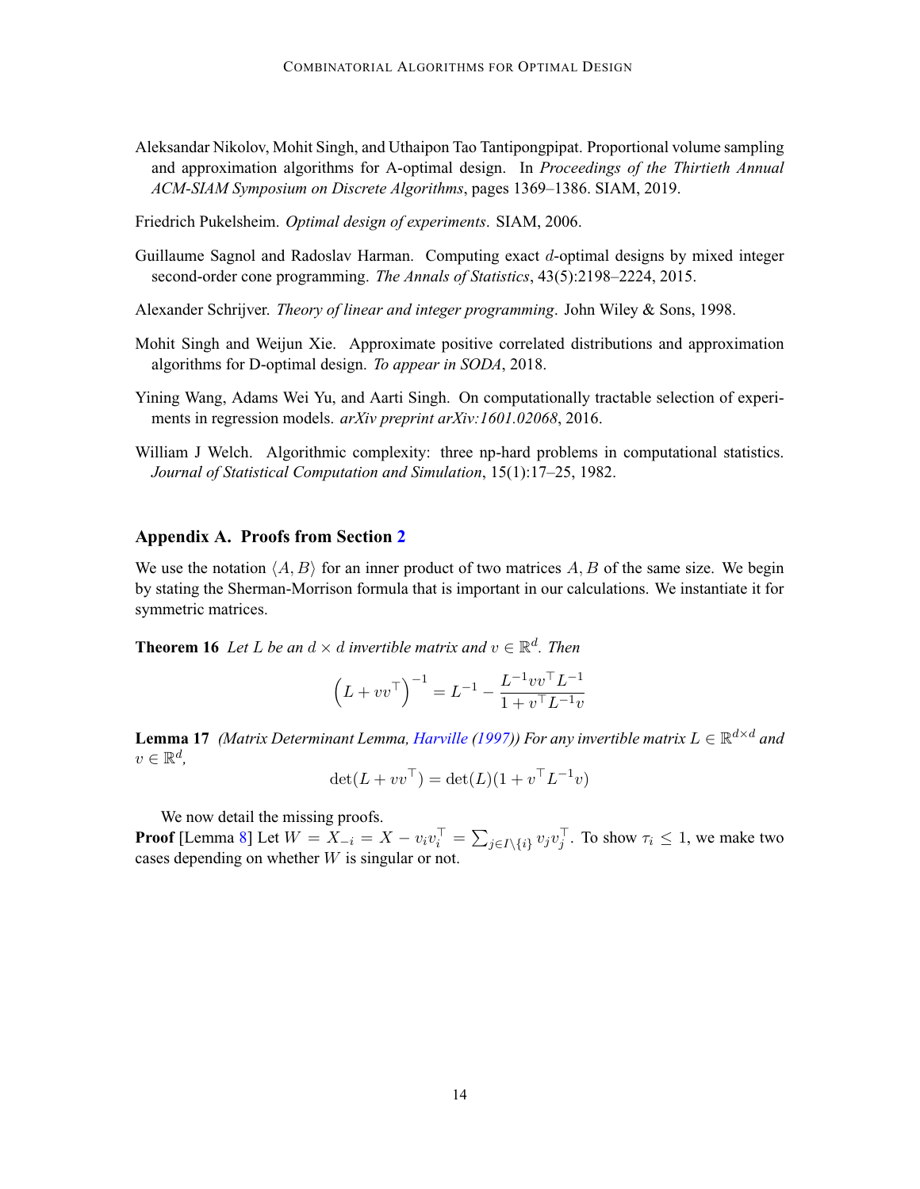Aleksandar Nikolov, Mohit Singh, and Uthaipon Tao Tantipongpipat. Proportional volume sampling and approximation algorithms for A-optimal design. In *Proceedings of the Thirtieth Annual ACM-SIAM Symposium on Discrete Algorithms*, pages 1369–1386. SIAM, 2019.

Friedrich Pukelsheim. *Optimal design of experiments*. SIAM, 2006.

Guillaume Sagnol and Radoslav Harman. Computing exact $d$-optimal designs by mixed integer second-order cone programming. *The Annals of Statistics*, 43(5):2198–2224, 2015.

Alexander Schrijver. *Theory of linear and integer programming*. John Wiley & Sons, 1998.

Mohit Singh and Weijun Xie. Approximate positive correlated distributions and approximation algorithms for D-optimal design. *To appear in SODA*, 2018.

Yining Wang, Adams Wei Yu, and Aarti Singh. On computationally tractable selection of experiments in regression models. *arXiv preprint arXiv:1601.02068*, 2016.

William J Welch. Algorithmic complexity: three np-hard problems in computational statistics. *Journal of Statistical Computation and Simulation*, 15(1):17–25, 1982.

## Appendix A. Proofs from Section 2

We use the notation $\langle A, B\rangle$ for an inner product of two matrices $A, B$ of the same size. We begin by stating the Sherman-Morrison formula that is important in our calculations. We instantiate it for symmetric matrices.

**Theorem 16** *Let $L$ be an $d \times d$ invertible matrix and $v \in \mathbb{R}^d$. Then*

$$\left(L + vv^\top\right)^{-1} = L^{-1} - \frac{L^{-1}vv^\top L^{-1}}{1 + v^\top L^{-1} v}$$

**Lemma 17** *(Matrix Determinant Lemma, Harville (1997)) For any invertible matrix $L \in \mathbb{R}^{d\times d}$ and $v \in \mathbb{R}^d$,*

$$\det(L + vv^\top) = \det(L)(1 + v^\top L^{-1} v)$$

We now detail the missing proofs.

**Proof** [Lemma 8] Let $W = X_{-i} = X - v_i v_i^\top = \sum_{j\in I\setminus\{i\}} v_j v_j^\top$. To show $\tau_i \leq 1$, we make two cases depending on whether $W$ is singular or not.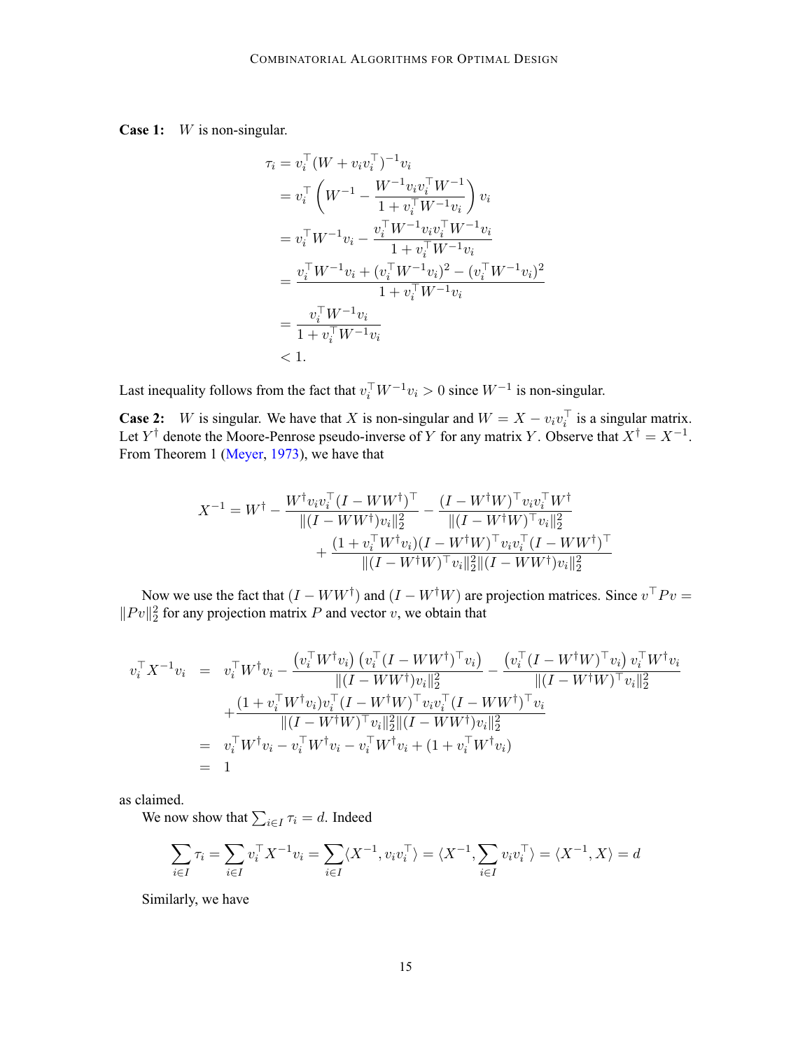**Case 1:** $W$ is non-singular.

$$
\begin{aligned}
\tau_i &= v_i^\top (W + v_i v_i^\top)^{-1} v_i \\
&= v_i^\top \left( W^{-1} - \frac{W^{-1} v_i v_i^\top W^{-1}}{1 + v_i^\top W^{-1} v_i} \right) v_i \\
&= v_i^\top W^{-1} v_i - \frac{v_i^\top W^{-1} v_i v_i^\top W^{-1} v_i}{1 + v_i^\top W^{-1} v_i} \\
&= \frac{v_i^\top W^{-1} v_i + (v_i^\top W^{-1} v_i)^2 - (v_i^\top W^{-1} v_i)^2}{1 + v_i^\top W^{-1} v_i} \\
&= \frac{v_i^\top W^{-1} v_i}{1 + v_i^\top W^{-1} v_i} \\
&< 1.
\end{aligned}
$$

Last inequality follows from the fact that $v_i^\top W^{-1} v_i > 0$ since $W^{-1}$ is non-singular.

**Case 2:** $W$ is singular. We have that $X$ is non-singular and $W = X - v_i v_i^\top$ is a singular matrix. Let $Y^\dagger$ denote the Moore-Penrose pseudo-inverse of $Y$ for any matrix $Y$. Observe that $X^\dagger = X^{-1}$. From Theorem 1 (Meyer, 1973), we have that

$$
\begin{aligned}
X^{-1} = W^\dagger - \frac{W^\dagger v_i v_i^\top (I - W W^\dagger)^\top}{\|(I - W W^\dagger) v_i\|_2^2} - \frac{(I - W^\dagger W)^\top v_i v_i^\top W^\dagger}{\|(I - W^\dagger W)^\top v_i\|_2^2} \\
+ \frac{(1 + v_i^\top W^\dagger v_i)(I - W^\dagger W)^\top v_i v_i^\top (I - W W^\dagger)^\top}{\|(I - W^\dagger W)^\top v_i\|_2^2 \|(I - W W^\dagger) v_i\|_2^2}
\end{aligned}
$$

Now we use the fact that $(I - W W^\dagger)$ and $(I - W^\dagger W)$ are projection matrices. Since $v^\top P v = \|Pv\|_2^2$ for any projection matrix $P$ and vector $v$, we obtain that

$$
\begin{aligned}
v_i^\top X^{-1} v_i &= v_i^\top W^\dagger v_i - \frac{\left(v_i^\top W^\dagger v_i\right)\left(v_i^\top (I - W W^\dagger)^\top v_i\right)}{\|(I - W W^\dagger) v_i\|_2^2} - \frac{\left(v_i^\top (I - W^\dagger W)^\top v_i\right) v_i^\top W^\dagger v_i}{\|(I - W^\dagger W)^\top v_i\|_2^2} \\
&\quad + \frac{(1 + v_i^\top W^\dagger v_i) v_i^\top (I - W^\dagger W)^\top v_i v_i^\top (I - W W^\dagger)^\top v_i}{\|(I - W^\dagger W)^\top v_i\|_2^2 \|(I - W W^\dagger) v_i\|_2^2} \\
&= v_i^\top W^\dagger v_i - v_i^\top W^\dagger v_i - v_i^\top W^\dagger v_i + (1 + v_i^\top W^\dagger v_i) \\
&= 1
\end{aligned}
$$

as claimed.

We now show that $\sum_{i \in I} \tau_i = d$. Indeed

$$
\sum_{i \in I} \tau_i = \sum_{i \in I} v_i^\top X^{-1} v_i = \sum_{i \in I} \langle X^{-1}, v_i v_i^\top \rangle = \langle X^{-1}, \sum_{i \in I} v_i v_i^\top \rangle = \langle X^{-1}, X \rangle = d
$$

Similarly, we have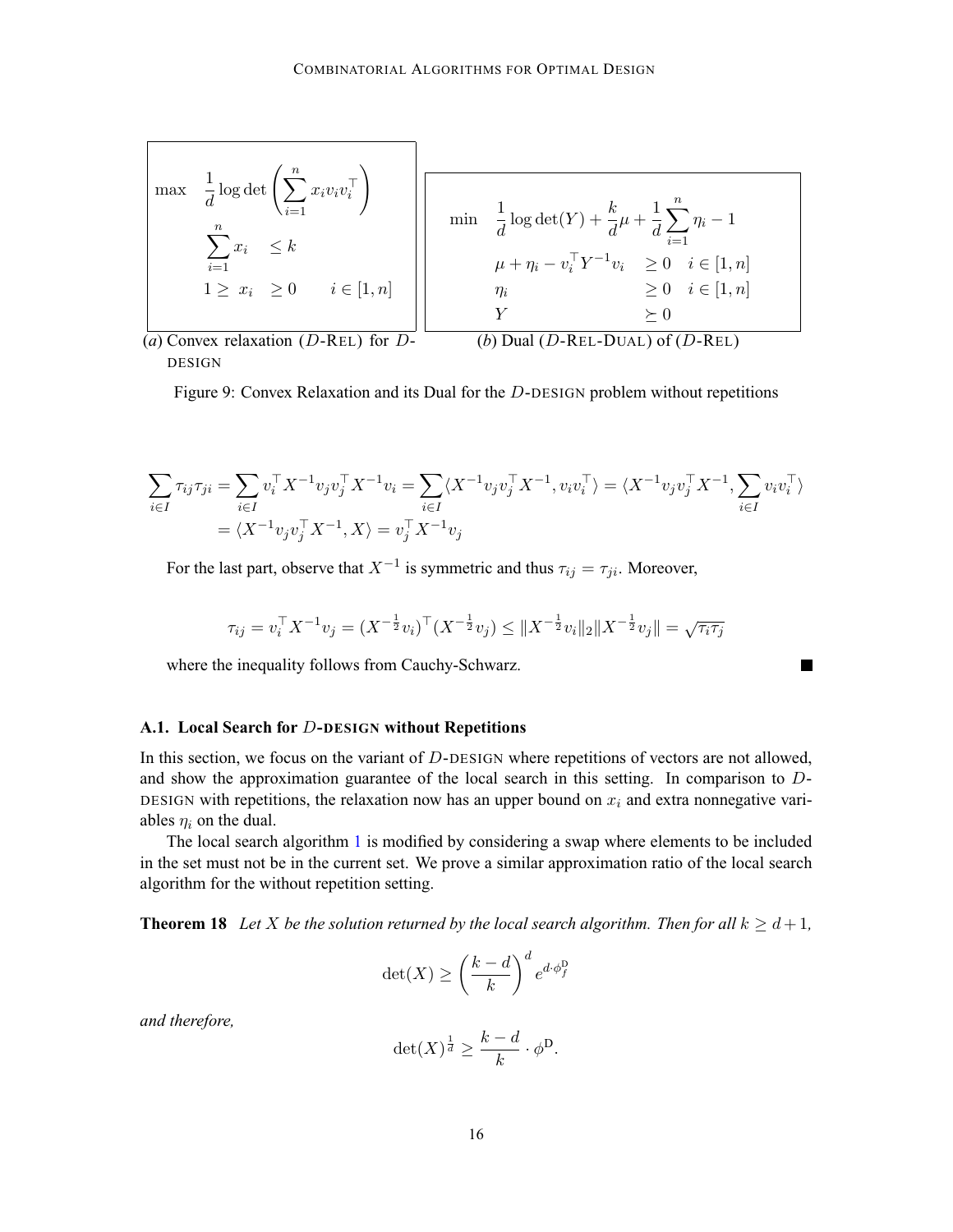$$
\begin{aligned}
\max \quad & \frac{1}{d} \log \det \left( \sum_{i=1}^{n} x_i v_i v_i^\top \right) \\
& \sum_{i=1}^{n} x_i \quad \leq k \\
& 1 \geq \; x_i \quad \geq 0 \qquad i \in [1, n]
\end{aligned}
$$

(*a*) Convex relaxation ($D$-REL) for $D$-DESIGN

$$
\begin{aligned}
\min \quad & \frac{1}{d} \log \det(Y) + \frac{k}{d}\mu + \frac{1}{d} \sum_{i=1}^{n} \eta_i - 1 \\
& \mu + \eta_i - v_i^\top Y^{-1} v_i \quad \geq 0 \quad i \in [1, n] \\
& \eta_i \quad \geq 0 \quad i \in [1, n] \\
& Y \quad \succeq 0
\end{aligned}
$$

(*b*) Dual ($D$-REL-DUAL) of ($D$-REL)

Figure 9: Convex Relaxation and its Dual for the $D$-DESIGN problem without repetitions

$$
\begin{aligned}
\sum_{i \in I} \tau_{ij} \tau_{ji} &= \sum_{i \in I} v_i^\top X^{-1} v_j v_j^\top X^{-1} v_i = \sum_{i \in I} \langle X^{-1} v_j v_j^\top X^{-1}, v_i v_i^\top \rangle = \langle X^{-1} v_j v_j^\top X^{-1}, \sum_{i \in I} v_i v_i^\top \rangle \\
&= \langle X^{-1} v_j v_j^\top X^{-1}, X \rangle = v_j^\top X^{-1} v_j
\end{aligned}
$$

For the last part, observe that $X^{-1}$ is symmetric and thus $\tau_{ij} = \tau_{ji}$. Moreover,

$$
\tau_{ij} = v_i^\top X^{-1} v_j = (X^{-\frac{1}{2}} v_i)^\top (X^{-\frac{1}{2}} v_j) \leq \|X^{-\frac{1}{2}} v_i\|_2 \|X^{-\frac{1}{2}} v_j\| = \sqrt{\tau_i \tau_j}
$$

where the inequality follows from Cauchy-Schwarz. ∎

### A.1. Local Search for $D$-DESIGN without Repetitions

In this section, we focus on the variant of $D$-DESIGN where repetitions of vectors are not allowed, and show the approximation guarantee of the local search in this setting. In comparison to $D$-DESIGN with repetitions, the relaxation now has an upper bound on $x_i$ and extra nonnegative variables $\eta_i$ on the dual.

The local search algorithm 1 is modified by considering a swap where elements to be included in the set must not be in the current set. We prove a similar approximation ratio of the local search algorithm for the without repetition setting.

**Theorem 18** *Let $X$ be the solution returned by the local search algorithm. Then for all $k \geq d+1$,*

$$
\det(X) \geq \left( \frac{k-d}{k} \right)^d e^{d \cdot \phi_f^{\mathsf{D}}}
$$

*and therefore,*

$$
\det(X)^{\frac{1}{d}} \geq \frac{k-d}{k} \cdot \phi^{\mathsf{D}}.
$$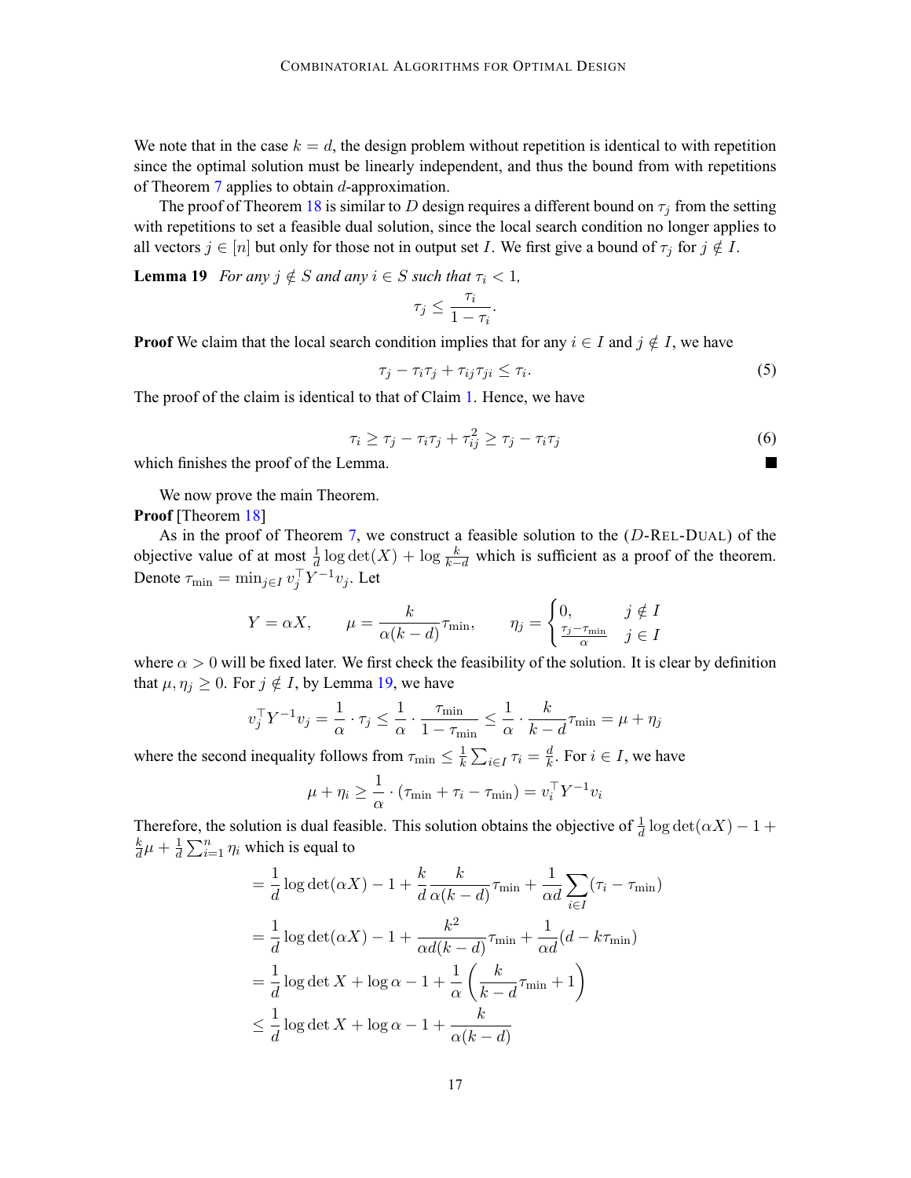We note that in the case $k = d$, the design problem without repetition is identical to with repetition since the optimal solution must be linearly independent, and thus the bound from with repetitions of Theorem 7 applies to obtain $d$-approximation.

The proof of Theorem 18 is similar to $D$ design requires a different bound on $\tau_j$ from the setting with repetitions to set a feasible dual solution, since the local search condition no longer applies to all vectors $j \in [n]$ but only for those not in output set $I$. We first give a bound of $\tau_j$ for $j \notin I$.

**Lemma 19** *For any $j \notin S$ and any $i \in S$ such that $\tau_i < 1$,*

$$\tau_j \leq \frac{\tau_i}{1 - \tau_i}.$$

**Proof** We claim that the local search condition implies that for any $i \in I$ and $j \notin I$, we have

$$\tau_j - \tau_i \tau_j + \tau_{ij} \tau_{ji} \leq \tau_i. \tag{5}$$

The proof of the claim is identical to that of Claim 1. Hence, we have

$$\tau_i \geq \tau_j - \tau_i \tau_j + \tau_{ij}^2 \geq \tau_j - \tau_i \tau_j \tag{6}$$

which finishes the proof of the Lemma. ■

We now prove the main Theorem.

**Proof** [Theorem 18]

As in the proof of Theorem 7, we construct a feasible solution to the ($D$-REL-DUAL) of the objective value of at most $\frac{1}{d} \log \det(X) + \log \frac{k}{k-d}$ which is sufficient as a proof of the theorem. Denote $\tau_{\min} = \min_{j \in I} v_j^\top Y^{-1} v_j$. Let

$$Y = \alpha X, \qquad \mu = \frac{k}{\alpha(k-d)} \tau_{\min}, \qquad \eta_j = \begin{cases} 0, & j \notin I \\ \frac{\tau_j - \tau_{\min}}{\alpha} & j \in I \end{cases}$$

where $\alpha > 0$ will be fixed later. We first check the feasibility of the solution. It is clear by definition that $\mu, \eta_j \geq 0$. For $j \notin I$, by Lemma 19, we have

$$v_j^\top Y^{-1} v_j = \frac{1}{\alpha} \cdot \tau_j \leq \frac{1}{\alpha} \cdot \frac{\tau_{\min}}{1 - \tau_{\min}} \leq \frac{1}{\alpha} \cdot \frac{k}{k-d} \tau_{\min} = \mu + \eta_j$$

where the second inequality follows from $\tau_{\min} \leq \frac{1}{k} \sum_{i \in I} \tau_i = \frac{d}{k}$. For $i \in I$, we have

$$\mu + \eta_i \geq \frac{1}{\alpha} \cdot (\tau_{\min} + \tau_i - \tau_{\min}) = v_i^\top Y^{-1} v_i$$

Therefore, the solution is dual feasible. This solution obtains the objective of $\frac{1}{d} \log \det(\alpha X) - 1 + \frac{k}{d} \mu + \frac{1}{d} \sum_{i=1}^n \eta_i$ which is equal to

$$\begin{aligned}
&= \frac{1}{d} \log \det(\alpha X) - 1 + \frac{k}{d} \frac{k}{\alpha(k-d)} \tau_{\min} + \frac{1}{\alpha d} \sum_{i \in I} (\tau_i - \tau_{\min}) \\
&= \frac{1}{d} \log \det(\alpha X) - 1 + \frac{k^2}{\alpha d(k-d)} \tau_{\min} + \frac{1}{\alpha d} (d - k \tau_{\min}) \\
&= \frac{1}{d} \log \det X + \log \alpha - 1 + \frac{1}{\alpha} \left( \frac{k}{k-d} \tau_{\min} + 1 \right) \\
&\leq \frac{1}{d} \log \det X + \log \alpha - 1 + \frac{k}{\alpha(k-d)}
\end{aligned}$$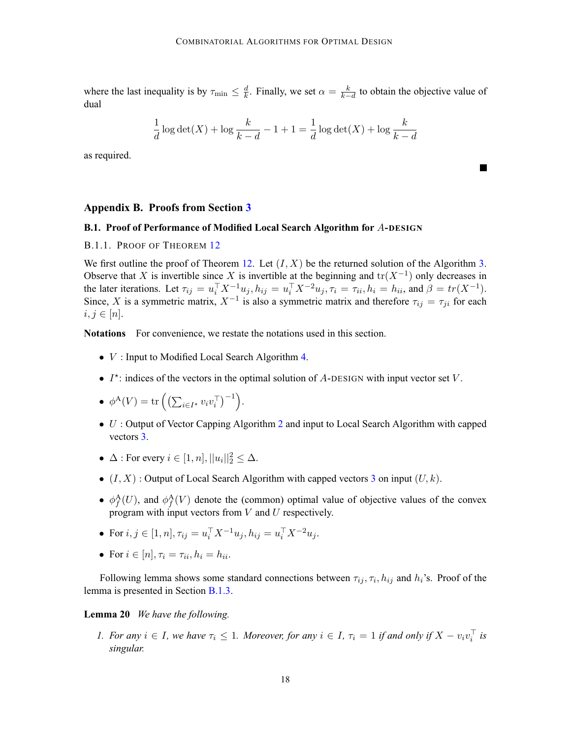where the last inequality is by $\tau_{\min} \leq \frac{d}{k}$. Finally, we set $\alpha = \frac{k}{k-d}$ to obtain the objective value of dual

$$\frac{1}{d} \log \det(X) + \log \frac{k}{k-d} - 1 + 1 = \frac{1}{d} \log \det(X) + \log \frac{k}{k-d}$$

as required. ∎

## Appendix B. Proofs from Section 3

### B.1. Proof of Performance of Modified Local Search Algorithm for $A$-DESIGN

#### B.1.1. Proof of Theorem 12

We first outline the proof of Theorem 12. Let $(I, X)$ be the returned solution of the Algorithm 3. Observe that $X$ is invertible since $X$ is invertible at the beginning and $\operatorname{tr}(X^{-1})$ only decreases in the later iterations. Let $\tau_{ij} = u_i^\top X^{-1} u_j, h_{ij} = u_i^\top X^{-2} u_j, \tau_i = \tau_{ii}, h_i = h_{ii}$, and $\beta = tr(X^{-1})$. Since, $X$ is a symmetric matrix, $X^{-1}$ is also a symmetric matrix and therefore $\tau_{ij} = \tau_{ji}$ for each $i, j \in [n]$.

**Notations** For convenience, we restate the notations used in this section.

- $V$ : Input to Modified Local Search Algorithm 4.
- $I^\star$: indices of the vectors in the optimal solution of $A$-DESIGN with input vector set $V$.
- $\phi^{\mathrm{A}}(V) = \operatorname{tr}\left(\left(\sum_{i \in I^\star} v_i v_i^\top\right)^{-1}\right)$.
- $U$ : Output of Vector Capping Algorithm 2 and input to Local Search Algorithm with capped vectors 3.
- $\Delta$ : For every $i \in [1, n], ||u_i||_2^2 \leq \Delta$.
- $(I, X)$ : Output of Local Search Algorithm with capped vectors 3 on input $(U, k)$.
- $\phi_f^{\mathrm{A}}(U)$, and $\phi_f^{\mathrm{A}}(V)$ denote the (common) optimal value of objective values of the convex program with input vectors from $V$ and $U$ respectively.
- For $i, j \in [1, n], \tau_{ij} = u_i^\top X^{-1} u_j, h_{ij} = u_i^\top X^{-2} u_j$.
- For $i \in [n], \tau_i = \tau_{ii}, h_i = h_{ii}$.

Following lemma shows some standard connections between $\tau_{ij}, \tau_i, h_{ij}$ and $h_i$'s. Proof of the lemma is presented in Section B.1.3.

**Lemma 20** *We have the following.*

1. *For any $i \in I$, we have $\tau_i \leq 1$. Moreover, for any $i \in I$, $\tau_i = 1$ if and only if $X - v_i v_i^\top$ is singular.*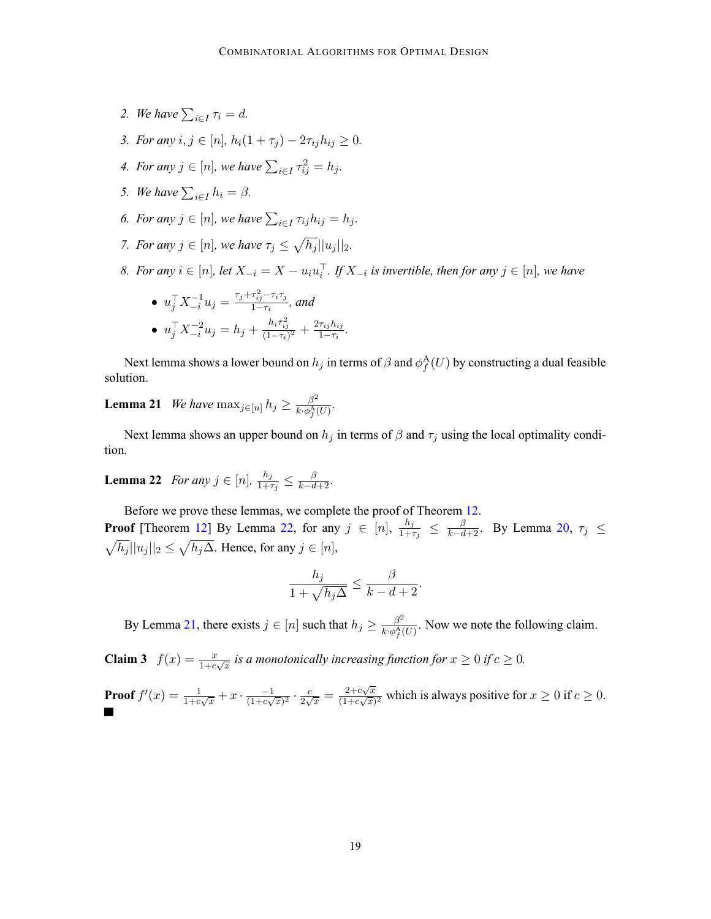2. *We have* $\sum_{i \in I} \tau_i = d$.
3. *For any* $i, j \in [n]$, $h_i(1+\tau_j) - 2\tau_{ij}h_{ij} \geq 0$.
4. *For any* $j \in [n]$, *we have* $\sum_{i \in I} \tau_{ij}^2 = h_j$.
5. *We have* $\sum_{i \in I} h_i = \beta$.
6. *For any* $j \in [n]$, *we have* $\sum_{i \in I} \tau_{ij} h_{ij} = h_j$.
7. *For any* $j \in [n]$, *we have* $\tau_j \leq \sqrt{h_j}||u_j||_2$.
8. *For any* $i \in [n]$, *let* $X_{-i} = X - u_i u_i^\top$. *If* $X_{-i}$ *is invertible, then for any* $j \in [n]$, *we have*
   - $u_j^\top X_{-i}^{-1} u_j = \frac{\tau_j + \tau_{ij}^2 - \tau_i \tau_j}{1 - \tau_i}$, *and*
   - $u_j^\top X_{-i}^{-2} u_j = h_j + \frac{h_i \tau_{ij}^2}{(1-\tau_i)^2} + \frac{2\tau_{ij}h_{ij}}{1-\tau_i}$.

Next lemma shows a lower bound on $h_j$ in terms of $\beta$ and $\phi_f^{\mathrm{A}}(U)$ by constructing a dual feasible solution.

**Lemma 21** *We have* $\max_{j \in [n]} h_j \geq \frac{\beta^2}{k \cdot \phi_f^{\mathrm{A}}(U)}$.

Next lemma shows an upper bound on $h_j$ in terms of $\beta$ and $\tau_j$ using the local optimality condition.

**Lemma 22** *For any* $j \in [n]$, $\frac{h_j}{1+\tau_j} \leq \frac{\beta}{k-d+2}$.

Before we prove these lemmas, we complete the proof of Theorem 12.

**Proof** [Theorem 12] By Lemma 22, for any $j \in [n]$, $\frac{h_j}{1+\tau_j} \leq \frac{\beta}{k-d+2}$. By Lemma 20, $\tau_j \leq \sqrt{h_j}||u_j||_2 \leq \sqrt{h_j \Delta}$. Hence, for any $j \in [n]$,

$$\frac{h_j}{1 + \sqrt{h_j \Delta}} \leq \frac{\beta}{k - d + 2}.$$

By Lemma 21, there exists $j \in [n]$ such that $h_j \geq \frac{\beta^2}{k \cdot \phi_f^{\mathrm{A}}(U)}$. Now we note the following claim.

**Claim 3** $f(x) = \frac{x}{1+c\sqrt{x}}$ *is a monotonically increasing function for* $x \geq 0$ *if* $c \geq 0$.

**Proof** $f'(x) = \frac{1}{1+c\sqrt{x}} + x \cdot \frac{-1}{(1+c\sqrt{x})^2} \cdot \frac{c}{2\sqrt{x}} = \frac{2+c\sqrt{x}}{(1+c\sqrt{x})^2}$ which is always positive for $x \geq 0$ if $c \geq 0$. ■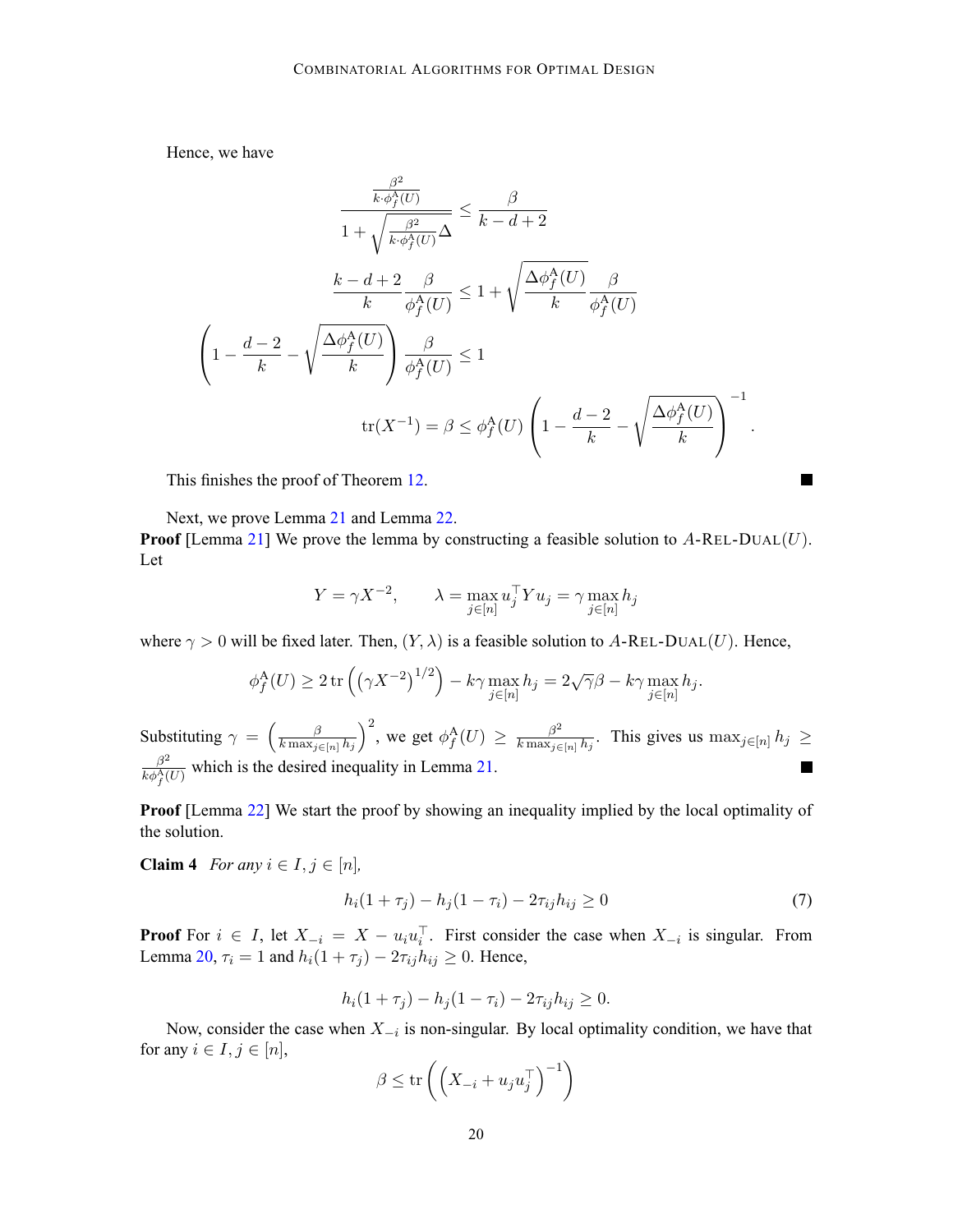Hence, we have

$$
\frac{\frac{\beta^2}{k\cdot\phi_f^{\mathrm{A}}(U)}}{1+\sqrt{\frac{\beta^2}{k\cdot\phi_f^{\mathrm{A}}(U)}\Delta}} \le \frac{\beta}{k-d+2}
$$

$$
\frac{k-d+2}{k}\frac{\beta}{\phi_f^{\mathrm{A}}(U)} \le 1+\sqrt{\frac{\Delta\phi_f^{\mathrm{A}}(U)}{k}}\frac{\beta}{\phi_f^{\mathrm{A}}(U)}
$$

$$
\left(1-\frac{d-2}{k}-\sqrt{\frac{\Delta\phi_f^{\mathrm{A}}(U)}{k}}\right)\frac{\beta}{\phi_f^{\mathrm{A}}(U)} \le 1
$$

$$
\operatorname{tr}(X^{-1}) = \beta \le \phi_f^{\mathrm{A}}(U)\left(1-\frac{d-2}{k}-\sqrt{\frac{\Delta\phi_f^{\mathrm{A}}(U)}{k}}\right)^{-1}.
$$

This finishes the proof of Theorem 12. ■

Next, we prove Lemma 21 and Lemma 22.

**Proof** [Lemma 21] We prove the lemma by constructing a feasible solution to $A$-REL-DUAL$(U)$. Let

$$
Y = \gamma X^{-2}, \qquad \lambda = \max_{j\in[n]} u_j^\top Y u_j = \gamma \max_{j\in[n]} h_j
$$

where $\gamma > 0$ will be fixed later. Then, $(Y,\lambda)$ is a feasible solution to $A$-REL-DUAL$(U)$. Hence,

$$
\phi_f^{\mathrm{A}}(U) \ge 2\operatorname{tr}\left(\left(\gamma X^{-2}\right)^{1/2}\right) - k\gamma\max_{j\in[n]} h_j = 2\sqrt{\gamma}\beta - k\gamma\max_{j\in[n]} h_j.
$$

Substituting $\gamma = \left(\frac{\beta}{k\max_{j\in[n]} h_j}\right)^2$, we get $\phi_f^{\mathrm{A}}(U) \ge \frac{\beta^2}{k\max_{j\in[n]} h_j}$. This gives us $\max_{j\in[n]} h_j \ge \frac{\beta^2}{k\phi_f^{\mathrm{A}}(U)}$ which is the desired inequality in Lemma 21. ■

**Proof** [Lemma 22] We start the proof by showing an inequality implied by the local optimality of the solution.

**Claim 4** *For any $i \in I, j \in [n]$,*

$$
h_i(1+\tau_j) - h_j(1-\tau_i) - 2\tau_{ij}h_{ij} \ge 0 \tag{7}
$$

**Proof** For $i \in I$, let $X_{-i} = X - u_i u_i^\top$. First consider the case when $X_{-i}$ is singular. From Lemma 20, $\tau_i = 1$ and $h_i(1+\tau_j) - 2\tau_{ij}h_{ij} \ge 0$. Hence,

$$
h_i(1+\tau_j) - h_j(1-\tau_i) - 2\tau_{ij}h_{ij} \ge 0.
$$

Now, consider the case when $X_{-i}$ is non-singular. By local optimality condition, we have that for any $i \in I, j \in [n]$,

$$
\beta \le \operatorname{tr}\left(\left(X_{-i} + u_j u_j^\top\right)^{-1}\right)
$$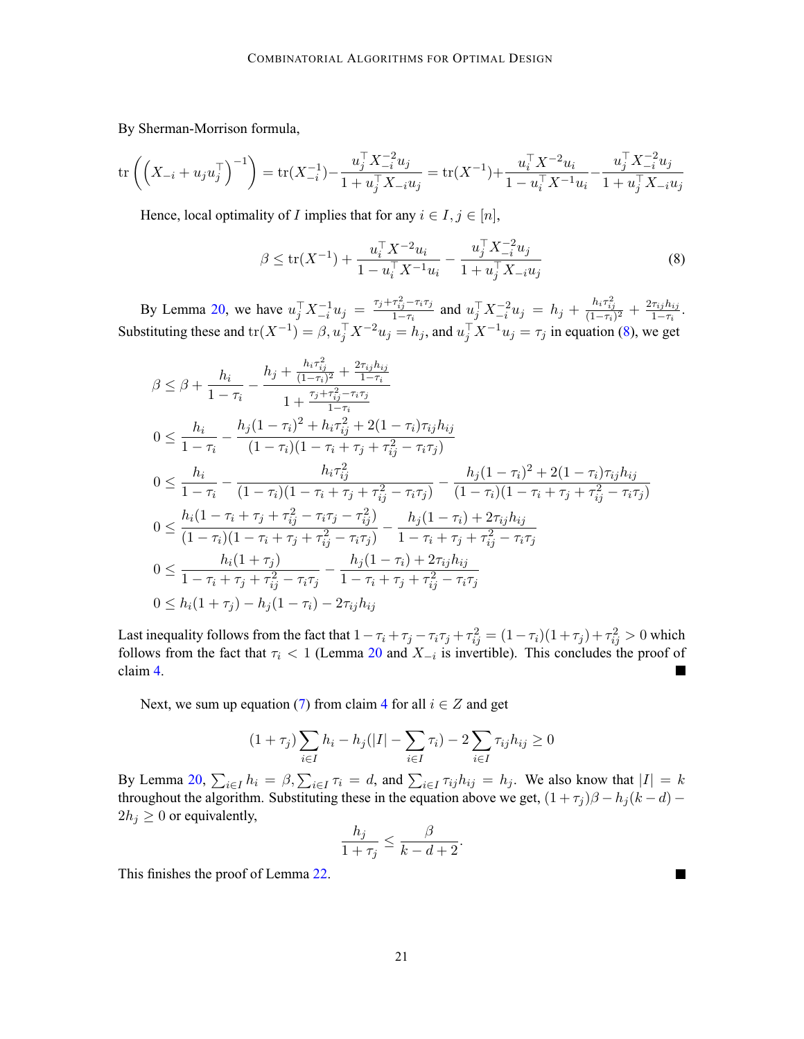By Sherman-Morrison formula,

$$\operatorname{tr}\left(\left(X_{-i} + u_j u_j^\top\right)^{-1}\right) = \operatorname{tr}(X_{-i}^{-1}) - \frac{u_j^\top X_{-i}^{-2} u_j}{1 + u_j^\top X_{-i} u_j} = \operatorname{tr}(X^{-1}) + \frac{u_i^\top X^{-2} u_i}{1 - u_i^\top X^{-1} u_i} - \frac{u_j^\top X_{-i}^{-2} u_j}{1 + u_j^\top X_{-i} u_j}$$

Hence, local optimality of $I$ implies that for any $i \in I, j \in [n]$,

$$\beta \le \operatorname{tr}(X^{-1}) + \frac{u_i^\top X^{-2} u_i}{1 - u_i^\top X^{-1} u_i} - \frac{u_j^\top X_{-i}^{-2} u_j}{1 + u_j^\top X_{-i} u_j} \tag{8}$$

By Lemma 20, we have $u_j^\top X_{-i}^{-1} u_j = \frac{\tau_j + \tau_{ij}^2 - \tau_i \tau_j}{1 - \tau_i}$ and $u_j^\top X_{-i}^{-2} u_j = h_j + \frac{h_i \tau_{ij}^2}{(1-\tau_i)^2} + \frac{2\tau_{ij} h_{ij}}{1-\tau_i}$. Substituting these and $\operatorname{tr}(X^{-1}) = \beta, u_j^\top X^{-2} u_j = h_j$, and $u_j^\top X^{-1} u_j = \tau_j$ in equation (8), we get

$$\begin{aligned}
\beta &\le \beta + \frac{h_i}{1 - \tau_i} - \frac{h_j + \frac{h_i \tau_{ij}^2}{(1-\tau_i)^2} + \frac{2\tau_{ij} h_{ij}}{1-\tau_i}}{1 + \frac{\tau_j + \tau_{ij}^2 - \tau_i \tau_j}{1 - \tau_i}} \\
0 &\le \frac{h_i}{1 - \tau_i} - \frac{h_j (1-\tau_i)^2 + h_i \tau_{ij}^2 + 2(1-\tau_i)\tau_{ij} h_{ij}}{(1-\tau_i)(1 - \tau_i + \tau_j + \tau_{ij}^2 - \tau_i \tau_j)} \\
0 &\le \frac{h_i}{1 - \tau_i} - \frac{h_i \tau_{ij}^2}{(1-\tau_i)(1 - \tau_i + \tau_j + \tau_{ij}^2 - \tau_i \tau_j)} - \frac{h_j (1-\tau_i)^2 + 2(1-\tau_i)\tau_{ij} h_{ij}}{(1-\tau_i)(1 - \tau_i + \tau_j + \tau_{ij}^2 - \tau_i \tau_j)} \\
0 &\le \frac{h_i (1 - \tau_i + \tau_j + \tau_{ij}^2 - \tau_i \tau_j - \tau_{ij}^2)}{(1-\tau_i)(1 - \tau_i + \tau_j + \tau_{ij}^2 - \tau_i \tau_j)} - \frac{h_j (1-\tau_i) + 2\tau_{ij} h_{ij}}{1 - \tau_i + \tau_j + \tau_{ij}^2 - \tau_i \tau_j} \\
0 &\le \frac{h_i (1 + \tau_j)}{1 - \tau_i + \tau_j + \tau_{ij}^2 - \tau_i \tau_j} - \frac{h_j (1-\tau_i) + 2\tau_{ij} h_{ij}}{1 - \tau_i + \tau_j + \tau_{ij}^2 - \tau_i \tau_j} \\
0 &\le h_i (1 + \tau_j) - h_j (1 - \tau_i) - 2\tau_{ij} h_{ij}
\end{aligned}$$

Last inequality follows from the fact that $1 - \tau_i + \tau_j - \tau_i \tau_j + \tau_{ij}^2 = (1-\tau_i)(1+\tau_j) + \tau_{ij}^2 > 0$ which follows from the fact that $\tau_i < 1$ (Lemma 20 and $X_{-i}$ is invertible). This concludes the proof of claim 4. ■

Next, we sum up equation (7) from claim 4 for all $i \in Z$ and get

$$(1 + \tau_j) \sum_{i \in I} h_i - h_j (|I| - \sum_{i \in I} \tau_i) - 2 \sum_{i \in I} \tau_{ij} h_{ij} \ge 0$$

By Lemma 20, $\sum_{i \in I} h_i = \beta, \sum_{i \in I} \tau_i = d$, and $\sum_{i \in I} \tau_{ij} h_{ij} = h_j$. We also know that $|I| = k$ throughout the algorithm. Substituting these in the equation above we get, $(1 + \tau_j)\beta - h_j (k - d) - 2h_j \ge 0$ or equivalently,

$$\frac{h_j}{1 + \tau_j} \le \frac{\beta}{k - d + 2}.$$

This finishes the proof of Lemma 22. ■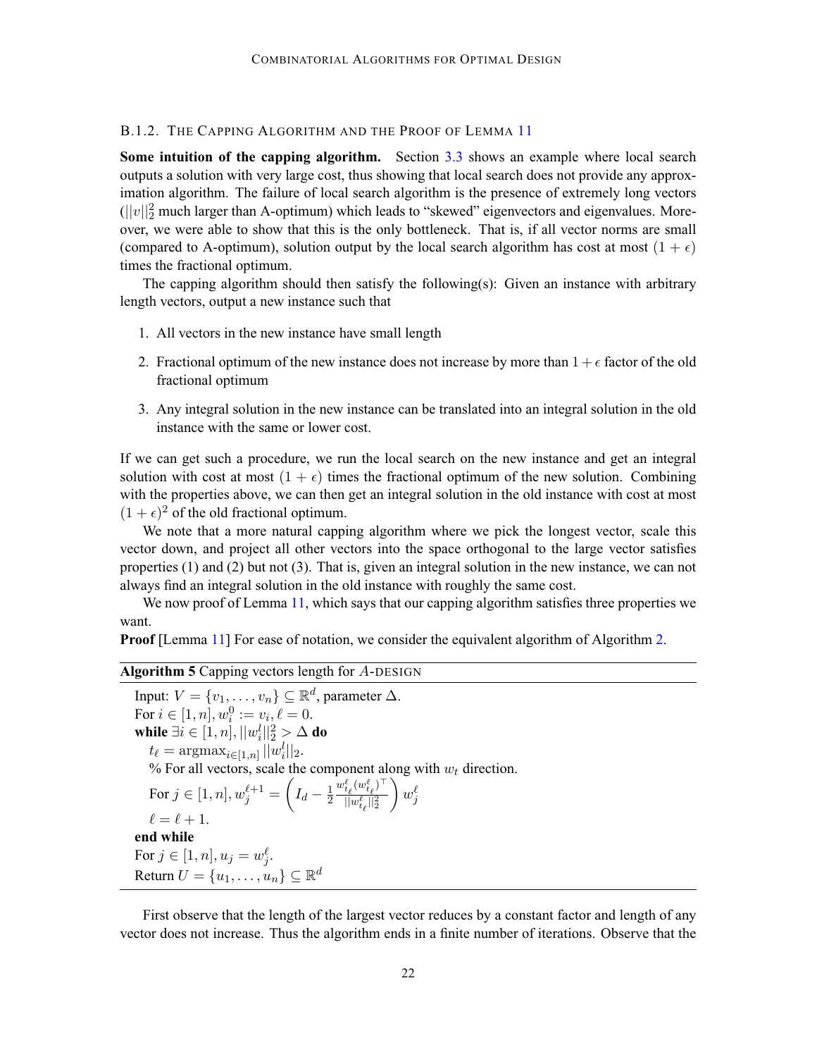### B.1.2. The Capping Algorithm and the Proof of Lemma 11

**Some intuition of the capping algorithm.** Section 3.3 shows an example where local search outputs a solution with very large cost, thus showing that local search does not provide any approximation algorithm. The failure of local search algorithm is the presence of extremely long vectors ($||v||_2^2$ much larger than A-optimum) which leads to "skewed" eigenvectors and eigenvalues. Moreover, we were able to show that this is the only bottleneck. That is, if all vector norms are small (compared to A-optimum), solution output by the local search algorithm has cost at most $(1+\epsilon)$ times the fractional optimum.

The capping algorithm should then satisfy the following(s): Given an instance with arbitrary length vectors, output a new instance such that

1. All vectors in the new instance have small length
2. Fractional optimum of the new instance does not increase by more than $1+\epsilon$ factor of the old fractional optimum
3. Any integral solution in the new instance can be translated into an integral solution in the old instance with the same or lower cost.

If we can get such a procedure, we run the local search on the new instance and get an integral solution with cost at most $(1+\epsilon)$ times the fractional optimum of the new solution. Combining with the properties above, we can then get an integral solution in the old instance with cost at most $(1+\epsilon)^2$ of the old fractional optimum.

We note that a more natural capping algorithm where we pick the longest vector, scale this vector down, and project all other vectors into the space orthogonal to the large vector satisfies properties (1) and (2) but not (3). That is, given an integral solution in the new instance, we can not always find an integral solution in the old instance with roughly the same cost.

We now proof of Lemma 11, which says that our capping algorithm satisfies three properties we want.

**Proof** [Lemma 11] For ease of notation, we consider the equivalent algorithm of Algorithm 2.

---

**Algorithm 5** Capping vectors length for $A$-DESIGN

---

Input: $V = \{v_1, \ldots, v_n\} \subseteq \mathbb{R}^d$, parameter $\Delta$.
For $i \in [1, n], w_i^0 := v_i, \ell = 0$.
**while** $\exists i \in [1, n], ||w_i^l||_2^2 > \Delta$ **do**
  $t_\ell = \mathrm{argmax}_{i \in [1,n]} ||w_i^l||_2$.
  % For all vectors, scale the component along with $w_t$ direction.
  For $j \in [1, n], w_j^{\ell+1} = \left( I_d - \frac{1}{2} \frac{w_{t_\ell}^\ell (w_{t_\ell}^\ell)^\top}{||w_{t_\ell}^\ell||_2^2} \right) w_j^\ell$
  $\ell = \ell + 1$.
**end while**
For $j \in [1, n], u_j = w_j^\ell$.
Return $U = \{u_1, \ldots, u_n\} \subseteq \mathbb{R}^d$

---

First observe that the length of the largest vector reduces by a constant factor and length of any vector does not increase. Thus the algorithm ends in a finite number of iterations. Observe that the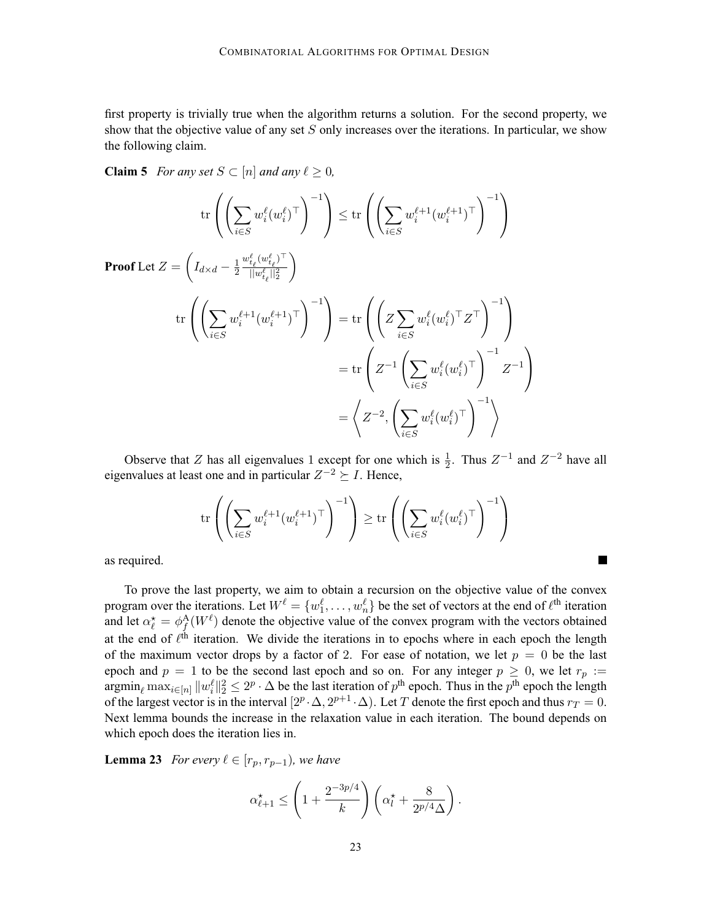first property is trivially true when the algorithm returns a solution. For the second property, we show that the objective value of any set $S$ only increases over the iterations. In particular, we show the following claim.

**Claim 5** *For any set $S \subset [n]$ and any $\ell \geq 0$,*

$$\operatorname{tr}\left(\left(\sum_{i \in S} w_i^{\ell}(w_i^{\ell})^\top\right)^{-1}\right) \leq \operatorname{tr}\left(\left(\sum_{i \in S} w_i^{\ell+1}(w_i^{\ell+1})^\top\right)^{-1}\right)$$

**Proof** Let $Z = \left(I_{d \times d} - \frac{1}{2}\frac{w_{t_\ell}^{\ell}(w_{t_\ell}^{\ell})^\top}{\|w_{t_\ell}^{\ell}\|_2^2}\right)$

$$\begin{aligned}
\operatorname{tr}\left(\left(\sum_{i \in S} w_i^{\ell+1}(w_i^{\ell+1})^\top\right)^{-1}\right) &= \operatorname{tr}\left(\left(Z \sum_{i \in S} w_i^{\ell}(w_i^{\ell})^\top Z^\top\right)^{-1}\right) \\
&= \operatorname{tr}\left(Z^{-1}\left(\sum_{i \in S} w_i^{\ell}(w_i^{\ell})^\top\right)^{-1} Z^{-1}\right) \\
&= \left\langle Z^{-2}, \left(\sum_{i \in S} w_i^{\ell}(w_i^{\ell})^\top\right)^{-1}\right\rangle
\end{aligned}$$

Observe that $Z$ has all eigenvalues 1 except for one which is $\frac{1}{2}$. Thus $Z^{-1}$ and $Z^{-2}$ have all eigenvalues at least one and in particular $Z^{-2} \succeq I$. Hence,

$$\operatorname{tr}\left(\left(\sum_{i \in S} w_i^{\ell+1}(w_i^{\ell+1})^\top\right)^{-1}\right) \geq \operatorname{tr}\left(\left(\sum_{i \in S} w_i^{\ell}(w_i^{\ell})^\top\right)^{-1}\right)$$

as required. ■

To prove the last property, we aim to obtain a recursion on the objective value of the convex program over the iterations. Let $W^\ell = \{w_1^\ell, \ldots, w_n^\ell\}$ be the set of vectors at the end of $\ell^{\text{th}}$ iteration and let $\alpha_\ell^\star = \phi_f^{\mathrm{A}}(W^\ell)$ denote the objective value of the convex program with the vectors obtained at the end of $\ell^{\text{th}}$ iteration. We divide the iterations in to epochs where in each epoch the length of the maximum vector drops by a factor of 2. For ease of notation, we let $p = 0$ be the last epoch and $p = 1$ to be the second last epoch and so on. For any integer $p \geq 0$, we let $r_p := \operatorname{argmin}_\ell \max_{i \in [n]} \|w_i^\ell\|_2^2 \leq 2^p \cdot \Delta$ be the last iteration of $p^{\text{th}}$ epoch. Thus in the $p^{\text{th}}$ epoch the length of the largest vector is in the interval $[2^p \cdot \Delta, 2^{p+1} \cdot \Delta)$. Let $T$ denote the first epoch and thus $r_T = 0$. Next lemma bounds the increase in the relaxation value in each iteration. The bound depends on which epoch does the iteration lies in.

**Lemma 23** *For every $\ell \in [r_p, r_{p-1})$, we have*

$$\alpha_{\ell+1}^\star \leq \left(1 + \frac{2^{-3p/4}}{k}\right)\left(\alpha_l^\star + \frac{8}{2^{p/4}\Delta}\right).$$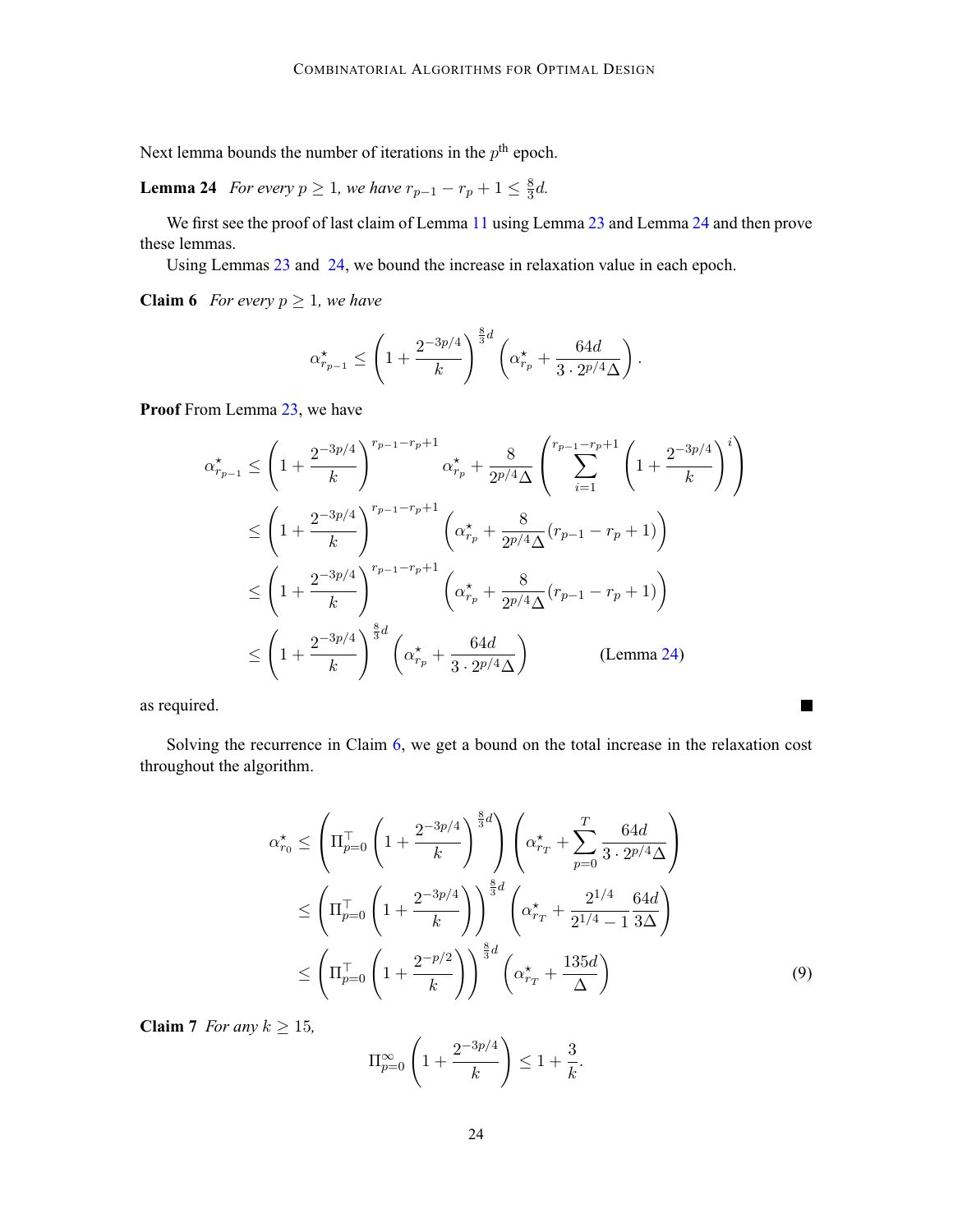Next lemma bounds the number of iterations in the $p^{\text{th}}$ epoch.

**Lemma 24** *For every $p \geq 1$, we have $r_{p-1} - r_p + 1 \leq \frac{8}{3}d$.*

We first see the proof of last claim of Lemma 11 using Lemma 23 and Lemma 24 and then prove these lemmas.

Using Lemmas 23 and 24, we bound the increase in relaxation value in each epoch.

**Claim 6** *For every $p \geq 1$, we have*

$$\alpha^{\star}_{r_{p-1}} \leq \left(1 + \frac{2^{-3p/4}}{k}\right)^{\frac{8}{3}d} \left(\alpha^{\star}_{r_p} + \frac{64d}{3 \cdot 2^{p/4}\Delta}\right).$$

**Proof** From Lemma 23, we have

$$\begin{aligned}
\alpha^{\star}_{r_{p-1}} &\leq \left(1 + \frac{2^{-3p/4}}{k}\right)^{r_{p-1}-r_p+1} \alpha^{\star}_{r_p} + \frac{8}{2^{p/4}\Delta} \left(\sum_{i=1}^{r_{p-1}-r_p+1} \left(1 + \frac{2^{-3p/4}}{k}\right)^{i}\right) \\
&\leq \left(1 + \frac{2^{-3p/4}}{k}\right)^{r_{p-1}-r_p+1} \left(\alpha^{\star}_{r_p} + \frac{8}{2^{p/4}\Delta}(r_{p-1} - r_p + 1)\right) \\
&\leq \left(1 + \frac{2^{-3p/4}}{k}\right)^{r_{p-1}-r_p+1} \left(\alpha^{\star}_{r_p} + \frac{8}{2^{p/4}\Delta}(r_{p-1} - r_p + 1)\right) \\
&\leq \left(1 + \frac{2^{-3p/4}}{k}\right)^{\frac{8}{3}d} \left(\alpha^{\star}_{r_p} + \frac{64d}{3 \cdot 2^{p/4}\Delta}\right) \qquad \text{(Lemma 24)}
\end{aligned}$$

as required. ∎

Solving the recurrence in Claim 6, we get a bound on the total increase in the relaxation cost throughout the algorithm.

$$\begin{aligned}
\alpha^{\star}_{r_0} &\leq \left(\Pi_{p=0}^{\top} \left(1 + \frac{2^{-3p/4}}{k}\right)^{\frac{8}{3}d}\right) \left(\alpha^{\star}_{r_T} + \sum_{p=0}^{T} \frac{64d}{3 \cdot 2^{p/4}\Delta}\right) \\
&\leq \left(\Pi_{p=0}^{\top} \left(1 + \frac{2^{-3p/4}}{k}\right)\right)^{\frac{8}{3}d} \left(\alpha^{\star}_{r_T} + \frac{2^{1/4}}{2^{1/4}-1}\frac{64d}{3\Delta}\right) \\
&\leq \left(\Pi_{p=0}^{\top} \left(1 + \frac{2^{-p/2}}{k}\right)\right)^{\frac{8}{3}d} \left(\alpha^{\star}_{r_T} + \frac{135d}{\Delta}\right)
\end{aligned} \tag{9}$$

**Claim 7** *For any $k \geq 15$,*

$$\Pi_{p=0}^{\infty} \left(1 + \frac{2^{-3p/4}}{k}\right) \leq 1 + \frac{3}{k}.$$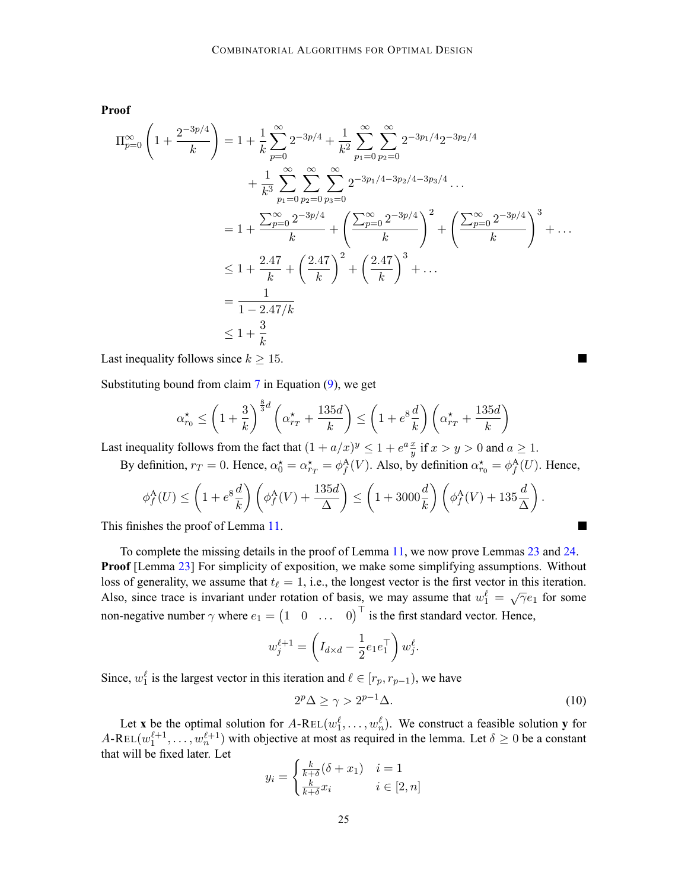**Proof**

$$
\begin{aligned}
\Pi_{p=0}^{\infty}\left(1+\frac{2^{-3p/4}}{k}\right) &= 1+\frac{1}{k}\sum_{p=0}^{\infty}2^{-3p/4}+\frac{1}{k^2}\sum_{p_1=0}^{\infty}\sum_{p_2=0}^{\infty}2^{-3p_1/4}2^{-3p_2/4} \\
&\quad +\frac{1}{k^3}\sum_{p_1=0}^{\infty}\sum_{p_2=0}^{\infty}\sum_{p_3=0}^{\infty}2^{-3p_1/4-3p_2/4-3p_3/4}\ldots \\
&= 1+\frac{\sum_{p=0}^{\infty}2^{-3p/4}}{k}+\left(\frac{\sum_{p=0}^{\infty}2^{-3p/4}}{k}\right)^2+\left(\frac{\sum_{p=0}^{\infty}2^{-3p/4}}{k}\right)^3+\ldots \\
&\le 1+\frac{2.47}{k}+\left(\frac{2.47}{k}\right)^2+\left(\frac{2.47}{k}\right)^3+\ldots \\
&= \frac{1}{1-2.47/k} \\
&\le 1+\frac{3}{k}
\end{aligned}
$$

Last inequality follows since $k \geq 15$. ■

Substituting bound from claim 7 in Equation (9), we get

$$
\alpha^{\star}_{r_0} \le \left(1+\frac{3}{k}\right)^{\frac{8}{3}d}\left(\alpha^{\star}_{r_T}+\frac{135d}{k}\right) \le \left(1+e^8\frac{d}{k}\right)\left(\alpha^{\star}_{r_T}+\frac{135d}{k}\right)
$$

Last inequality follows from the fact that $(1+a/x)^y \le 1+e^a\frac{x}{y}$ if $x > y > 0$ and $a \ge 1$.

By definition, $r_T = 0$. Hence, $\alpha^{\star}_0 = \alpha^{\star}_{r_T} = \phi^{\mathrm{A}}_f(V)$. Also, by definition $\alpha^{\star}_{r_0} = \phi^{\mathrm{A}}_f(U)$. Hence,

$$
\phi^{\mathrm{A}}_f(U) \le \left(1+e^8\frac{d}{k}\right)\left(\phi^{\mathrm{A}}_f(V)+\frac{135d}{\Delta}\right) \le \left(1+3000\frac{d}{k}\right)\left(\phi^{\mathrm{A}}_f(V)+135\frac{d}{\Delta}\right).
$$

This finishes the proof of Lemma 11. ■

To complete the missing details in the proof of Lemma 11, we now prove Lemmas 23 and 24.

**Proof** [Lemma 23] For simplicity of exposition, we make some simplifying assumptions. Without loss of generality, we assume that $t_\ell = 1$, i.e., the longest vector is the first vector in this iteration. Also, since trace is invariant under rotation of basis, we may assume that $w_1^\ell = \sqrt{\gamma}e_1$ for some non-negative number $\gamma$ where $e_1 = \begin{pmatrix}1 & 0 & \ldots & 0\end{pmatrix}^\top$ is the first standard vector. Hence,

$$
w_j^{\ell+1} = \left(I_{d\times d}-\frac{1}{2}e_1e_1^\top\right)w_j^\ell.
$$

Since, $w_1^\ell$ is the largest vector in this iteration and $\ell \in [r_p, r_{p-1})$, we have

$$
2^p\Delta \ge \gamma > 2^{p-1}\Delta. \tag{10}
$$

Let $\mathbf{x}$ be the optimal solution for $A$-REL$(w_1^\ell,\ldots,w_n^\ell)$. We construct a feasible solution $\mathbf{y}$ for $A$-REL$(w_1^{\ell+1},\ldots,w_n^{\ell+1})$ with objective at most as required in the lemma. Let $\delta \ge 0$ be a constant that will be fixed later. Let

$$
y_i = \begin{cases} \frac{k}{k+\delta}(\delta+x_1) & i=1 \\ \frac{k}{k+\delta}x_i & i\in[2,n] \end{cases}
$$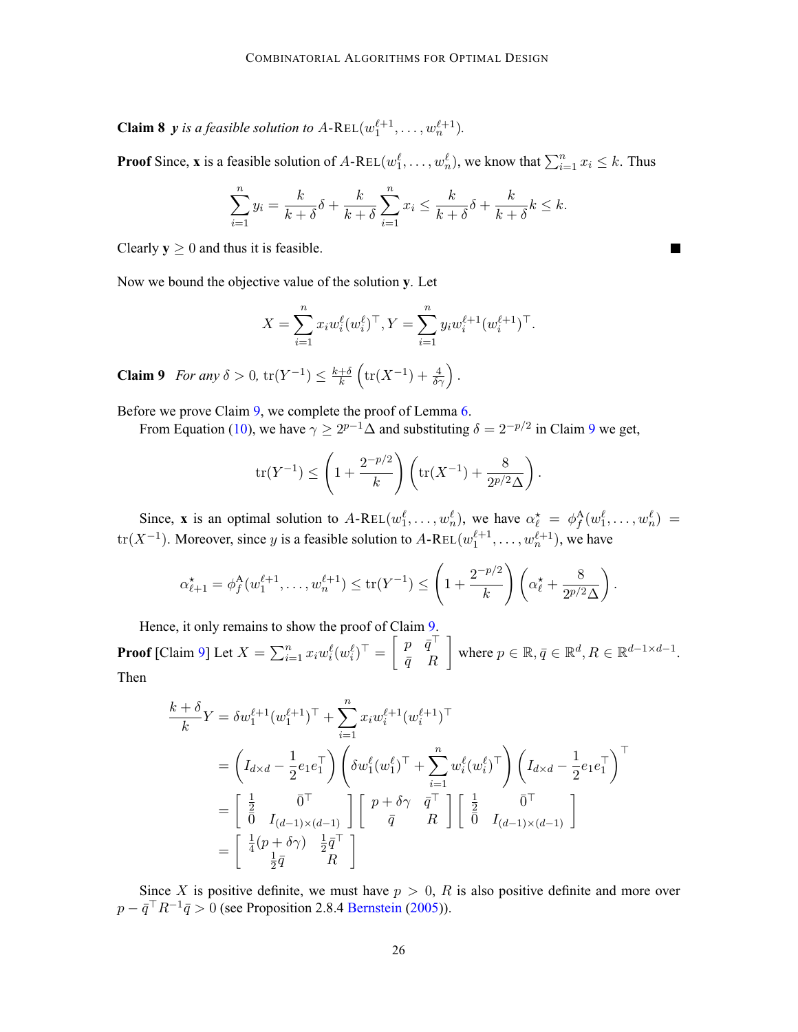**Claim 8** *$\mathbf{y}$ is a feasible solution to $A$-REL$(w_1^{\ell+1}, \ldots, w_n^{\ell+1})$.*

**Proof** Since, $\mathbf{x}$ is a feasible solution of $A$-REL$(w_1^{\ell}, \ldots, w_n^{\ell})$, we know that $\sum_{i=1}^n x_i \leq k$. Thus

$$\sum_{i=1}^n y_i = \frac{k}{k+\delta}\delta + \frac{k}{k+\delta}\sum_{i=1}^n x_i \leq \frac{k}{k+\delta}\delta + \frac{k}{k+\delta}k \leq k.$$

Clearly $\mathbf{y} \geq 0$ and thus it is feasible. ■

Now we bound the objective value of the solution $\mathbf{y}$. Let

$$X = \sum_{i=1}^n x_i w_i^{\ell}(w_i^{\ell})^\top, Y = \sum_{i=1}^n y_i w_i^{\ell+1}(w_i^{\ell+1})^\top.$$

**Claim 9** *For any $\delta > 0$, $\operatorname{tr}(Y^{-1}) \leq \frac{k+\delta}{k}\left(\operatorname{tr}(X^{-1}) + \frac{4}{\delta\gamma}\right)$.*

Before we prove Claim 9, we complete the proof of Lemma 6.

From Equation (10), we have $\gamma \geq 2^{p-1}\Delta$ and substituting $\delta = 2^{-p/2}$ in Claim 9 we get,

$$\operatorname{tr}(Y^{-1}) \leq \left(1 + \frac{2^{-p/2}}{k}\right)\left(\operatorname{tr}(X^{-1}) + \frac{8}{2^{p/2}\Delta}\right).$$

Since, $\mathbf{x}$ is an optimal solution to $A$-REL$(w_1^{\ell}, \ldots, w_n^{\ell})$, we have $\alpha_\ell^\star = \phi_f^{\mathrm{A}}(w_1^{\ell}, \ldots, w_n^{\ell}) = \operatorname{tr}(X^{-1})$. Moreover, since $y$ is a feasible solution to $A$-REL$(w_1^{\ell+1}, \ldots, w_n^{\ell+1})$, we have

$$\alpha_{\ell+1}^\star = \phi_f^{\mathrm{A}}(w_1^{\ell+1}, \ldots, w_n^{\ell+1}) \leq \operatorname{tr}(Y^{-1}) \leq \left(1 + \frac{2^{-p/2}}{k}\right)\left(\alpha_\ell^\star + \frac{8}{2^{p/2}\Delta}\right).$$

Hence, it only remains to show the proof of Claim 9.

**Proof** [Claim 9] Let $X = \sum_{i=1}^n x_i w_i^{\ell}(w_i^{\ell})^\top = \begin{bmatrix} p & \bar{q}^\top \\ \bar{q} & R \end{bmatrix}$ where $p \in \mathbb{R}, \bar{q} \in \mathbb{R}^d, R \in \mathbb{R}^{d-1 \times d-1}$. Then

$$\begin{aligned}
\frac{k+\delta}{k}Y &= \delta w_1^{\ell+1}(w_1^{\ell+1})^\top + \sum_{i=1}^n x_i w_i^{\ell+1}(w_i^{\ell+1})^\top \\
&= \left(I_{d\times d} - \frac{1}{2}e_1e_1^\top\right)\left(\delta w_1^{\ell}(w_1^{\ell})^\top + \sum_{i=1}^n w_i^{\ell}(w_i^{\ell})^\top\right)\left(I_{d\times d} - \frac{1}{2}e_1e_1^\top\right)^\top \\
&= \begin{bmatrix} \frac{1}{2} & \bar{0}^\top \\ \bar{0} & I_{(d-1)\times(d-1)} \end{bmatrix}\begin{bmatrix} p + \delta\gamma & \bar{q}^\top \\ \bar{q} & R \end{bmatrix}\begin{bmatrix} \frac{1}{2} & \bar{0}^\top \\ \bar{0} & I_{(d-1)\times(d-1)} \end{bmatrix} \\
&= \begin{bmatrix} \frac{1}{4}(p + \delta\gamma) & \frac{1}{2}\bar{q}^\top \\ \frac{1}{2}\bar{q} & R \end{bmatrix}
\end{aligned}$$

Since $X$ is positive definite, we must have $p > 0$, $R$ is also positive definite and more over $p - \bar{q}^\top R^{-1}\bar{q} > 0$ (see Proposition 2.8.4 Bernstein (2005)).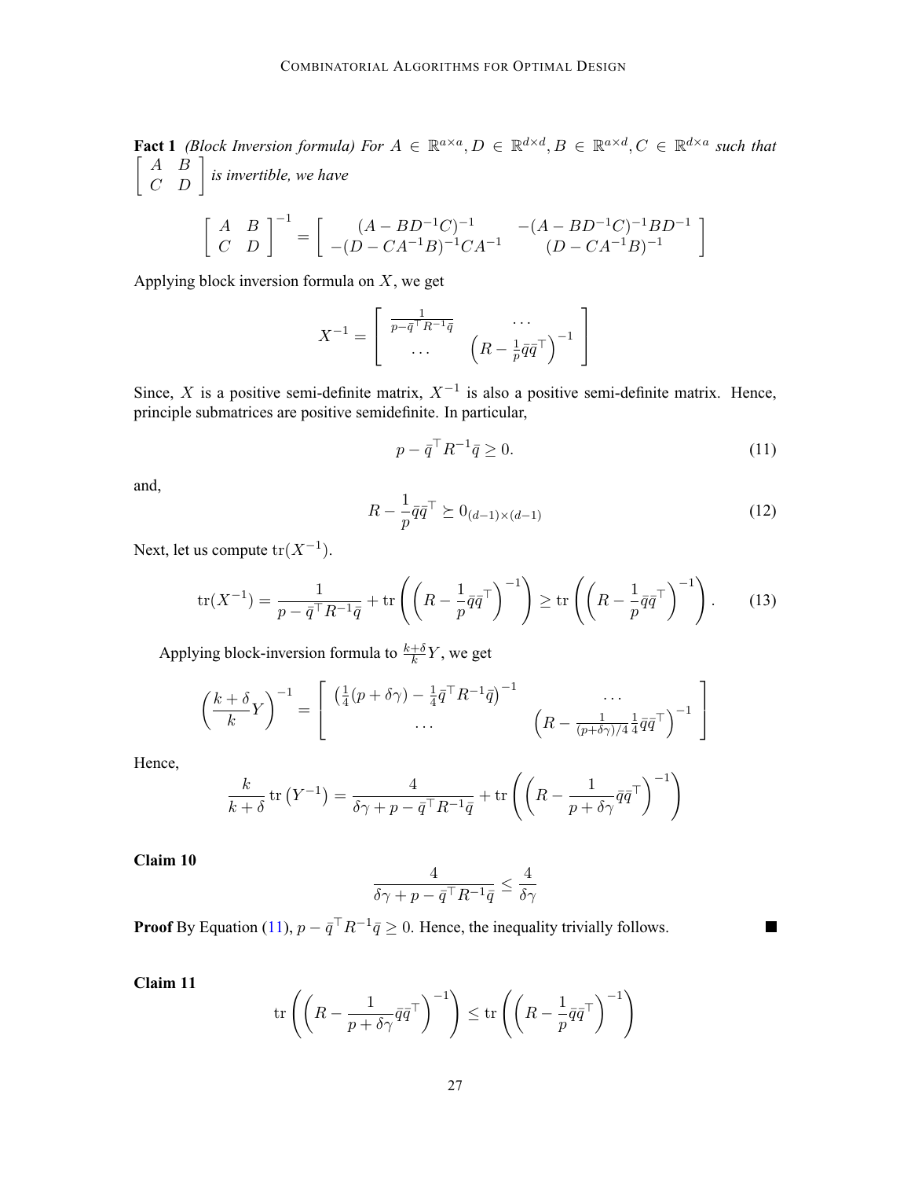**Fact 1** *(Block Inversion formula) For $A \in \mathbb{R}^{a\times a}, D \in \mathbb{R}^{d\times d}, B \in \mathbb{R}^{a\times d}, C \in \mathbb{R}^{d\times a}$ such that $\begin{bmatrix} A & B \\ C & D \end{bmatrix}$ is invertible, we have*

$$\begin{bmatrix} A & B \\ C & D \end{bmatrix}^{-1} = \begin{bmatrix} (A - BD^{-1}C)^{-1} & -(A - BD^{-1}C)^{-1}BD^{-1} \\ -(D - CA^{-1}B)^{-1}CA^{-1} & (D - CA^{-1}B)^{-1} \end{bmatrix}$$

Applying block inversion formula on $X$, we get

$$X^{-1} = \begin{bmatrix} \frac{1}{p - \bar{q}^\top R^{-1}\bar{q}} & \cdots \\ \cdots & \left(R - \frac{1}{p}\bar{q}\bar{q}^\top\right)^{-1} \end{bmatrix}$$

Since, $X$ is a positive semi-definite matrix, $X^{-1}$ is also a positive semi-definite matrix. Hence, principle submatrices are positive semidefinite. In particular,

$$p - \bar{q}^\top R^{-1}\bar{q} \geq 0. \tag{11}$$

and,

$$R - \frac{1}{p}\bar{q}\bar{q}^\top \succeq 0_{(d-1)\times(d-1)} \tag{12}$$

Next, let us compute $\mathrm{tr}(X^{-1})$.

$$\mathrm{tr}(X^{-1}) = \frac{1}{p - \bar{q}^\top R^{-1}\bar{q}} + \mathrm{tr}\left(\left(R - \frac{1}{p}\bar{q}\bar{q}^\top\right)^{-1}\right) \geq \mathrm{tr}\left(\left(R - \frac{1}{p}\bar{q}\bar{q}^\top\right)^{-1}\right). \tag{13}$$

Applying block-inversion formula to $\frac{k+\delta}{k}Y$, we get

$$\left(\frac{k+\delta}{k}Y\right)^{-1} = \begin{bmatrix} \left(\frac{1}{4}(p + \delta\gamma) - \frac{1}{4}\bar{q}^\top R^{-1}\bar{q}\right)^{-1} & \cdots \\ \cdots & \left(R - \frac{1}{(p+\delta\gamma)/4}\frac{1}{4}\bar{q}\bar{q}^\top\right)^{-1} \end{bmatrix}$$

Hence,

$$\frac{k}{k+\delta}\,\mathrm{tr}\left(Y^{-1}\right) = \frac{4}{\delta\gamma + p - \bar{q}^\top R^{-1}\bar{q}} + \mathrm{tr}\left(\left(R - \frac{1}{p+\delta\gamma}\bar{q}\bar{q}^\top\right)^{-1}\right)$$

**Claim 10**

$$\frac{4}{\delta\gamma + p - \bar{q}^\top R^{-1}\bar{q}} \leq \frac{4}{\delta\gamma}$$

**Proof** By Equation (11), $p - \bar{q}^\top R^{-1}\bar{q} \geq 0$. Hence, the inequality trivially follows. ∎

**Claim 11**

$$\mathrm{tr}\left(\left(R - \frac{1}{p+\delta\gamma}\bar{q}\bar{q}^\top\right)^{-1}\right) \leq \mathrm{tr}\left(\left(R - \frac{1}{p}\bar{q}\bar{q}^\top\right)^{-1}\right)$$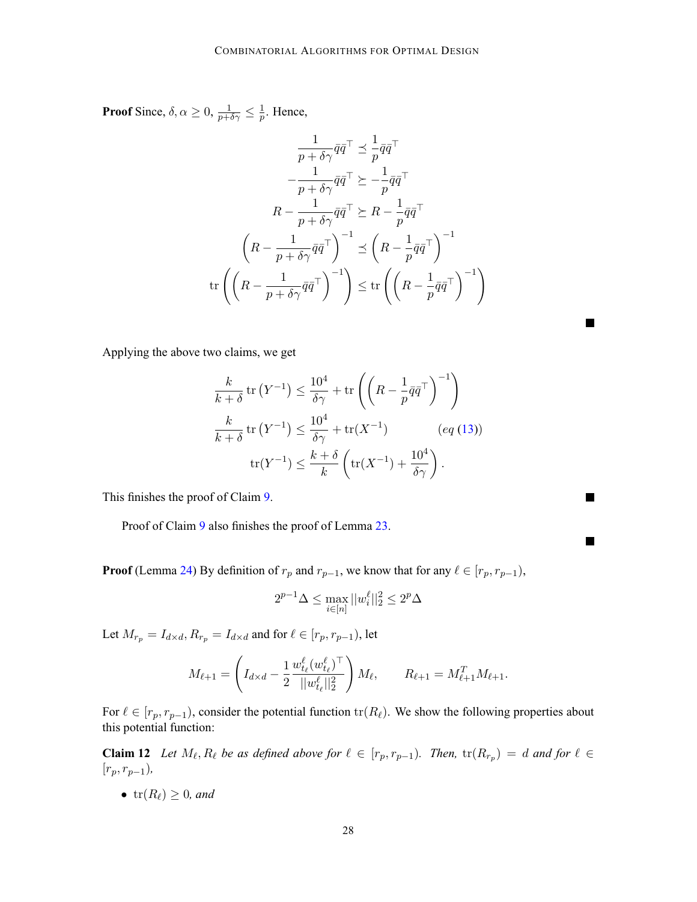**Proof** Since, $\delta, \alpha \geq 0$, $\frac{1}{p+\delta\gamma} \leq \frac{1}{p}$. Hence,

$$
\begin{aligned}
\frac{1}{p+\delta\gamma}\bar{q}\bar{q}^\top &\preceq \frac{1}{p}\bar{q}\bar{q}^\top \\
-\frac{1}{p+\delta\gamma}\bar{q}\bar{q}^\top &\succeq -\frac{1}{p}\bar{q}\bar{q}^\top \\
R - \frac{1}{p+\delta\gamma}\bar{q}\bar{q}^\top &\succeq R - \frac{1}{p}\bar{q}\bar{q}^\top \\
\left(R - \frac{1}{p+\delta\gamma}\bar{q}\bar{q}^\top\right)^{-1} &\preceq \left(R - \frac{1}{p}\bar{q}\bar{q}^\top\right)^{-1} \\
\operatorname{tr}\left(\left(R - \frac{1}{p+\delta\gamma}\bar{q}\bar{q}^\top\right)^{-1}\right) &\leq \operatorname{tr}\left(\left(R - \frac{1}{p}\bar{q}\bar{q}^\top\right)^{-1}\right)
\end{aligned}
$$

■

Applying the above two claims, we get

$$
\begin{aligned}
\frac{k}{k+\delta}\operatorname{tr}\left(Y^{-1}\right) &\leq \frac{10^4}{\delta\gamma} + \operatorname{tr}\left(\left(R - \frac{1}{p}\bar{q}\bar{q}^\top\right)^{-1}\right) \\
\frac{k}{k+\delta}\operatorname{tr}\left(Y^{-1}\right) &\leq \frac{10^4}{\delta\gamma} + \operatorname{tr}(X^{-1}) \qquad (eq\ (13)) \\
\operatorname{tr}(Y^{-1}) &\leq \frac{k+\delta}{k}\left(\operatorname{tr}(X^{-1}) + \frac{10^4}{\delta\gamma}\right).
\end{aligned}
$$

This finishes the proof of Claim 9. ■

Proof of Claim 9 also finishes the proof of Lemma 23. ■

**Proof** (Lemma 24) By definition of $r_p$ and $r_{p-1}$, we know that for any $\ell \in [r_p, r_{p-1})$,

$$
2^{p-1}\Delta \leq \max_{i\in[n]} ||w_i^\ell||_2^2 \leq 2^p\Delta
$$

Let $M_{r_p} = I_{d\times d}, R_{r_p} = I_{d\times d}$ and for $\ell \in [r_p, r_{p-1})$, let

$$
M_{\ell+1} = \left(I_{d\times d} - \frac{1}{2}\frac{w_{t_\ell}^\ell (w_{t_\ell}^\ell)^\top}{||w_{t_\ell}^\ell||_2^2}\right)M_\ell, \qquad R_{\ell+1} = M_{\ell+1}^T M_{\ell+1}.
$$

For $\ell \in [r_p, r_{p-1})$, consider the potential function $\operatorname{tr}(R_\ell)$. We show the following properties about this potential function:

**Claim 12** *Let $M_\ell, R_\ell$ be as defined above for $\ell \in [r_p, r_{p-1})$. Then, $\operatorname{tr}(R_{r_p}) = d$ and for $\ell \in [r_p, r_{p-1})$,*

- $\operatorname{tr}(R_\ell) \geq 0$*, and*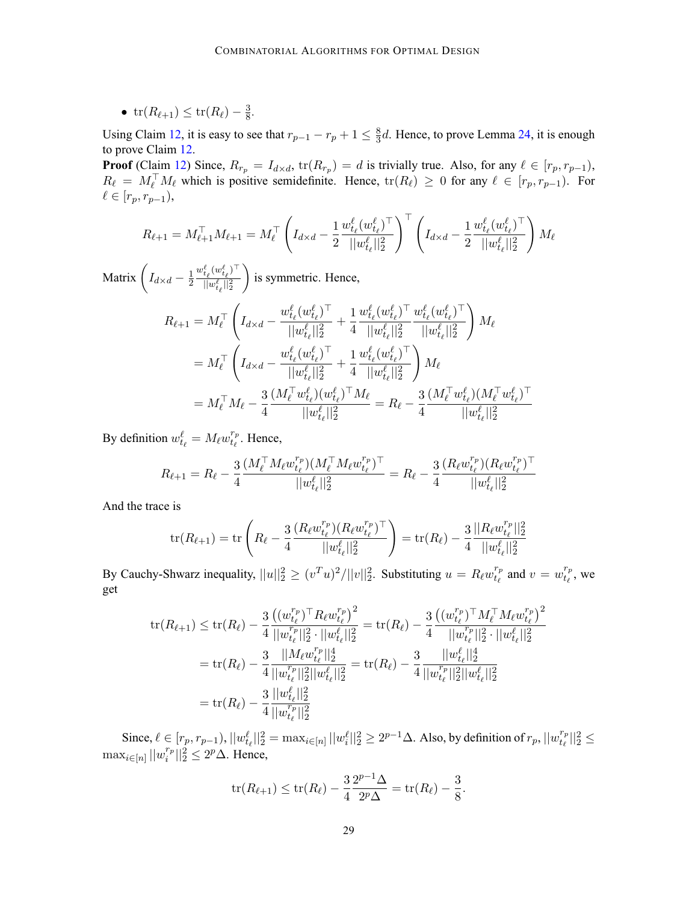- $\text{tr}(R_{\ell+1}) \leq \text{tr}(R_\ell) - \frac{3}{8}$.

Using Claim 12, it is easy to see that $r_{p-1} - r_p + 1 \leq \frac{8}{3}d$. Hence, to prove Lemma 24, it is enough to prove Claim 12.

**Proof** (Claim 12) Since, $R_{r_p} = I_{d\times d}$, $\text{tr}(R_{r_p}) = d$ is trivially true. Also, for any $\ell \in [r_p, r_{p-1})$, $R_\ell = M_\ell^\top M_\ell$ which is positive semidefinite. Hence, $\text{tr}(R_\ell) \geq 0$ for any $\ell \in [r_p, r_{p-1})$. For $\ell \in [r_p, r_{p-1})$,

$$R_{\ell+1} = M_{\ell+1}^\top M_{\ell+1} = M_\ell^\top \left( I_{d\times d} - \frac{1}{2} \frac{w_{t_\ell}^\ell (w_{t_\ell}^\ell)^\top}{||w_{t_\ell}^\ell||_2^2} \right)^\top \left( I_{d\times d} - \frac{1}{2} \frac{w_{t_\ell}^\ell (w_{t_\ell}^\ell)^\top}{||w_{t_\ell}^\ell||_2^2} \right) M_\ell$$

Matrix $\left( I_{d\times d} - \frac{1}{2} \frac{w_{t_\ell}^\ell (w_{t_\ell}^\ell)^\top}{||w_{t_\ell}^\ell||_2^2} \right)$ is symmetric. Hence,

$$\begin{aligned}
R_{\ell+1} &= M_\ell^\top \left( I_{d\times d} - \frac{w_{t_\ell}^\ell (w_{t_\ell}^\ell)^\top}{||w_{t_\ell}^\ell||_2^2} + \frac{1}{4} \frac{w_{t_\ell}^\ell (w_{t_\ell}^\ell)^\top}{||w_{t_\ell}^\ell||_2^2} \frac{w_{t_\ell}^\ell (w_{t_\ell}^\ell)^\top}{||w_{t_\ell}^\ell||_2^2} \right) M_\ell \\
&= M_\ell^\top \left( I_{d\times d} - \frac{w_{t_\ell}^\ell (w_{t_\ell}^\ell)^\top}{||w_{t_\ell}^\ell||_2^2} + \frac{1}{4} \frac{w_{t_\ell}^\ell (w_{t_\ell}^\ell)^\top}{||w_{t_\ell}^\ell||_2^2} \right) M_\ell \\
&= M_\ell^\top M_\ell - \frac{3}{4} \frac{(M_\ell^\top w_{t_\ell}^\ell)(w_{t_\ell}^\ell)^\top M_\ell}{||w_{t_\ell}^\ell||_2^2} = R_\ell - \frac{3}{4} \frac{(M_\ell^\top w_{t_\ell}^\ell)(M_\ell^\top w_{t_\ell}^\ell)^\top}{||w_{t_\ell}^\ell||_2^2}
\end{aligned}$$

By definition $w_{t_\ell}^\ell = M_\ell w_{t_\ell}^{r_p}$. Hence,

$$R_{\ell+1} = R_\ell - \frac{3}{4} \frac{(M_\ell^\top M_\ell w_{t_\ell}^{r_p})(M_\ell^\top M_\ell w_{t_\ell}^{r_p})^\top}{||w_{t_\ell}^\ell||_2^2} = R_\ell - \frac{3}{4} \frac{(R_\ell w_{t_\ell}^{r_p})(R_\ell w_{t_\ell}^{r_p})^\top}{||w_{t_\ell}^\ell||_2^2}$$

And the trace is

$$\text{tr}(R_{\ell+1}) = \text{tr}\left( R_\ell - \frac{3}{4} \frac{(R_\ell w_{t_\ell}^{r_p})(R_\ell w_{t_\ell}^{r_p})^\top}{||w_{t_\ell}^\ell||_2^2} \right) = \text{tr}(R_\ell) - \frac{3}{4} \frac{||R_\ell w_{t_\ell}^{r_p}||_2^2}{||w_{t_\ell}^\ell||_2^2}$$

By Cauchy-Shwarz inequality, $||u||_2^2 \geq (v^T u)^2/||v||_2^2$. Substituting $u = R_\ell w_{t_\ell}^{r_p}$ and $v = w_{t_\ell}^{r_p}$, we get

$$\begin{aligned}
\text{tr}(R_{\ell+1}) &\leq \text{tr}(R_\ell) - \frac{3}{4} \frac{\left((w_{t_\ell}^{r_p})^\top R_\ell w_{t_\ell}^{r_p}\right)^2}{||w_{t_\ell}^{r_p}||_2^2 \cdot ||w_{t_\ell}^\ell||_2^2} = \text{tr}(R_\ell) - \frac{3}{4} \frac{\left((w_{t_\ell}^{r_p})^\top M_\ell^\top M_\ell w_{t_\ell}^{r_p}\right)^2}{||w_{t_\ell}^{r_p}||_2^2 \cdot ||w_{t_\ell}^\ell||_2^2} \\
&= \text{tr}(R_\ell) - \frac{3}{4} \frac{||M_\ell w_{t_\ell}^{r_p}||_2^4}{||w_{t_\ell}^{r_p}||_2^2 ||w_{t_\ell}^\ell||_2^2} = \text{tr}(R_\ell) - \frac{3}{4} \frac{||w_{t_\ell}^\ell||_2^4}{||w_{t_\ell}^{r_p}||_2^2 ||w_{t_\ell}^\ell||_2^2} \\
&= \text{tr}(R_\ell) - \frac{3}{4} \frac{||w_{t_\ell}^\ell||_2^2}{||w_{t_\ell}^{r_p}||_2^2}
\end{aligned}$$

Since, $\ell \in [r_p, r_{p-1})$, $||w_{t_\ell}^\ell||_2^2 = \max_{i\in[n]} ||w_i^\ell||_2^2 \geq 2^{p-1}\Delta$. Also, by definition of $r_p$, $||w_{t_\ell}^{r_p}||_2^2 \leq \max_{i\in[n]} ||w_i^{r_p}||_2^2 \leq 2^p \Delta$. Hence,

$$\text{tr}(R_{\ell+1}) \leq \text{tr}(R_\ell) - \frac{3}{4} \frac{2^{p-1}\Delta}{2^p \Delta} = \text{tr}(R_\ell) - \frac{3}{8}.$$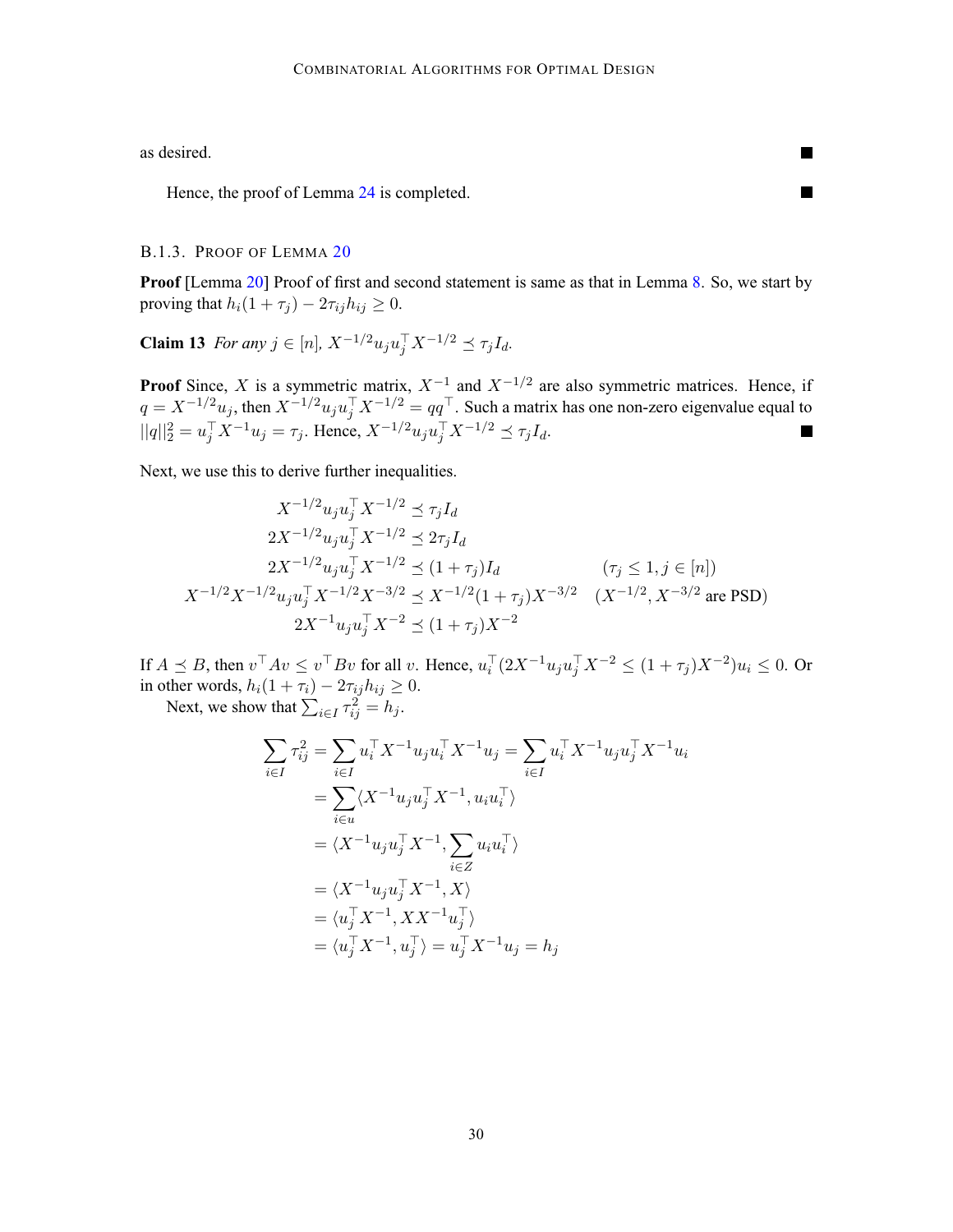as desired. ■

Hence, the proof of Lemma 24 is completed. ■

#### B.1.3. Proof of Lemma 20

**Proof** [Lemma 20] Proof of first and second statement is same as that in Lemma 8. So, we start by proving that $h_i(1+\tau_j) - 2\tau_{ij}h_{ij} \geq 0$.

**Claim 13** *For any $j \in [n]$, $X^{-1/2}u_j u_j^\top X^{-1/2} \preceq \tau_j I_d$.*

**Proof** Since, $X$ is a symmetric matrix, $X^{-1}$ and $X^{-1/2}$ are also symmetric matrices. Hence, if $q = X^{-1/2}u_j$, then $X^{-1/2}u_j u_j^\top X^{-1/2} = qq^\top$. Such a matrix has one non-zero eigenvalue equal to $||q||_2^2 = u_j^\top X^{-1}u_j = \tau_j$. Hence, $X^{-1/2}u_j u_j^\top X^{-1/2} \preceq \tau_j I_d$. ■

Next, we use this to derive further inequalities.

$$
\begin{aligned}
X^{-1/2}u_j u_j^\top X^{-1/2} &\preceq \tau_j I_d \\
2X^{-1/2}u_j u_j^\top X^{-1/2} &\preceq 2\tau_j I_d \\
2X^{-1/2}u_j u_j^\top X^{-1/2} &\preceq (1+\tau_j) I_d && (\tau_j \leq 1, j \in [n]) \\
X^{-1/2}X^{-1/2}u_j u_j^\top X^{-1/2}X^{-3/2} &\preceq X^{-1/2}(1+\tau_j)X^{-3/2} && (X^{-1/2}, X^{-3/2} \text{ are PSD}) \\
2X^{-1}u_j u_j^\top X^{-2} &\preceq (1+\tau_j)X^{-2}
\end{aligned}
$$

If $A \preceq B$, then $v^\top Av \leq v^\top Bv$ for all $v$. Hence, $u_i^\top(2X^{-1}u_j u_j^\top X^{-2} \leq (1+\tau_j)X^{-2})u_i \leq 0$. Or in other words, $h_i(1+\tau_i) - 2\tau_{ij}h_{ij} \geq 0$.

Next, we show that $\sum_{i \in I} \tau_{ij}^2 = h_j$.

$$
\begin{aligned}
\sum_{i \in I} \tau_{ij}^2 &= \sum_{i \in I} u_i^\top X^{-1}u_j u_i^\top X^{-1}u_j = \sum_{i \in I} u_i^\top X^{-1}u_j u_j^\top X^{-1}u_i \\
&= \sum_{i \in u} \langle X^{-1}u_j u_j^\top X^{-1}, u_i u_i^\top \rangle \\
&= \langle X^{-1}u_j u_j^\top X^{-1}, \sum_{i \in Z} u_i u_i^\top \rangle \\
&= \langle X^{-1}u_j u_j^\top X^{-1}, X \rangle \\
&= \langle u_j^\top X^{-1}, XX^{-1}u_j^\top \rangle \\
&= \langle u_j^\top X^{-1}, u_j^\top \rangle = u_j^\top X^{-1}u_j = h_j
\end{aligned}
$$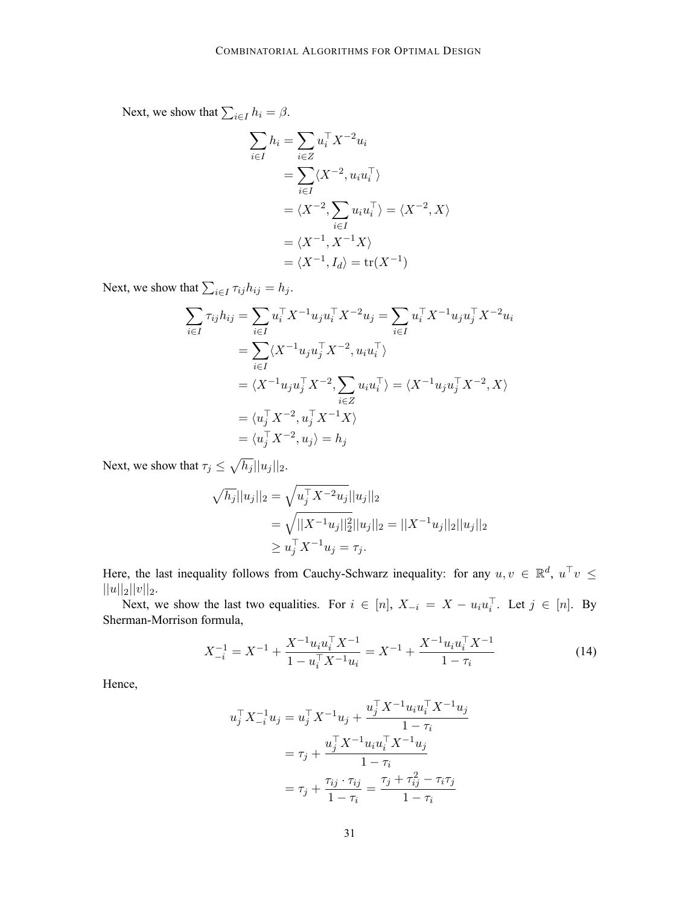Next, we show that $\sum_{i \in I} h_i = \beta$.

$$
\begin{aligned}
\sum_{i \in I} h_i &= \sum_{i \in Z} u_i^\top X^{-2} u_i \\
&= \sum_{i \in I} \langle X^{-2}, u_i u_i^\top \rangle \\
&= \langle X^{-2}, \sum_{i \in I} u_i u_i^\top \rangle = \langle X^{-2}, X \rangle \\
&= \langle X^{-1}, X^{-1} X \rangle \\
&= \langle X^{-1}, I_d \rangle = \operatorname{tr}(X^{-1})
\end{aligned}
$$

Next, we show that $\sum_{i \in I} \tau_{ij} h_{ij} = h_j$.

$$
\begin{aligned}
\sum_{i \in I} \tau_{ij} h_{ij} &= \sum_{i \in I} u_i^\top X^{-1} u_j u_i^\top X^{-2} u_j = \sum_{i \in I} u_i^\top X^{-1} u_j u_j^\top X^{-2} u_i \\
&= \sum_{i \in I} \langle X^{-1} u_j u_j^\top X^{-2}, u_i u_i^\top \rangle \\
&= \langle X^{-1} u_j u_j^\top X^{-2}, \sum_{i \in Z} u_i u_i^\top \rangle = \langle X^{-1} u_j u_j^\top X^{-2}, X \rangle \\
&= \langle u_j^\top X^{-2}, u_j^\top X^{-1} X \rangle \\
&= \langle u_j^\top X^{-2}, u_j \rangle = h_j
\end{aligned}
$$

Next, we show that $\tau_j \leq \sqrt{h_j} ||u_j||_2$.

$$
\begin{aligned}
\sqrt{h_j} ||u_j||_2 &= \sqrt{u_j^\top X^{-2} u_j} ||u_j||_2 \\
&= \sqrt{||X^{-1} u_j||_2^2} ||u_j||_2 = ||X^{-1} u_j||_2 ||u_j||_2 \\
&\geq u_j^\top X^{-1} u_j = \tau_j.
\end{aligned}
$$

Here, the last inequality follows from Cauchy-Schwarz inequality: for any $u, v \in \mathbb{R}^d$, $u^\top v \leq ||u||_2 ||v||_2$.

Next, we show the last two equalities. For $i \in [n]$, $X_{-i} = X - u_i u_i^\top$. Let $j \in [n]$. By Sherman-Morrison formula,

$$
X_{-i}^{-1} = X^{-1} + \frac{X^{-1} u_i u_i^\top X^{-1}}{1 - u_i^\top X^{-1} u_i} = X^{-1} + \frac{X^{-1} u_i u_i^\top X^{-1}}{1 - \tau_i} \tag{14}
$$

Hence,

$$
\begin{aligned}
u_j^\top X_{-i}^{-1} u_j &= u_j^\top X^{-1} u_j + \frac{u_j^\top X^{-1} u_i u_i^\top X^{-1} u_j}{1 - \tau_i} \\
&= \tau_j + \frac{u_j^\top X^{-1} u_i u_i^\top X^{-1} u_j}{1 - \tau_i} \\
&= \tau_j + \frac{\tau_{ij} \cdot \tau_{ij}}{1 - \tau_i} = \frac{\tau_j + \tau_{ij}^2 - \tau_i \tau_j}{1 - \tau_i}
\end{aligned}
$$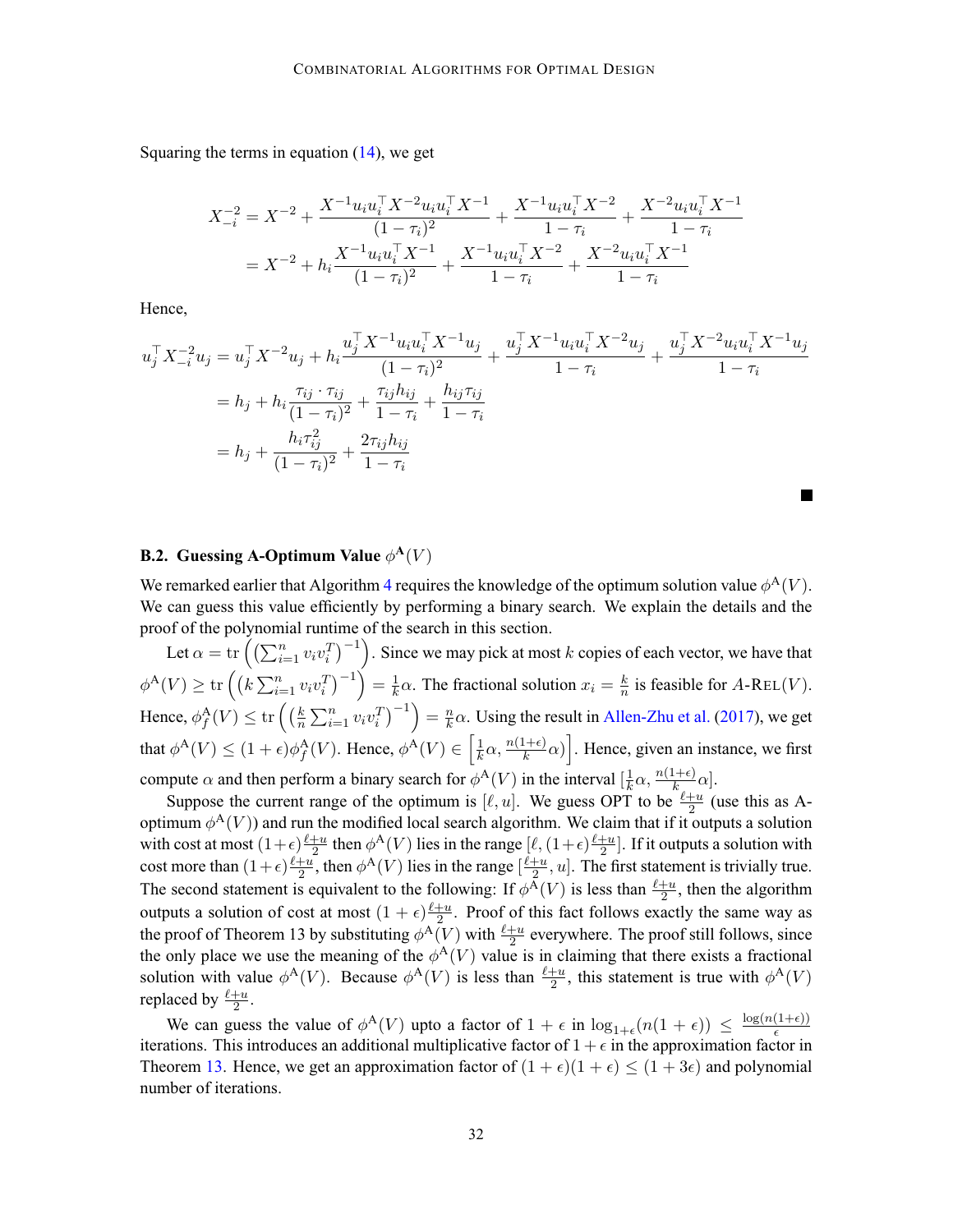Squaring the terms in equation (14), we get

$$
\begin{aligned}
X_{-i}^{-2} &= X^{-2} + \frac{X^{-1}u_i u_i^\top X^{-2} u_i u_i^\top X^{-1}}{(1-\tau_i)^2} + \frac{X^{-1}u_i u_i^\top X^{-2}}{1-\tau_i} + \frac{X^{-2}u_i u_i^\top X^{-1}}{1-\tau_i} \\
&= X^{-2} + h_i \frac{X^{-1}u_i u_i^\top X^{-1}}{(1-\tau_i)^2} + \frac{X^{-1}u_i u_i^\top X^{-2}}{1-\tau_i} + \frac{X^{-2}u_i u_i^\top X^{-1}}{1-\tau_i}
\end{aligned}
$$

Hence,

$$
\begin{aligned}
u_j^\top X_{-i}^{-2} u_j &= u_j^\top X^{-2} u_j + h_i \frac{u_j^\top X^{-1}u_i u_i^\top X^{-1} u_j}{(1-\tau_i)^2} + \frac{u_j^\top X^{-1}u_i u_i^\top X^{-2} u_j}{1-\tau_i} + \frac{u_j^\top X^{-2}u_i u_i^\top X^{-1} u_j}{1-\tau_i} \\
&= h_j + h_i \frac{\tau_{ij} \cdot \tau_{ij}}{(1-\tau_i)^2} + \frac{\tau_{ij} h_{ij}}{1-\tau_i} + \frac{h_{ij}\tau_{ij}}{1-\tau_i} \\
&= h_j + \frac{h_i \tau_{ij}^2}{(1-\tau_i)^2} + \frac{2\tau_{ij} h_{ij}}{1-\tau_i}
\end{aligned}
$$

■

### B.2. Guessing A-Optimum Value $\phi^{\mathrm{A}}(V)$

We remarked earlier that Algorithm 4 requires the knowledge of the optimum solution value $\phi^{\mathrm{A}}(V)$. We can guess this value efficiently by performing a binary search. We explain the details and the proof of the polynomial runtime of the search in this section.

Let $\alpha = \operatorname{tr}\left(\left(\sum_{i=1}^n v_i v_i^T\right)^{-1}\right)$. Since we may pick at most $k$ copies of each vector, we have that $\phi^{\mathrm{A}}(V) \geq \operatorname{tr}\left(\left(k\sum_{i=1}^n v_i v_i^T\right)^{-1}\right) = \frac{1}{k}\alpha$. The fractional solution $x_i = \frac{k}{n}$ is feasible for $A$-REL$(V)$. Hence, $\phi_f^{\mathrm{A}}(V) \leq \operatorname{tr}\left(\left(\frac{k}{n}\sum_{i=1}^n v_i v_i^T\right)^{-1}\right) = \frac{n}{k}\alpha$. Using the result in Allen-Zhu et al. (2017), we get that $\phi^{\mathrm{A}}(V) \leq (1+\epsilon)\phi_f^{\mathrm{A}}(V)$. Hence, $\phi^{\mathrm{A}}(V) \in \left[\frac{1}{k}\alpha, \frac{n(1+\epsilon)}{k}\alpha\right]$. Hence, given an instance, we first compute $\alpha$ and then perform a binary search for $\phi^{\mathrm{A}}(V)$ in the interval $[\frac{1}{k}\alpha, \frac{n(1+\epsilon)}{k}\alpha]$.

Suppose the current range of the optimum is $[\ell, u]$. We guess OPT to be $\frac{\ell+u}{2}$ (use this as A-optimum $\phi^{\mathrm{A}}(V)$) and run the modified local search algorithm. We claim that if it outputs a solution with cost at most $(1+\epsilon)\frac{\ell+u}{2}$ then $\phi^{\mathrm{A}}(V)$ lies in the range $[\ell, (1+\epsilon)\frac{\ell+u}{2}]$. If it outputs a solution with cost more than $(1+\epsilon)\frac{\ell+u}{2}$, then $\phi^{\mathrm{A}}(V)$ lies in the range $[\frac{\ell+u}{2}, u]$. The first statement is trivially true. The second statement is equivalent to the following: If $\phi^{\mathrm{A}}(V)$ is less than $\frac{\ell+u}{2}$, then the algorithm outputs a solution of cost at most $(1+\epsilon)\frac{\ell+u}{2}$. Proof of this fact follows exactly the same way as the proof of Theorem 13 by substituting $\phi^{\mathrm{A}}(V)$ with $\frac{\ell+u}{2}$ everywhere. The proof still follows, since the only place we use the meaning of the $\phi^{\mathrm{A}}(V)$ value is in claiming that there exists a fractional solution with value $\phi^{\mathrm{A}}(V)$. Because $\phi^{\mathrm{A}}(V)$ is less than $\frac{\ell+u}{2}$, this statement is true with $\phi^{\mathrm{A}}(V)$ replaced by $\frac{\ell+u}{2}$.

We can guess the value of $\phi^{\mathrm{A}}(V)$ upto a factor of $1+\epsilon$ in $\log_{1+\epsilon}(n(1+\epsilon)) \leq \frac{\log(n(1+\epsilon))}{\epsilon}$ iterations. This introduces an additional multiplicative factor of $1+\epsilon$ in the approximation factor in Theorem 13. Hence, we get an approximation factor of $(1+\epsilon)(1+\epsilon) \leq (1+3\epsilon)$ and polynomial number of iterations.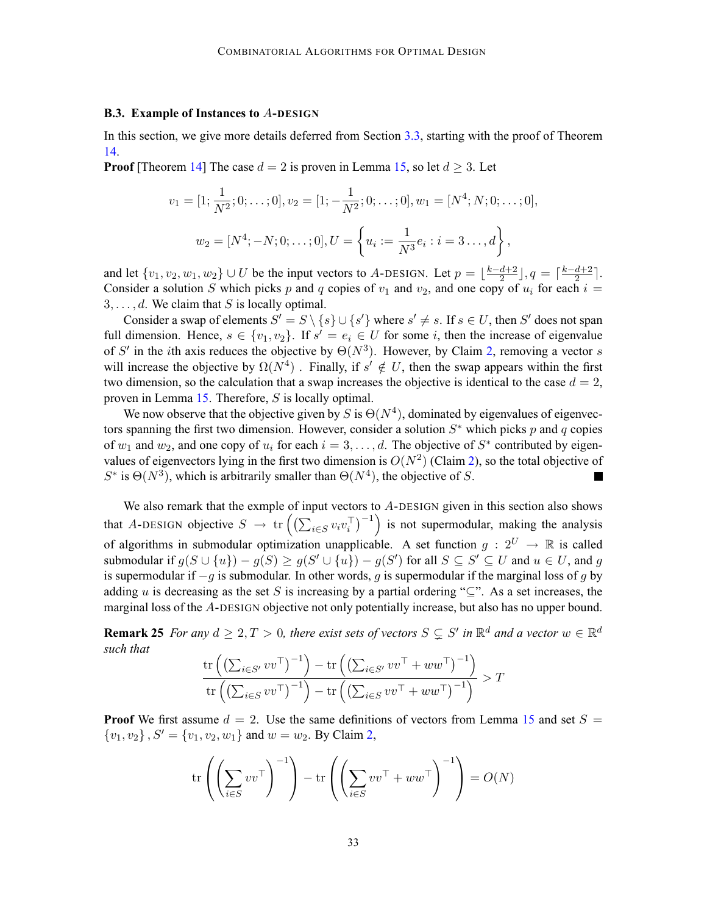### B.3. Example of Instances to $A$-DESIGN

In this section, we give more details deferred from Section 3.3, starting with the proof of Theorem 14.

**Proof** [Theorem 14] The case $d = 2$ is proven in Lemma 15, so let $d \geq 3$. Let

$$v_1 = [1; \frac{1}{N^2}; 0; \ldots; 0], v_2 = [1; -\frac{1}{N^2}; 0; \ldots; 0], w_1 = [N^4; N; 0; \ldots; 0],$$

$$w_2 = [N^4; -N; 0; \ldots; 0], U = \left\{ u_i := \frac{1}{N^3} e_i : i = 3 \ldots, d \right\},$$

and let $\{v_1, v_2, w_1, w_2\} \cup U$ be the input vectors to $A$-DESIGN. Let $p = \lfloor \frac{k-d+2}{2} \rfloor, q = \lceil \frac{k-d+2}{2} \rceil$. Consider a solution $S$ which picks $p$ and $q$ copies of $v_1$ and $v_2$, and one copy of $u_i$ for each $i = 3, \ldots, d$. We claim that $S$ is locally optimal.

Consider a swap of elements $S' = S \setminus \{s\} \cup \{s'\}$ where $s' \neq s$. If $s \in U$, then $S'$ does not span full dimension. Hence, $s \in \{v_1, v_2\}$. If $s' = e_i \in U$ for some $i$, then the increase of eigenvalue of $S'$ in the $i$th axis reduces the objective by $\Theta(N^3)$. However, by Claim 2, removing a vector $s$ will increase the objective by $\Omega(N^4)$ . Finally, if $s' \notin U$, then the swap appears within the first two dimension, so the calculation that a swap increases the objective is identical to the case $d = 2$, proven in Lemma 15. Therefore, $S$ is locally optimal.

We now observe that the objective given by $S$ is $\Theta(N^4)$, dominated by eigenvalues of eigenvectors spanning the first two dimension. However, consider a solution $S^*$ which picks $p$ and $q$ copies of $w_1$ and $w_2$, and one copy of $u_i$ for each $i = 3, \ldots, d$. The objective of $S^*$ contributed by eigenvalues of eigenvectors lying in the first two dimension is $O(N^2)$ (Claim 2), so the total objective of $S^*$ is $\Theta(N^3)$, which is arbitrarily smaller than $\Theta(N^4)$, the objective of $S$. ■

We also remark that the exmple of input vectors to $A$-DESIGN given in this section also shows that $A$-DESIGN objective $S \to \operatorname{tr}\left(\left(\sum_{i \in S} v_i v_i^\top\right)^{-1}\right)$ is not supermodular, making the analysis of algorithms in submodular optimization unapplicable. A set function $g : 2^U \to \mathbb{R}$ is called submodular if $g(S \cup \{u\}) - g(S) \geq g(S' \cup \{u\}) - g(S')$ for all $S \subseteq S' \subseteq U$ and $u \in U$, and $g$ is supermodular if $-g$ is submodular. In other words, $g$ is supermodular if the marginal loss of $g$ by adding $u$ is decreasing as the set $S$ is increasing by a partial ordering "$\subseteq$". As a set increases, the marginal loss of the $A$-DESIGN objective not only potentially increase, but also has no upper bound.

**Remark 25** *For any $d \geq 2, T > 0$, there exist sets of vectors $S \subsetneq S'$ in $\mathbb{R}^d$ and a vector $w \in \mathbb{R}^d$ such that*

$$\frac{\operatorname{tr}\left(\left(\sum_{i \in S'} vv^\top\right)^{-1}\right) - \operatorname{tr}\left(\left(\sum_{i \in S'} vv^\top + ww^\top\right)^{-1}\right)}{\operatorname{tr}\left(\left(\sum_{i \in S} vv^\top\right)^{-1}\right) - \operatorname{tr}\left(\left(\sum_{i \in S} vv^\top + ww^\top\right)^{-1}\right)} > T$$

**Proof** We first assume $d = 2$. Use the same definitions of vectors from Lemma 15 and set $S = \{v_1, v_2\}, S' = \{v_1, v_2, w_1\}$ and $w = w_2$. By Claim 2,

$$\operatorname{tr}\left(\left(\sum_{i \in S} vv^\top\right)^{-1}\right) - \operatorname{tr}\left(\left(\sum_{i \in S} vv^\top + ww^\top\right)^{-1}\right) = O(N)$$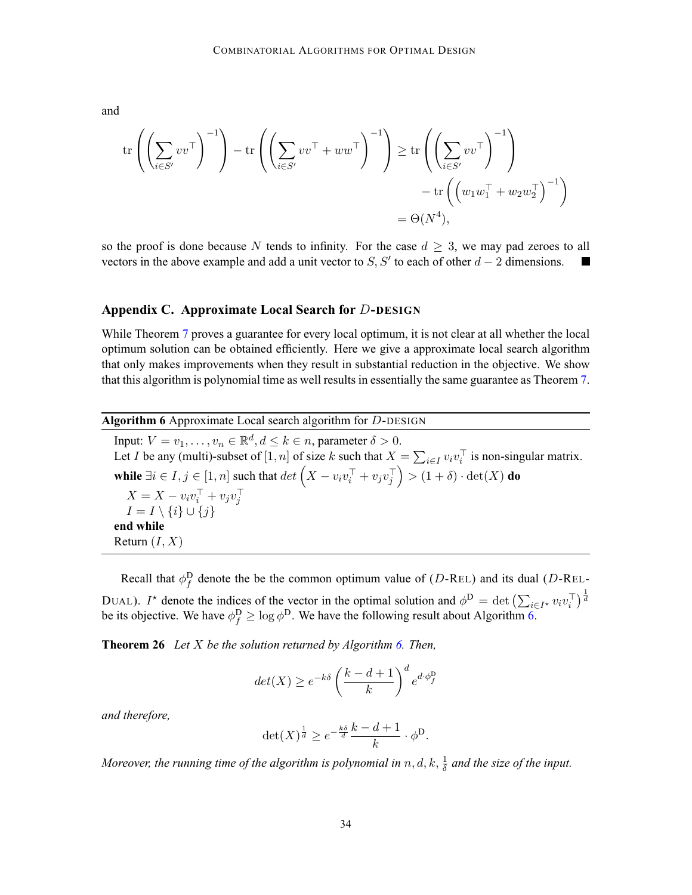and

$$
\operatorname{tr}\left(\left(\sum_{i\in S'} vv^\top\right)^{-1}\right) - \operatorname{tr}\left(\left(\sum_{i\in S'} vv^\top + ww^\top\right)^{-1}\right) \geq \operatorname{tr}\left(\left(\sum_{i\in S'} vv^\top\right)^{-1}\right) - \operatorname{tr}\left(\left(w_1w_1^\top + w_2w_2^\top\right)^{-1}\right) = \Theta(N^4),
$$

so the proof is done because $N$ tends to infinity. For the case $d \geq 3$, we may pad zeroes to all vectors in the above example and add a unit vector to $S, S'$ to each of other $d-2$ dimensions. ■

## Appendix C. Approximate Local Search for $D$-DESIGN

While Theorem 7 proves a guarantee for every local optimum, it is not clear at all whether the local optimum solution can be obtained efficiently. Here we give a approximate local search algorithm that only makes improvements when they result in substantial reduction in the objective. We show that this algorithm is polynomial time as well results in essentially the same guarantee as Theorem 7.

**Algorithm 6** Approximate Local search algorithm for $D$-DESIGN

Input: $V = v_1, \dots, v_n \in \mathbb{R}^d, d \leq k \in n$, parameter $\delta > 0$.
Let $I$ be any (multi)-subset of $[1, n]$ of size $k$ such that $X = \sum_{i\in I} v_i v_i^\top$ is non-singular matrix.
**while** $\exists i \in I, j \in [1, n]$ such that $det\left(X - v_i v_i^\top + v_j v_j^\top\right) > (1 + \delta) \cdot \det(X)$ **do**
  $X = X - v_i v_i^\top + v_j v_j^\top$
  $I = I \setminus \{i\} \cup \{j\}$
**end while**
Return $(I, X)$

Recall that $\phi_f^{\mathsf{D}}$ denote the be the common optimum value of ($D$-REL) and its dual ($D$-REL-DUAL). $I^\star$ denote the indices of the vector in the optimal solution and $\phi^{\mathsf{D}} = \det\left(\sum_{i\in I^\star} v_i v_i^\top\right)^{\frac{1}{d}}$ be its objective. We have $\phi_f^{\mathsf{D}} \geq \log \phi^{\mathsf{D}}$. We have the following result about Algorithm 6.

**Theorem 26** *Let $X$ be the solution returned by Algorithm 6. Then,*

$$
det(X) \geq e^{-k\delta} \left(\frac{k-d+1}{k}\right)^d e^{d\cdot\phi_f^{\mathsf{D}}}
$$

*and therefore,*

$$
\det(X)^{\frac{1}{d}} \geq e^{-\frac{k\delta}{d}} \frac{k-d+1}{k} \cdot \phi^{\mathsf{D}}.
$$

*Moreover, the running time of the algorithm is polynomial in $n, d, k, \frac{1}{\delta}$ and the size of the input.*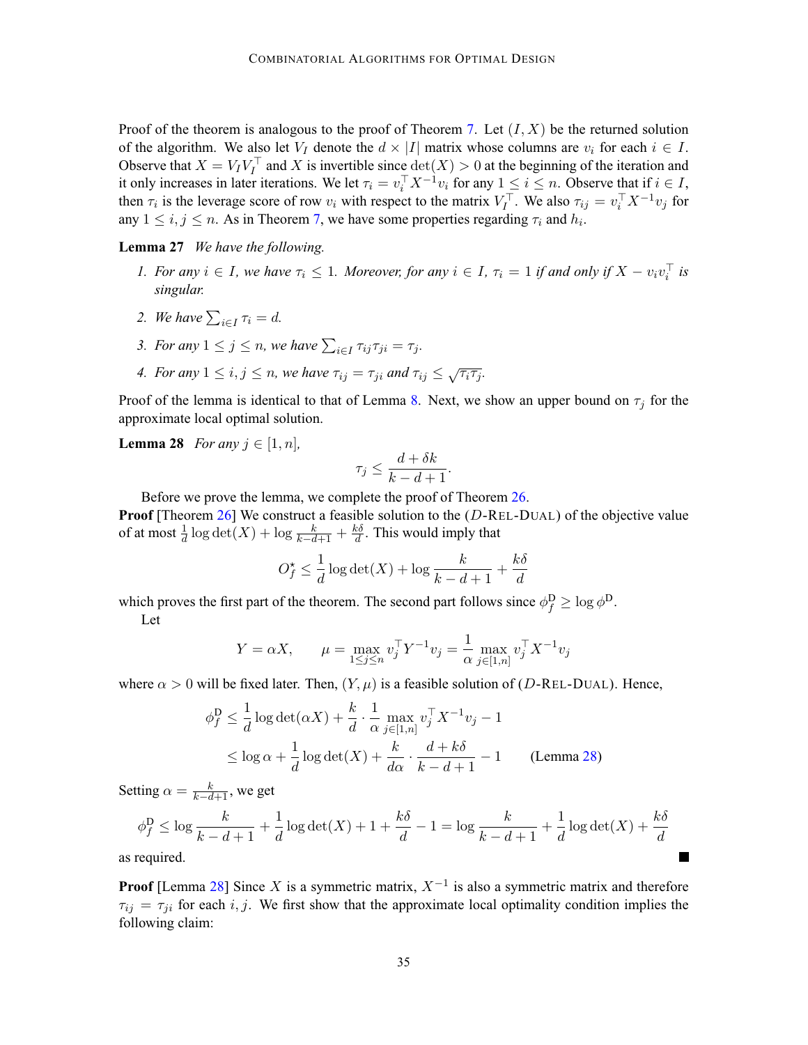Proof of the theorem is analogous to the proof of Theorem 7. Let $(I, X)$ be the returned solution of the algorithm. We also let $V_I$ denote the $d \times |I|$ matrix whose columns are $v_i$ for each $i \in I$. Observe that $X = V_I V_I^\top$ and $X$ is invertible since $\det(X) > 0$ at the beginning of the iteration and it only increases in later iterations. We let $\tau_i = v_i^\top X^{-1} v_i$ for any $1 \leq i \leq n$. Observe that if $i \in I$, then $\tau_i$ is the leverage score of row $v_i$ with respect to the matrix $V_I^\top$. We also $\tau_{ij} = v_i^\top X^{-1} v_j$ for any $1 \leq i, j \leq n$. As in Theorem 7, we have some properties regarding $\tau_i$ and $h_i$.

**Lemma 27** *We have the following.*

1. *For any $i \in I$, we have $\tau_i \leq 1$. Moreover, for any $i \in I$, $\tau_i = 1$ if and only if $X - v_i v_i^\top$ is singular.*
2. *We have $\sum_{i \in I} \tau_i = d$.*
3. *For any $1 \leq j \leq n$, we have $\sum_{i \in I} \tau_{ij} \tau_{ji} = \tau_j$.*
4. *For any $1 \leq i, j \leq n$, we have $\tau_{ij} = \tau_{ji}$ and $\tau_{ij} \leq \sqrt{\tau_i \tau_j}$.*

Proof of the lemma is identical to that of Lemma 8. Next, we show an upper bound on $\tau_j$ for the approximate local optimal solution.

**Lemma 28** *For any $j \in [1, n]$,*

$$\tau_j \leq \frac{d + \delta k}{k - d + 1}.$$

Before we prove the lemma, we complete the proof of Theorem 26.

**Proof** [Theorem 26] We construct a feasible solution to the ($D$-REL-DUAL) of the objective value of at most $\frac{1}{d} \log \det(X) + \log \frac{k}{k-d+1} + \frac{k\delta}{d}$. This would imply that

$$O_f^\star \leq \frac{1}{d} \log \det(X) + \log \frac{k}{k-d+1} + \frac{k\delta}{d}$$

which proves the first part of the theorem. The second part follows since $\phi_f^{\mathrm{D}} \geq \log \phi^{\mathrm{D}}$.

Let

$$Y = \alpha X, \qquad \mu = \max_{1 \leq j \leq n} v_j^\top Y^{-1} v_j = \frac{1}{\alpha} \max_{j \in [1,n]} v_j^\top X^{-1} v_j$$

where $\alpha > 0$ will be fixed later. Then, $(Y, \mu)$ is a feasible solution of ($D$-REL-DUAL). Hence,

$$\begin{aligned}
\phi_f^{\mathrm{D}} &\leq \frac{1}{d} \log \det(\alpha X) + \frac{k}{d} \cdot \frac{1}{\alpha} \max_{j \in [1,n]} v_j^\top X^{-1} v_j - 1 \\
&\leq \log \alpha + \frac{1}{d} \log \det(X) + \frac{k}{d\alpha} \cdot \frac{d + k\delta}{k - d + 1} - 1 \qquad \text{(Lemma 28)}
\end{aligned}$$

Setting $\alpha = \frac{k}{k-d+1}$, we get

$$\phi_f^{\mathrm{D}} \leq \log \frac{k}{k-d+1} + \frac{1}{d} \log \det(X) + 1 + \frac{k\delta}{d} - 1 = \log \frac{k}{k-d+1} + \frac{1}{d} \log \det(X) + \frac{k\delta}{d}$$

as required. ∎

**Proof** [Lemma 28] Since $X$ is a symmetric matrix, $X^{-1}$ is also a symmetric matrix and therefore $\tau_{ij} = \tau_{ji}$ for each $i, j$. We first show that the approximate local optimality condition implies the following claim: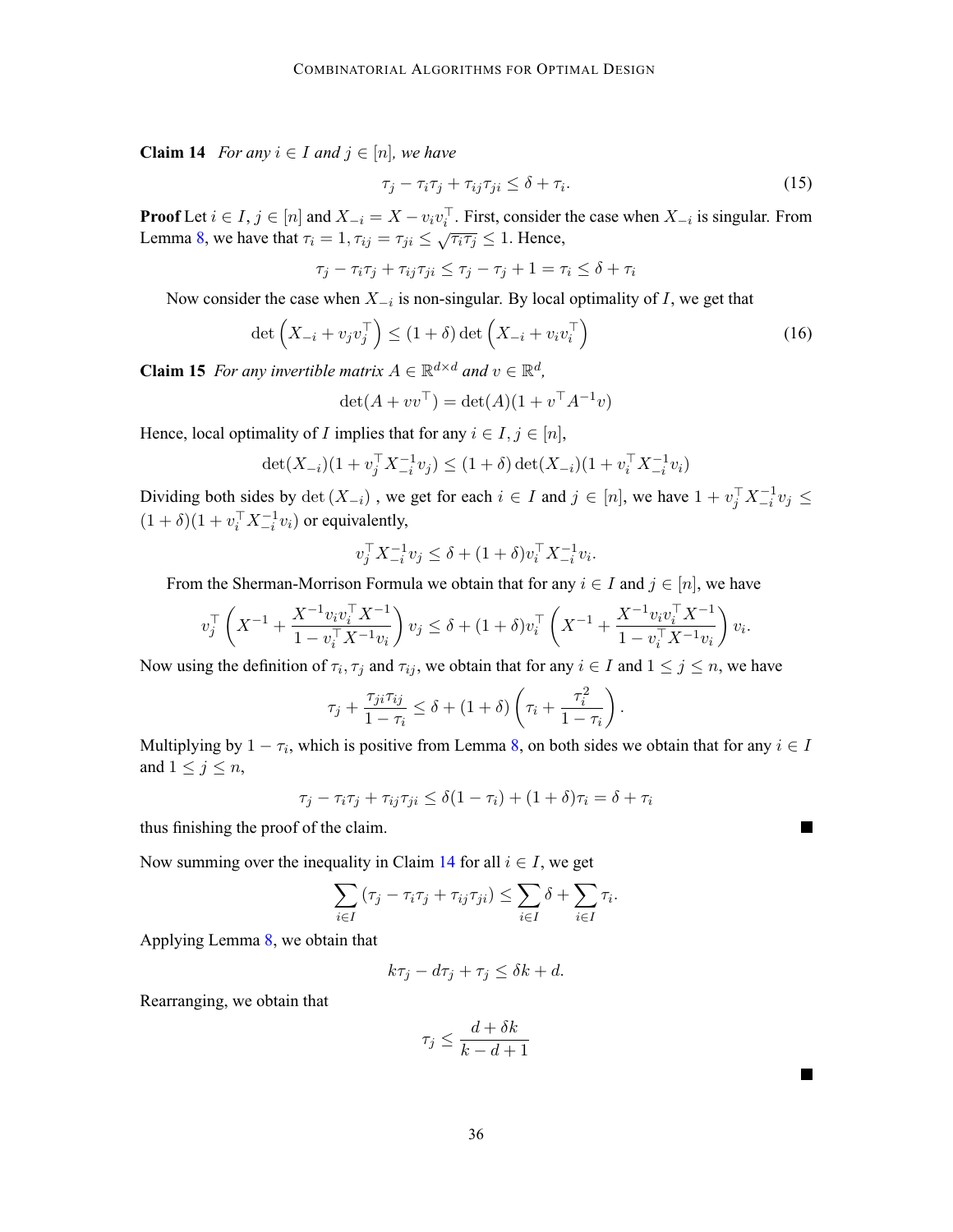**Claim 14** *For any $i \in I$ and $j \in [n]$, we have*

$$\tau_j - \tau_i \tau_j + \tau_{ij}\tau_{ji} \leq \delta + \tau_i. \tag{15}$$

**Proof** Let $i \in I$, $j \in [n]$ and $X_{-i} = X - v_i v_i^\top$. First, consider the case when $X_{-i}$ is singular. From Lemma 8, we have that $\tau_i = 1, \tau_{ij} = \tau_{ji} \leq \sqrt{\tau_i \tau_j} \leq 1$. Hence,

$$\tau_j - \tau_i \tau_j + \tau_{ij}\tau_{ji} \leq \tau_j - \tau_j + 1 = \tau_i \leq \delta + \tau_i$$

Now consider the case when $X_{-i}$ is non-singular. By local optimality of $I$, we get that

$$\det\left(X_{-i} + v_j v_j^\top\right) \leq (1+\delta)\det\left(X_{-i} + v_i v_i^\top\right) \tag{16}$$

**Claim 15** *For any invertible matrix $A \in \mathbb{R}^{d \times d}$ and $v \in \mathbb{R}^d$,*

$$\det(A + vv^\top) = \det(A)(1 + v^\top A^{-1} v)$$

Hence, local optimality of $I$ implies that for any $i \in I, j \in [n]$,

$$\det(X_{-i})(1 + v_j^\top X_{-i}^{-1} v_j) \leq (1+\delta)\det(X_{-i})(1 + v_i^\top X_{-i}^{-1} v_i)$$

Dividing both sides by $\det(X_{-i})$ , we get for each $i \in I$ and $j \in [n]$, we have $1 + v_j^\top X_{-i}^{-1} v_j \leq (1+\delta)(1 + v_i^\top X_{-i}^{-1} v_i)$ or equivalently,

$$v_j^\top X_{-i}^{-1} v_j \leq \delta + (1+\delta) v_i^\top X_{-i}^{-1} v_i.$$

From the Sherman-Morrison Formula we obtain that for any $i \in I$ and $j \in [n]$, we have

$$v_j^\top \left( X^{-1} + \frac{X^{-1} v_i v_i^\top X^{-1}}{1 - v_i^\top X^{-1} v_i} \right) v_j \leq \delta + (1+\delta) v_i^\top \left( X^{-1} + \frac{X^{-1} v_i v_i^\top X^{-1}}{1 - v_i^\top X^{-1} v_i} \right) v_i.$$

Now using the definition of $\tau_i, \tau_j$ and $\tau_{ij}$, we obtain that for any $i \in I$ and $1 \leq j \leq n$, we have

$$\tau_j + \frac{\tau_{ji}\tau_{ij}}{1 - \tau_i} \leq \delta + (1+\delta)\left(\tau_i + \frac{\tau_i^2}{1-\tau_i}\right).$$

Multiplying by $1 - \tau_i$, which is positive from Lemma 8, on both sides we obtain that for any $i \in I$ and $1 \leq j \leq n$,

$$\tau_j - \tau_i\tau_j + \tau_{ij}\tau_{ji} \leq \delta(1 - \tau_i) + (1+\delta)\tau_i = \delta + \tau_i$$

thus finishing the proof of the claim. ∎

Now summing over the inequality in Claim 14 for all $i \in I$, we get

$$\sum_{i \in I} (\tau_j - \tau_i \tau_j + \tau_{ij}\tau_{ji}) \leq \sum_{i \in I} \delta + \sum_{i \in I} \tau_i.$$

Applying Lemma 8, we obtain that

$$k\tau_j - d\tau_j + \tau_j \leq \delta k + d.$$

Rearranging, we obtain that

$$\tau_j \leq \frac{d + \delta k}{k - d + 1}$$

∎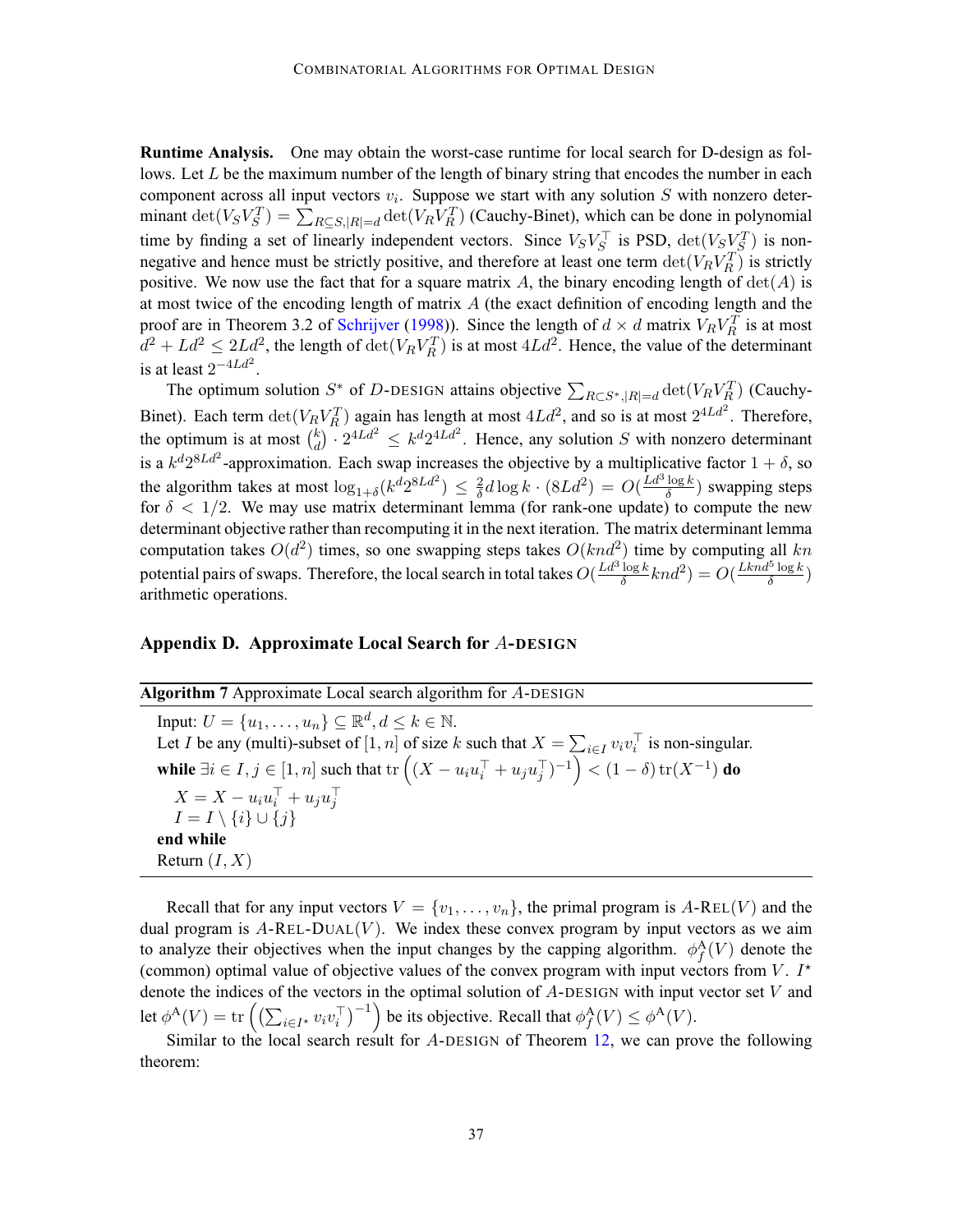**Runtime Analysis.** One may obtain the worst-case runtime for local search for D-design as follows. Let $L$ be the maximum number of the length of binary string that encodes the number in each component across all input vectors $v_i$. Suppose we start with any solution $S$ with nonzero determinant $\det(V_S V_S^T) = \sum_{R \subseteq S, |R|=d} \det(V_R V_R^T)$ (Cauchy-Binet), which can be done in polynomial time by finding a set of linearly independent vectors. Since $V_S V_S^\top$ is PSD, $\det(V_S V_S^T)$ is nonnegative and hence must be strictly positive, and therefore at least one term $\det(V_R V_R^T)$ is strictly positive. We now use the fact that for a square matrix $A$, the binary encoding length of $\det(A)$ is at most twice of the encoding length of matrix $A$ (the exact definition of encoding length and the proof are in Theorem 3.2 of Schrijver (1998)). Since the length of $d \times d$ matrix $V_R V_R^T$ is at most $d^2 + Ld^2 \leq 2Ld^2$, the length of $\det(V_R V_R^T)$ is at most $4Ld^2$. Hence, the value of the determinant is at least $2^{-4Ld^2}$.

The optimum solution $S^*$ of $D$-DESIGN attains objective $\sum_{R \subset S^*, |R|=d} \det(V_R V_R^T)$ (Cauchy-Binet). Each term $\det(V_R V_R^T)$ again has length at most $4Ld^2$, and so is at most $2^{4Ld^2}$. Therefore, the optimum is at most $\binom{k}{d} \cdot 2^{4Ld^2} \leq k^d 2^{4Ld^2}$. Hence, any solution $S$ with nonzero determinant is a $k^d 2^{8Ld^2}$-approximation. Each swap increases the objective by a multiplicative factor $1+\delta$, so the algorithm takes at most $\log_{1+\delta}(k^d 2^{8Ld^2}) \leq \frac{2}{\delta} d \log k \cdot (8Ld^2) = O(\frac{Ld^3 \log k}{\delta})$ swapping steps for $\delta < 1/2$. We may use matrix determinant lemma (for rank-one update) to compute the new determinant objective rather than recomputing it in the next iteration. The matrix determinant lemma computation takes $O(d^2)$ times, so one swapping steps takes $O(knd^2)$ time by computing all $kn$ potential pairs of swaps. Therefore, the local search in total takes $O(\frac{Ld^3 \log k}{\delta} knd^2) = O(\frac{Lknd^5 \log k}{\delta})$ arithmetic operations.

## Appendix D. Approximate Local Search for $A$-DESIGN

**Algorithm 7** Approximate Local search algorithm for $A$-DESIGN

Input: $U = \{u_1, \ldots, u_n\} \subseteq \mathbb{R}^d, d \leq k \in \mathbb{N}$.
Let $I$ be any (multi)-subset of $[1, n]$ of size $k$ such that $X = \sum_{i \in I} v_i v_i^\top$ is non-singular.
**while** $\exists i \in I, j \in [1, n]$ such that $\mathrm{tr}\left((X - u_i u_i^\top + u_j u_j^\top)^{-1}\right) < (1-\delta)\,\mathrm{tr}(X^{-1})$ **do**
  $X = X - u_i u_i^\top + u_j u_j^\top$
  $I = I \setminus \{i\} \cup \{j\}$
**end while**
Return $(I, X)$

Recall that for any input vectors $V = \{v_1, \ldots, v_n\}$, the primal program is $A$-REL$(V)$ and the dual program is $A$-REL-DUAL$(V)$. We index these convex program by input vectors as we aim to analyze their objectives when the input changes by the capping algorithm. $\phi_f^{\mathrm{A}}(V)$ denote the (common) optimal value of objective values of the convex program with input vectors from $V$. $I^\star$ denote the indices of the vectors in the optimal solution of $A$-DESIGN with input vector set $V$ and let $\phi^{\mathrm{A}}(V) = \mathrm{tr}\left(\left(\sum_{i \in I^\star} v_i v_i^\top\right)^{-1}\right)$ be its objective. Recall that $\phi_f^{\mathrm{A}}(V) \leq \phi^{\mathrm{A}}(V)$.

Similar to the local search result for $A$-DESIGN of Theorem 12, we can prove the following theorem: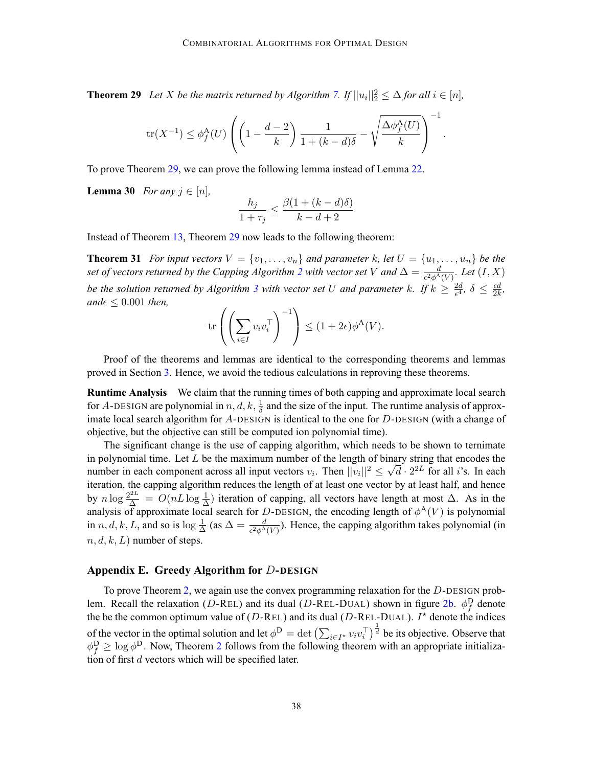**Theorem 29** *Let $X$ be the matrix returned by Algorithm 7. If $||u_i||_2^2 \leq \Delta$ for all $i \in [n]$,*

$$\operatorname{tr}(X^{-1}) \leq \phi_f^{\mathrm{A}}(U) \left( \left(1 - \frac{d-2}{k}\right) \frac{1}{1+(k-d)\delta} - \sqrt{\frac{\Delta \phi_f^{\mathrm{A}}(U)}{k}} \right)^{-1}.$$

To prove Theorem 29, we can prove the following lemma instead of Lemma 22.

**Lemma 30** *For any $j \in [n]$,*

$$\frac{h_j}{1+\tau_j} \leq \frac{\beta(1+(k-d)\delta)}{k-d+2}$$

Instead of Theorem 13, Theorem 29 now leads to the following theorem:

**Theorem 31** *For input vectors $V = \{v_1, \ldots, v_n\}$ and parameter $k$, let $U = \{u_1, \ldots, u_n\}$ be the set of vectors returned by the Capping Algorithm 2 with vector set $V$ and $\Delta = \frac{d}{\epsilon^2 \phi^{\mathrm{A}}(V)}$. Let $(I, X)$ be the solution returned by Algorithm 3 with vector set $U$ and parameter $k$. If $k \geq \frac{2d}{\epsilon^4}$, $\delta \leq \frac{\epsilon d}{2k}$, and$\epsilon \leq 0.001$ then,*

$$\operatorname{tr}\left( \left( \sum_{i \in I} v_i v_i^\top \right)^{-1} \right) \leq (1+2\epsilon)\phi^{\mathrm{A}}(V).$$

Proof of the theorems and lemmas are identical to the corresponding theorems and lemmas proved in Section 3. Hence, we avoid the tedious calculations in reproving these theorems.

**Runtime Analysis** We claim that the running times of both capping and approximate local search for $A$-DESIGN are polynomial in $n, d, k, \frac{1}{\delta}$ and the size of the input. The runtime analysis of approximate local search algorithm for $A$-DESIGN is identical to the one for $D$-DESIGN (with a change of objective, but the objective can still be computed ion polynomial time).

The significant change is the use of capping algorithm, which needs to be shown to ternimate in polynomial time. Let $L$ be the maximum number of the length of binary string that encodes the number in each component across all input vectors $v_i$. Then $||v_i||^2 \leq \sqrt{d} \cdot 2^{2L}$ for all $i$'s. In each iteration, the capping algorithm reduces the length of at least one vector by at least half, and hence by $n \log \frac{2^{2L}}{\Delta} = O(nL \log \frac{1}{\Delta})$ iteration of capping, all vectors have length at most $\Delta$. As in the analysis of approximate local search for $D$-DESIGN, the encoding length of $\phi^{\mathrm{A}}(V)$ is polynomial in $n, d, k, L$, and so is $\log \frac{1}{\Delta}$ (as $\Delta = \frac{d}{\epsilon^2 \phi^{\mathrm{A}}(V)}$). Hence, the capping algorithm takes polynomial (in $n, d, k, L$) number of steps.

## Appendix E. Greedy Algorithm for $D$-DESIGN

To prove Theorem 2, we again use the convex programming relaxation for the $D$-DESIGN problem. Recall the relaxation ($D$-REL) and its dual ($D$-REL-DUAL) shown in figure 2b. $\phi_f^{\mathrm{D}}$ denote the be the common optimum value of ($D$-REL) and its dual ($D$-REL-DUAL). $I^\star$ denote the indices of the vector in the optimal solution and let $\phi^{\mathrm{D}} = \det\left(\sum_{i \in I^\star} v_i v_i^\top\right)^{\frac{1}{d}}$ be its objective. Observe that $\phi_f^{\mathrm{D}} \geq \log \phi^{\mathrm{D}}$. Now, Theorem 2 follows from the following theorem with an appropriate initialization of first $d$ vectors which will be specified later.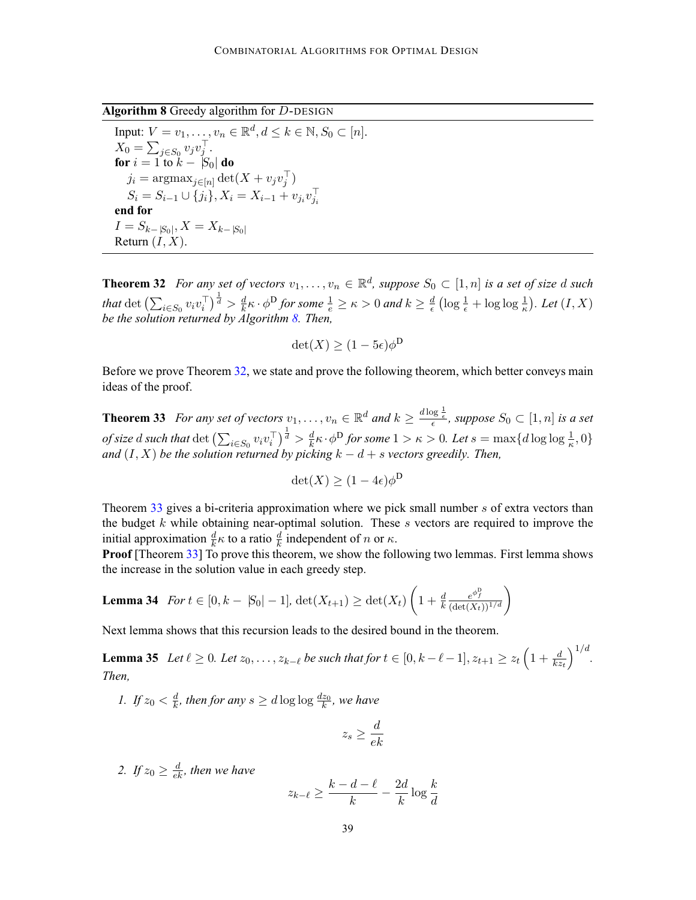**Algorithm 8** Greedy algorithm for $D$-DESIGN

Input: $V = v_1, \ldots, v_n \in \mathbb{R}^d, d \leq k \in \mathbb{N}, S_0 \subset [n]$.
$X_0 = \sum_{j \in S_0} v_j v_j^\top$.
**for** $i = 1$ to $k - |S_0|$ **do**
  $j_i = \text{argmax}_{j \in [n]} \det(X + v_j v_j^\top)$
  $S_i = S_{i-1} \cup \{j_i\}, X_i = X_{i-1} + v_{j_i} v_{j_i}^\top$
**end for**
$I = S_{k-|S_0|}, X = X_{k-|S_0|}$
Return $(I, X)$.

---

**Theorem 32** *For any set of vectors $v_1, \ldots, v_n \in \mathbb{R}^d$, suppose $S_0 \subset [1, n]$ is a set of size $d$ such that $\det\left(\sum_{i \in S_0} v_i v_i^\top\right)^{\frac{1}{d}} > \frac{d}{k}\kappa \cdot \phi^{\mathsf{D}}$ for some $\frac{1}{e} \geq \kappa > 0$ and $k \geq \frac{d}{\epsilon}\left(\log \frac{1}{\epsilon} + \log\log \frac{1}{\kappa}\right)$. Let $(I, X)$ be the solution returned by Algorithm 8. Then,*

$$\det(X) \geq (1 - 5\epsilon)\phi^{\mathsf{D}}$$

Before we prove Theorem 32, we state and prove the following theorem, which better conveys main ideas of the proof.

**Theorem 33** *For any set of vectors $v_1, \ldots, v_n \in \mathbb{R}^d$ and $k \geq \frac{d \log \frac{1}{\epsilon}}{\epsilon}$, suppose $S_0 \subset [1, n]$ is a set of size $d$ such that $\det\left(\sum_{i \in S_0} v_i v_i^\top\right)^{\frac{1}{d}} > \frac{d}{k}\kappa \cdot \phi^{\mathsf{D}}$ for some $1 > \kappa > 0$. Let $s = \max\{d \log\log \frac{1}{\kappa}, 0\}$ and $(I, X)$ be the solution returned by picking $k - d + s$ vectors greedily. Then,*

$$\det(X) \geq (1 - 4\epsilon)\phi^{\mathsf{D}}$$

Theorem 33 gives a bi-criteria approximation where we pick small number $s$ of extra vectors than the budget $k$ while obtaining near-optimal solution. These $s$ vectors are required to improve the initial approximation $\frac{d}{k}\kappa$ to a ratio $\frac{d}{k}$ independent of $n$ or $\kappa$.

**Proof** [Theorem 33] To prove this theorem, we show the following two lemmas. First lemma shows the increase in the solution value in each greedy step.

**Lemma 34** *For $t \in [0, k - |S_0| - 1]$, $\det(X_{t+1}) \geq \det(X_t)\left(1 + \frac{d}{k}\frac{e^{\phi_f^{\mathsf{D}}}}{(\det(X_t))^{1/d}}\right)$*

Next lemma shows that this recursion leads to the desired bound in the theorem.

**Lemma 35** *Let $\ell \geq 0$. Let $z_0, \ldots, z_{k-\ell}$ be such that for $t \in [0, k - \ell - 1]$, $z_{t+1} \geq z_t\left(1 + \frac{d}{kz_t}\right)^{1/d}$. Then,*

1. *If $z_0 < \frac{d}{k}$, then for any $s \geq d \log\log \frac{dz_0}{k}$, we have*

$$z_s \geq \frac{d}{ek}$$

2. *If $z_0 \geq \frac{d}{ek}$, then we have*

$$z_{k-\ell} \geq \frac{k - d - \ell}{k} - \frac{2d}{k}\log\frac{k}{d}$$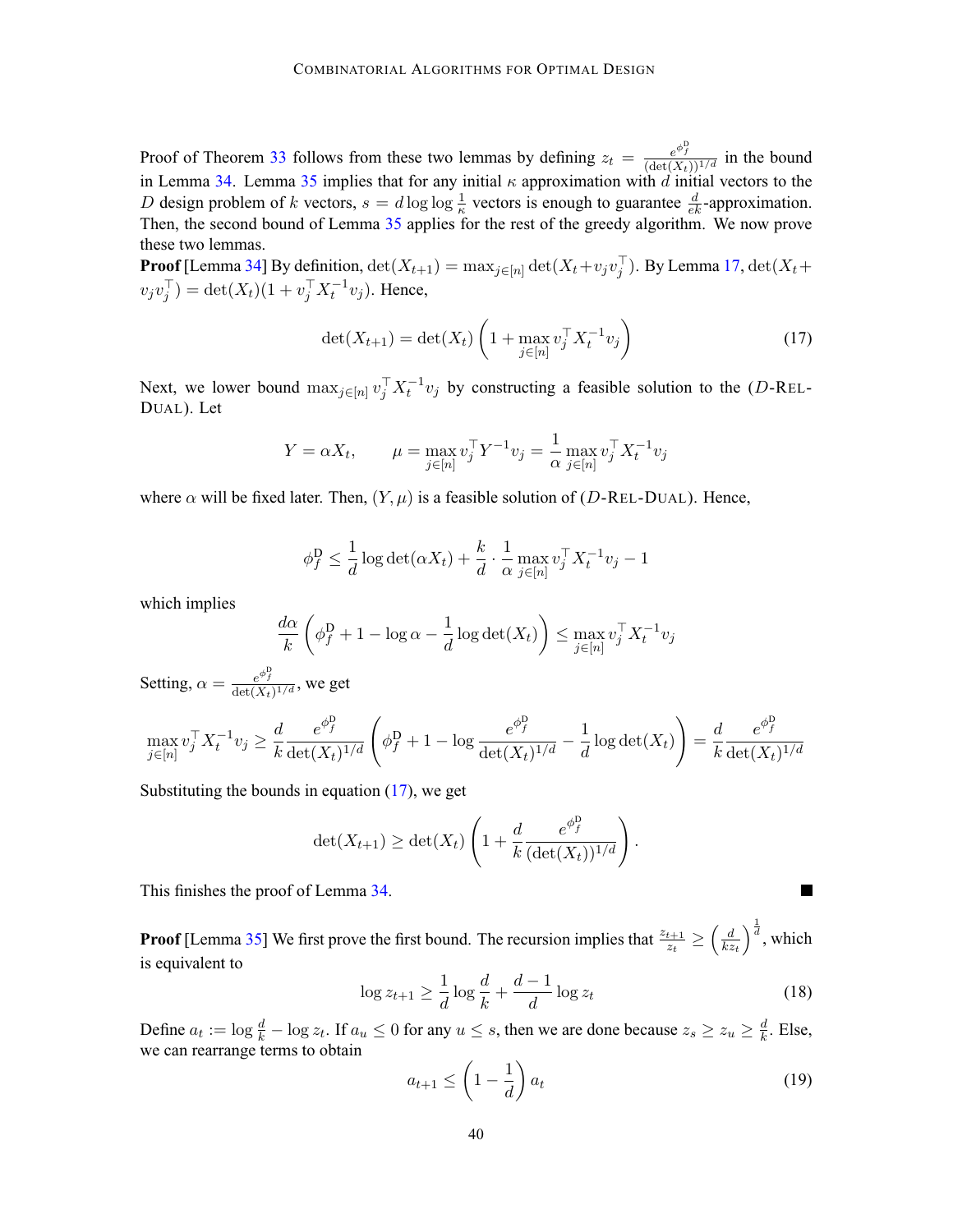Proof of Theorem 33 follows from these two lemmas by defining $z_t = \frac{e^{\phi_f^{\mathrm{D}}}}{(\det(X_t))^{1/d}}$ in the bound in Lemma 34. Lemma 35 implies that for any initial $\kappa$ approximation with $d$ initial vectors to the $D$ design problem of $k$ vectors, $s = d \log\log \frac{1}{\kappa}$ vectors is enough to guarantee $\frac{d}{ek}$-approximation. Then, the second bound of Lemma 35 applies for the rest of the greedy algorithm. We now prove these two lemmas.

**Proof** [Lemma 34] By definition, $\det(X_{t+1}) = \max_{j\in[n]} \det(X_t + v_j v_j^\top)$. By Lemma 17, $\det(X_t + v_j v_j^\top) = \det(X_t)(1 + v_j^\top X_t^{-1} v_j)$. Hence,

$$\det(X_{t+1}) = \det(X_t)\left(1 + \max_{j\in[n]} v_j^\top X_t^{-1} v_j\right) \tag{17}$$

Next, we lower bound $\max_{j\in[n]} v_j^\top X_t^{-1} v_j$ by constructing a feasible solution to the ($D$-REL-DUAL). Let

$$Y = \alpha X_t, \qquad \mu = \max_{j\in[n]} v_j^\top Y^{-1} v_j = \frac{1}{\alpha} \max_{j\in[n]} v_j^\top X_t^{-1} v_j$$

where $\alpha$ will be fixed later. Then, $(Y, \mu)$ is a feasible solution of ($D$-REL-DUAL). Hence,

$$\phi_f^{\mathrm{D}} \leq \frac{1}{d}\log\det(\alpha X_t) + \frac{k}{d}\cdot\frac{1}{\alpha}\max_{j\in[n]} v_j^\top X_t^{-1} v_j - 1$$

which implies

$$\frac{d\alpha}{k}\left(\phi_f^{\mathrm{D}} + 1 - \log\alpha - \frac{1}{d}\log\det(X_t)\right) \leq \max_{j\in[n]} v_j^\top X_t^{-1} v_j$$

Setting, $\alpha = \frac{e^{\phi_f^{\mathrm{D}}}}{\det(X_t)^{1/d}}$, we get

$$\max_{j\in[n]} v_j^\top X_t^{-1} v_j \geq \frac{d}{k}\frac{e^{\phi_f^{\mathrm{D}}}}{\det(X_t)^{1/d}}\left(\phi_f^{\mathrm{D}} + 1 - \log\frac{e^{\phi_f^{\mathrm{D}}}}{\det(X_t)^{1/d}} - \frac{1}{d}\log\det(X_t)\right) = \frac{d}{k}\frac{e^{\phi_f^{\mathrm{D}}}}{\det(X_t)^{1/d}}$$

Substituting the bounds in equation (17), we get

$$\det(X_{t+1}) \geq \det(X_t)\left(1 + \frac{d}{k}\frac{e^{\phi_f^{\mathrm{D}}}}{(\det(X_t))^{1/d}}\right).$$

This finishes the proof of Lemma 34. ■

**Proof** [Lemma 35] We first prove the first bound. The recursion implies that $\frac{z_{t+1}}{z_t} \geq \left(\frac{d}{kz_t}\right)^{\frac{1}{d}}$, which is equivalent to

$$\log z_{t+1} \geq \frac{1}{d}\log\frac{d}{k} + \frac{d-1}{d}\log z_t \tag{18}$$

Define $a_t := \log\frac{d}{k} - \log z_t$. If $a_u \leq 0$ for any $u \leq s$, then we are done because $z_s \geq z_u \geq \frac{d}{k}$. Else, we can rearrange terms to obtain

$$a_{t+1} \leq \left(1 - \frac{1}{d}\right)a_t \tag{19}$$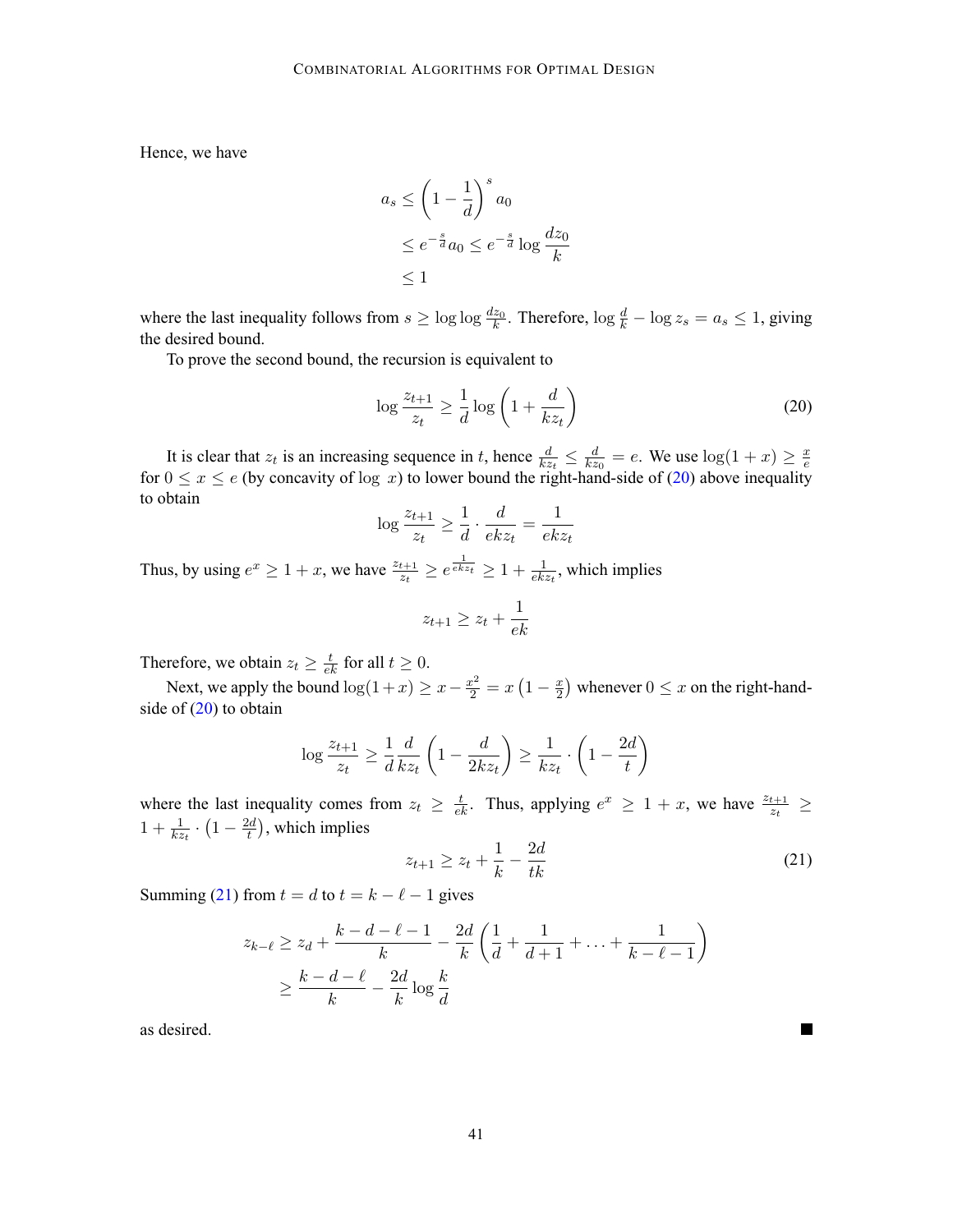Hence, we have

$$
\begin{aligned}
a_s &\le \left(1 - \frac{1}{d}\right)^s a_0 \\
&\le e^{-\frac{s}{d}} a_0 \le e^{-\frac{s}{d}} \log \frac{dz_0}{k} \\
&\le 1
\end{aligned}
$$

where the last inequality follows from $s \ge \log \log \frac{dz_0}{k}$. Therefore, $\log \frac{d}{k} - \log z_s = a_s \le 1$, giving the desired bound.

To prove the second bound, the recursion is equivalent to

$$
\log \frac{z_{t+1}}{z_t} \ge \frac{1}{d} \log\left(1 + \frac{d}{kz_t}\right) \tag{20}
$$

It is clear that $z_t$ is an increasing sequence in $t$, hence $\frac{d}{kz_t} \le \frac{d}{kz_0} = e$. We use $\log(1+x) \ge \frac{x}{e}$ for $0 \le x \le e$ (by concavity of $\log\, x$) to lower bound the right-hand-side of (20) above inequality to obtain

$$
\log \frac{z_{t+1}}{z_t} \ge \frac{1}{d} \cdot \frac{d}{ekz_t} = \frac{1}{ekz_t}
$$

Thus, by using $e^x \ge 1 + x$, we have $\frac{z_{t+1}}{z_t} \ge e^{\frac{1}{ekz_t}} \ge 1 + \frac{1}{ekz_t}$, which implies

$$
z_{t+1} \ge z_t + \frac{1}{ek}
$$

Therefore, we obtain $z_t \ge \frac{t}{ek}$ for all $t \ge 0$.

Next, we apply the bound $\log(1+x) \ge x - \frac{x^2}{2} = x\left(1 - \frac{x}{2}\right)$ whenever $0 \le x$ on the right-hand-side of (20) to obtain

$$
\log \frac{z_{t+1}}{z_t} \ge \frac{1}{d} \frac{d}{kz_t}\left(1 - \frac{d}{2kz_t}\right) \ge \frac{1}{kz_t} \cdot \left(1 - \frac{2d}{t}\right)
$$

where the last inequality comes from $z_t \ge \frac{t}{ek}$. Thus, applying $e^x \ge 1 + x$, we have $\frac{z_{t+1}}{z_t} \ge 1 + \frac{1}{kz_t} \cdot \left(1 - \frac{2d}{t}\right)$, which implies

$$
z_{t+1} \ge z_t + \frac{1}{k} - \frac{2d}{tk} \tag{21}
$$

Summing (21) from $t = d$ to $t = k - \ell - 1$ gives

$$
\begin{aligned}
z_{k-\ell} &\ge z_d + \frac{k - d - \ell - 1}{k} - \frac{2d}{k}\left(\frac{1}{d} + \frac{1}{d+1} + \ldots + \frac{1}{k - \ell - 1}\right) \\
&\ge \frac{k - d - \ell}{k} - \frac{2d}{k} \log \frac{k}{d}
\end{aligned}
$$

as desired. ■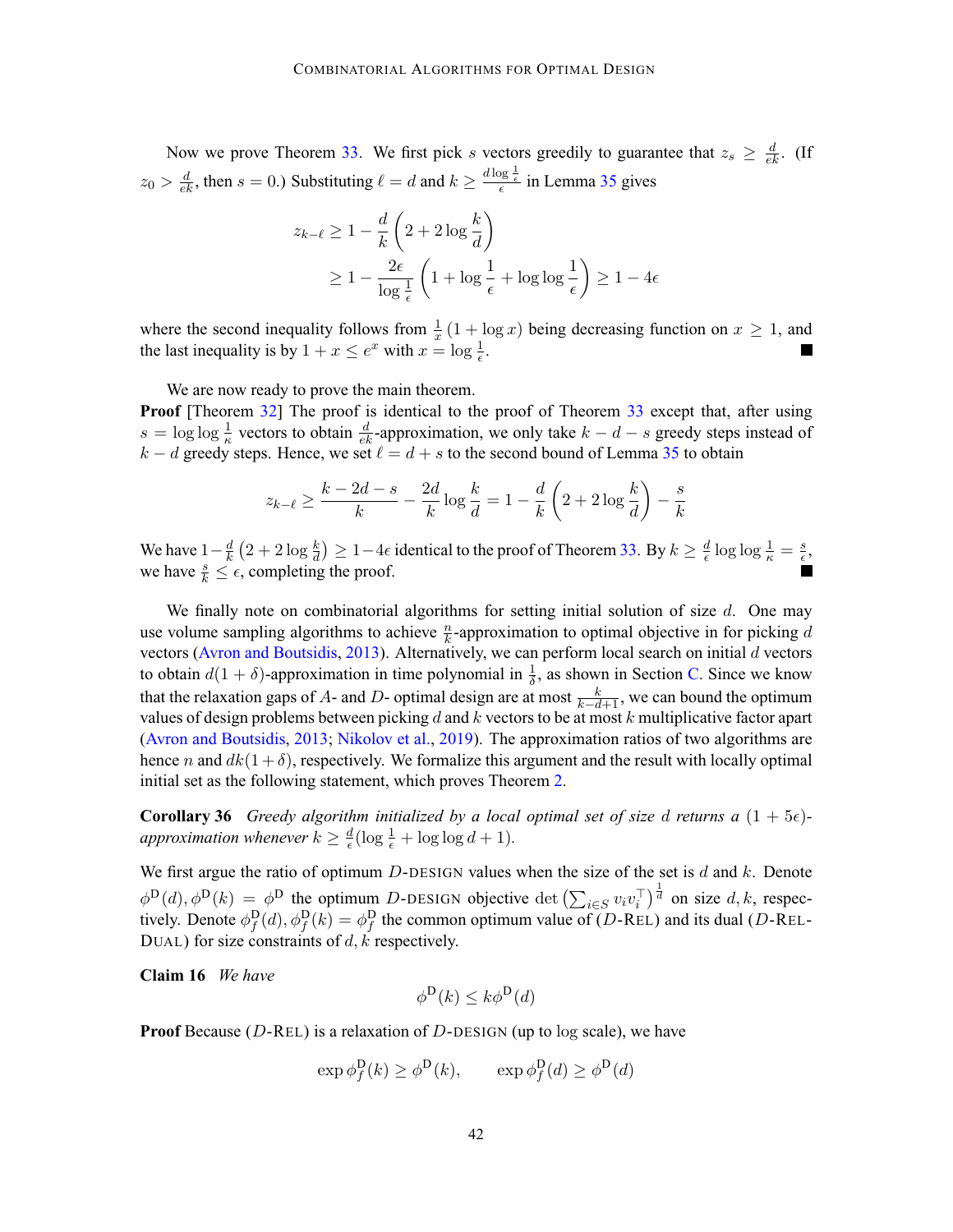Now we prove Theorem 33. We first pick $s$ vectors greedily to guarantee that $z_s \geq \frac{d}{ek}$. (If $z_0 > \frac{d}{ek}$, then $s = 0$.) Substituting $\ell = d$ and $k \geq \frac{d \log \frac{1}{\epsilon}}{\epsilon}$ in Lemma 35 gives

$$
\begin{aligned}
z_{k-\ell} &\geq 1 - \frac{d}{k}\left(2 + 2\log\frac{k}{d}\right) \\
&\geq 1 - \frac{2\epsilon}{\log\frac{1}{\epsilon}}\left(1 + \log\frac{1}{\epsilon} + \log\log\frac{1}{\epsilon}\right) \geq 1 - 4\epsilon
\end{aligned}
$$

where the second inequality follows from $\frac{1}{x}(1 + \log x)$ being decreasing function on $x \geq 1$, and the last inequality is by $1 + x \leq e^x$ with $x = \log\frac{1}{\epsilon}$. ■

We are now ready to prove the main theorem.

**Proof** [Theorem 32] The proof is identical to the proof of Theorem 33 except that, after using $s = \log\log\frac{1}{\kappa}$ vectors to obtain $\frac{d}{ek}$-approximation, we only take $k - d - s$ greedy steps instead of $k - d$ greedy steps. Hence, we set $\ell = d + s$ to the second bound of Lemma 35 to obtain

$$
z_{k-\ell} \geq \frac{k - 2d - s}{k} - \frac{2d}{k}\log\frac{k}{d} = 1 - \frac{d}{k}\left(2 + 2\log\frac{k}{d}\right) - \frac{s}{k}
$$

We have $1 - \frac{d}{k}\left(2 + 2\log\frac{k}{d}\right) \geq 1 - 4\epsilon$ identical to the proof of Theorem 33. By $k \geq \frac{d}{\epsilon}\log\log\frac{1}{\kappa} = \frac{s}{\epsilon}$, we have $\frac{s}{k} \leq \epsilon$, completing the proof. ■

We finally note on combinatorial algorithms for setting initial solution of size $d$. One may use volume sampling algorithms to achieve $\frac{n}{k}$-approximation to optimal objective in for picking $d$ vectors (Avron and Boutsidis, 2013). Alternatively, we can perform local search on initial $d$ vectors to obtain $d(1+\delta)$-approximation in time polynomial in $\frac{1}{\delta}$, as shown in Section C. Since we know that the relaxation gaps of $A$- and $D$- optimal design are at most $\frac{k}{k-d+1}$, we can bound the optimum values of design problems between picking $d$ and $k$ vectors to be at most $k$ multiplicative factor apart (Avron and Boutsidis, 2013; Nikolov et al., 2019). The approximation ratios of two algorithms are hence $n$ and $dk(1+\delta)$, respectively. We formalize this argument and the result with locally optimal initial set as the following statement, which proves Theorem 2.

**Corollary 36** *Greedy algorithm initialized by a local optimal set of size $d$ returns a $(1+5\epsilon)$-approximation whenever $k \geq \frac{d}{\epsilon}(\log\frac{1}{\epsilon} + \log\log d + 1)$.*

We first argue the ratio of optimum $D$-DESIGN values when the size of the set is $d$ and $k$. Denote $\phi^{\mathrm{D}}(d), \phi^{\mathrm{D}}(k) = \phi^{\mathrm{D}}$ the optimum $D$-DESIGN objective $\det\left(\sum_{i\in S} v_i v_i^\top\right)^{\frac{1}{d}}$ on size $d, k$, respectively. Denote $\phi_f^{\mathrm{D}}(d), \phi_f^{\mathrm{D}}(k) = \phi_f^{\mathrm{D}}$ the common optimum value of ($D$-REL) and its dual ($D$-REL-DUAL) for size constraints of $d, k$ respectively.

**Claim 16** *We have*

$$
\phi^{\mathrm{D}}(k) \leq k\phi^{\mathrm{D}}(d)
$$

**Proof** Because ($D$-REL) is a relaxation of $D$-DESIGN (up to log scale), we have

$$
\exp\phi_f^{\mathrm{D}}(k) \geq \phi^{\mathrm{D}}(k), \qquad \exp\phi_f^{\mathrm{D}}(d) \geq \phi^{\mathrm{D}}(d)
$$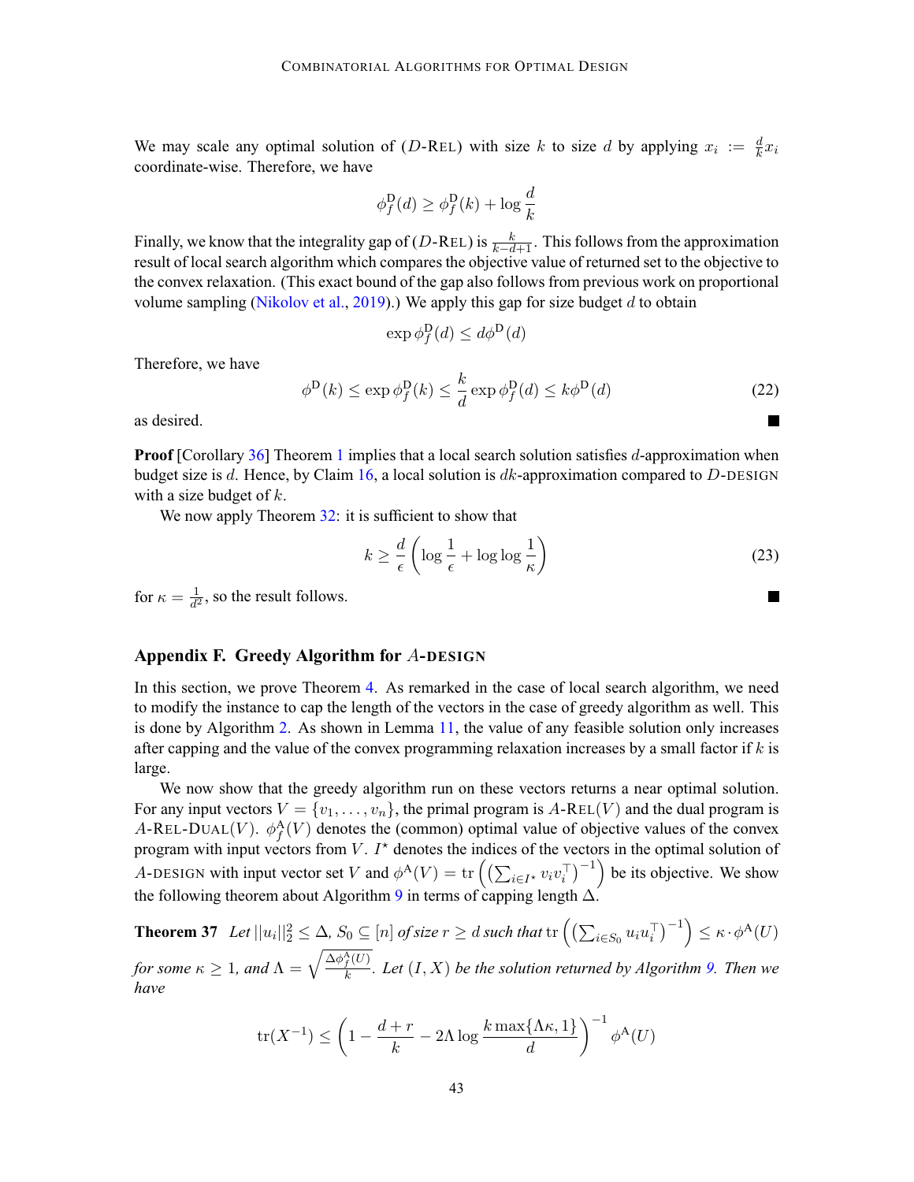We may scale any optimal solution of ($D$-REL) with size $k$ to size $d$ by applying $x_i := \frac{d}{k} x_i$ coordinate-wise. Therefore, we have

$$\phi_f^{\mathrm{D}}(d) \geq \phi_f^{\mathrm{D}}(k) + \log \frac{d}{k}$$

Finally, we know that the integrality gap of ($D$-REL) is $\frac{k}{k-d+1}$. This follows from the approximation result of local search algorithm which compares the objective value of returned set to the objective to the convex relaxation. (This exact bound of the gap also follows from previous work on proportional volume sampling (Nikolov et al., 2019).) We apply this gap for size budget $d$ to obtain

$$\exp \phi_f^{\mathrm{D}}(d) \leq d \phi^{\mathrm{D}}(d)$$

Therefore, we have

$$\phi^{\mathrm{D}}(k) \leq \exp \phi_f^{\mathrm{D}}(k) \leq \frac{k}{d} \exp \phi_f^{\mathrm{D}}(d) \leq k \phi^{\mathrm{D}}(d) \tag{22}$$

as desired. ∎

**Proof** [Corollary 36] Theorem 1 implies that a local search solution satisfies $d$-approximation when budget size is $d$. Hence, by Claim 16, a local solution is $dk$-approximation compared to $D$-DESIGN with a size budget of $k$.

We now apply Theorem 32: it is sufficient to show that

$$k \geq \frac{d}{\epsilon} \left( \log \frac{1}{\epsilon} + \log \log \frac{1}{\kappa} \right) \tag{23}$$

for $\kappa = \frac{1}{d^2}$, so the result follows. ∎

## Appendix F. Greedy Algorithm for $A$-DESIGN

In this section, we prove Theorem 4. As remarked in the case of local search algorithm, we need to modify the instance to cap the length of the vectors in the case of greedy algorithm as well. This is done by Algorithm 2. As shown in Lemma 11, the value of any feasible solution only increases after capping and the value of the convex programming relaxation increases by a small factor if $k$ is large.

We now show that the greedy algorithm run on these vectors returns a near optimal solution. For any input vectors $V = \{v_1, \ldots, v_n\}$, the primal program is $A$-REL($V$) and the dual program is $A$-REL-DUAL($V$). $\phi_f^{\mathrm{A}}(V)$ denotes the (common) optimal value of objective values of the convex program with input vectors from $V$. $I^\star$ denotes the indices of the vectors in the optimal solution of $A$-DESIGN with input vector set $V$ and $\phi^{\mathrm{A}}(V) = \operatorname{tr}\left(\left(\sum_{i \in I^\star} v_i v_i^\top\right)^{-1}\right)$ be its objective. We show the following theorem about Algorithm 9 in terms of capping length $\Delta$.

**Theorem 37** *Let $||u_i||_2^2 \leq \Delta$, $S_0 \subseteq [n]$ of size $r \geq d$ such that $\operatorname{tr}\left(\left(\sum_{i \in S_0} u_i u_i^\top\right)^{-1}\right) \leq \kappa \cdot \phi^{\mathrm{A}}(U)$ for some $\kappa \geq 1$, and $\Lambda = \sqrt{\frac{\Delta \phi_f^{\mathrm{A}}(U)}{k}}$. Let $(I, X)$ be the solution returned by Algorithm 9. Then we have*

$$\operatorname{tr}(X^{-1}) \leq \left(1 - \frac{d+r}{k} - 2\Lambda \log \frac{k \max\{\Lambda\kappa, 1\}}{d}\right)^{-1} \phi^{\mathrm{A}}(U)$$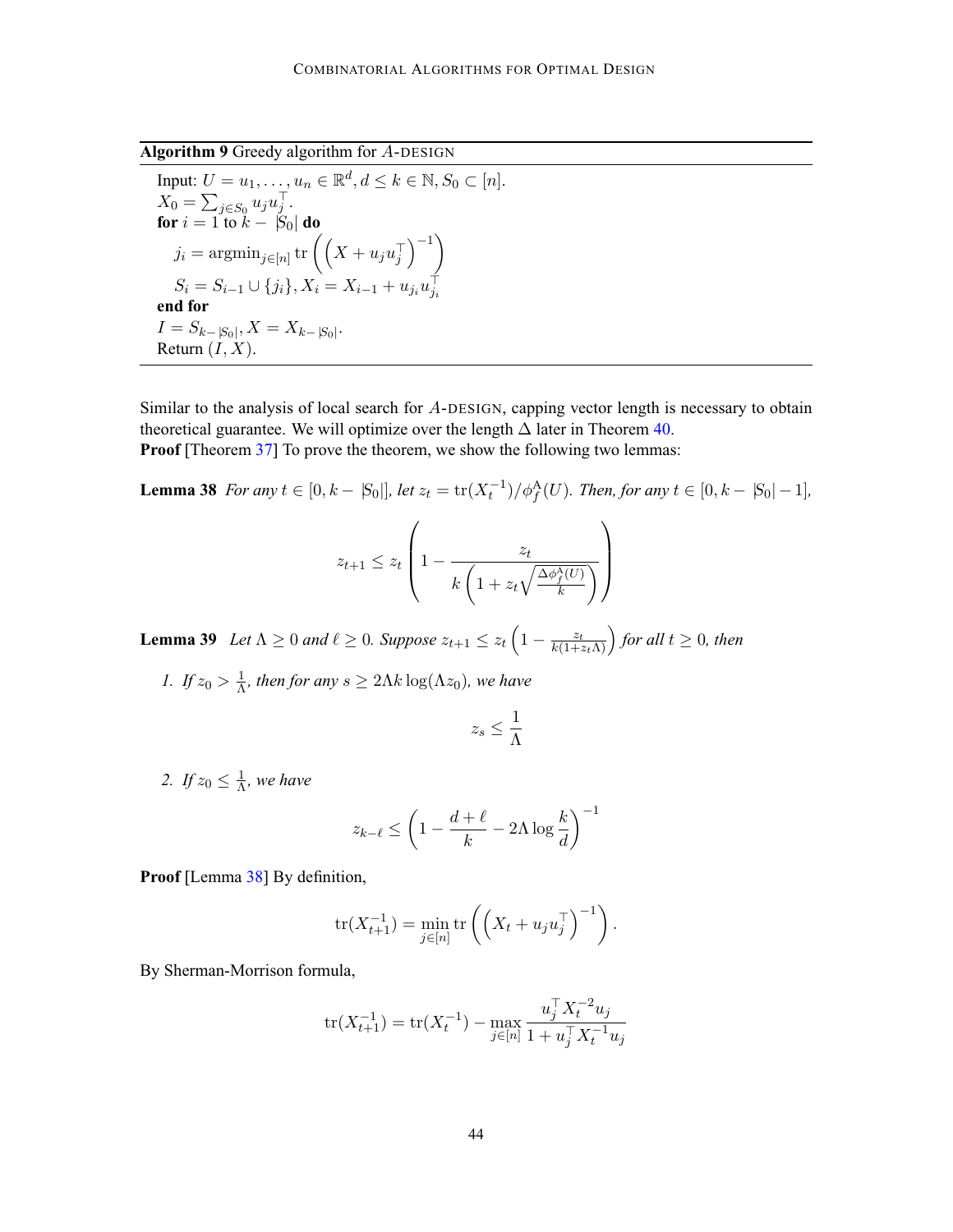**Algorithm 9** Greedy algorithm for $A$-DESIGN

Input: $U = u_1, \ldots, u_n \in \mathbb{R}^d, d \leq k \in \mathbb{N}, S_0 \subset [n]$.
$X_0 = \sum_{j \in S_0} u_j u_j^\top$.
**for** $i = 1$ to $k - |S_0|$ **do**
  $j_i = \mathrm{argmin}_{j \in [n]} \operatorname{tr}\left(\left(X + u_j u_j^\top\right)^{-1}\right)$
  $S_i = S_{i-1} \cup \{j_i\}, X_i = X_{i-1} + u_{j_i} u_{j_i}^\top$
**end for**
$I = S_{k-|S_0|}, X = X_{k-|S_0|}$.
Return $(I, X)$.

Similar to the analysis of local search for $A$-DESIGN, capping vector length is necessary to obtain theoretical guarantee. We will optimize over the length $\Delta$ later in Theorem 40.

**Proof** [Theorem 37] To prove the theorem, we show the following two lemmas:

**Lemma 38** *For any $t \in [0, k - |S_0|]$, let $z_t = \operatorname{tr}(X_t^{-1})/\phi_f^A(U)$. Then, for any $t \in [0, k - |S_0| - 1]$,*

$$z_{t+1} \leq z_t \left(1 - \frac{z_t}{k\left(1 + z_t \sqrt{\frac{\Delta \phi_f^A(U)}{k}}\right)}\right)$$

**Lemma 39** *Let $\Lambda \geq 0$ and $\ell \geq 0$. Suppose $z_{t+1} \leq z_t \left(1 - \frac{z_t}{k(1+z_t\Lambda)}\right)$ for all $t \geq 0$, then*

1. *If $z_0 > \frac{1}{\Lambda}$, then for any $s \geq 2\Lambda k \log(\Lambda z_0)$, we have*

$$z_s \leq \frac{1}{\Lambda}$$

2. *If $z_0 \leq \frac{1}{\Lambda}$, we have*

$$z_{k-\ell} \leq \left(1 - \frac{d+\ell}{k} - 2\Lambda \log \frac{k}{d}\right)^{-1}$$

**Proof** [Lemma 38] By definition,

$$\operatorname{tr}(X_{t+1}^{-1}) = \min_{j \in [n]} \operatorname{tr}\left(\left(X_t + u_j u_j^\top\right)^{-1}\right).$$

By Sherman-Morrison formula,

$$\operatorname{tr}(X_{t+1}^{-1}) = \operatorname{tr}(X_t^{-1}) - \max_{j \in [n]} \frac{u_j^\top X_t^{-2} u_j}{1 + u_j^\top X_t^{-1} u_j}$$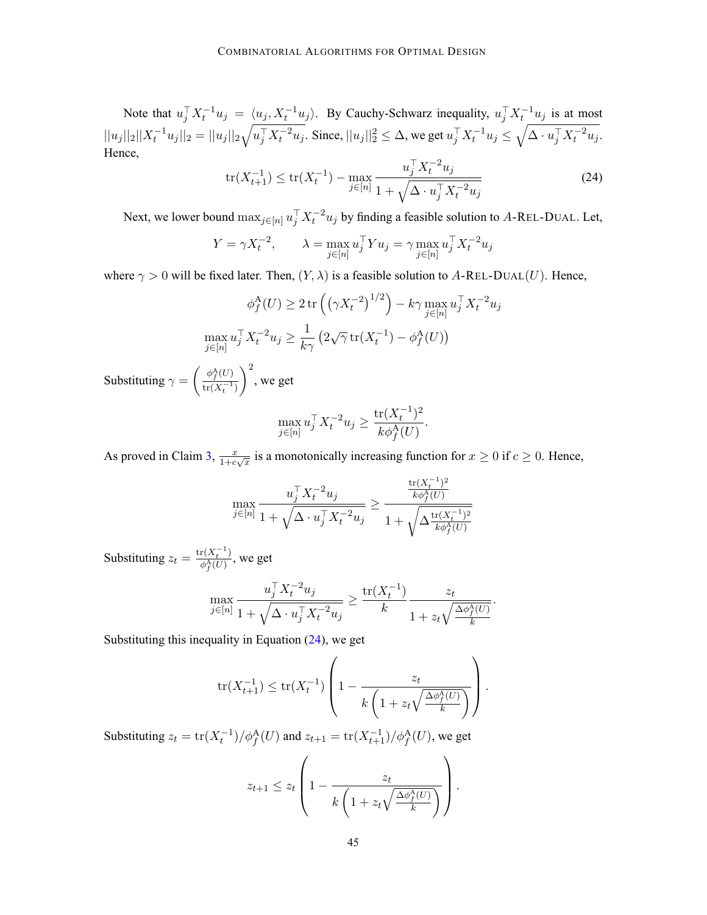Note that $u_j^\top X_t^{-1} u_j = \langle u_j, X_t^{-1} u_j \rangle$. By Cauchy-Schwarz inequality, $u_j^\top X_t^{-1} u_j$ is at most $||u_j||_2 ||X_t^{-1} u_j||_2 = ||u_j||_2 \sqrt{u_j^\top X_t^{-2} u_j}$. Since, $||u_j||_2^2 \leq \Delta$, we get $u_j^\top X_t^{-1} u_j \leq \sqrt{\Delta \cdot u_j^\top X_t^{-2} u_j}$. Hence,

$$\operatorname{tr}(X_{t+1}^{-1}) \leq \operatorname{tr}(X_t^{-1}) - \max_{j \in [n]} \frac{u_j^\top X_t^{-2} u_j}{1 + \sqrt{\Delta \cdot u_j^\top X_t^{-2} u_j}} \tag{24}$$

Next, we lower bound $\max_{j \in [n]} u_j^\top X_t^{-2} u_j$ by finding a feasible solution to $A$-REL-DUAL. Let,

$$Y = \gamma X_t^{-2}, \qquad \lambda = \max_{j \in [n]} u_j^\top Y u_j = \gamma \max_{j \in [n]} u_j^\top X_t^{-2} u_j$$

where $\gamma > 0$ will be fixed later. Then, $(Y, \lambda)$ is a feasible solution to $A$-REL-DUAL$(U)$. Hence,

$$\phi_f^{\mathrm{A}}(U) \geq 2 \operatorname{tr}\left( \left( \gamma X_t^{-2} \right)^{1/2} \right) - k\gamma \max_{j \in [n]} u_j^\top X_t^{-2} u_j$$

$$\max_{j \in [n]} u_j^\top X_t^{-2} u_j \geq \frac{1}{k\gamma} \left( 2\sqrt{\gamma} \operatorname{tr}(X_t^{-1}) - \phi_f^{\mathrm{A}}(U) \right)$$

Substituting $\gamma = \left( \frac{\phi_f^{\mathrm{A}}(U)}{\operatorname{tr}(X_t^{-1})} \right)^2$, we get

$$\max_{j \in [n]} u_j^\top X_t^{-2} u_j \geq \frac{\operatorname{tr}(X_t^{-1})^2}{k \phi_f^{\mathrm{A}}(U)}.$$

As proved in Claim 3, $\frac{x}{1 + c\sqrt{x}}$ is a monotonically increasing function for $x \geq 0$ if $c \geq 0$. Hence,

$$\max_{j \in [n]} \frac{u_j^\top X_t^{-2} u_j}{1 + \sqrt{\Delta \cdot u_j^\top X_t^{-2} u_j}} \geq \frac{\frac{\operatorname{tr}(X_t^{-1})^2}{k\phi_f^{\mathrm{A}}(U)}}{1 + \sqrt{\Delta \frac{\operatorname{tr}(X_t^{-1})^2}{k\phi_f^{\mathrm{A}}(U)}}}$$

Substituting $z_t = \frac{\operatorname{tr}(X_t^{-1})}{\phi_f^{\mathrm{A}}(U)}$, we get

$$\max_{j \in [n]} \frac{u_j^\top X_t^{-2} u_j}{1 + \sqrt{\Delta \cdot u_j^\top X_t^{-2} u_j}} \geq \frac{\operatorname{tr}(X_t^{-1})}{k} \frac{z_t}{1 + z_t \sqrt{\frac{\Delta \phi_f^{\mathrm{A}}(U)}{k}}}.$$

Substituting this inequality in Equation (24), we get

$$\operatorname{tr}(X_{t+1}^{-1}) \leq \operatorname{tr}(X_t^{-1}) \left( 1 - \frac{z_t}{k \left( 1 + z_t \sqrt{\frac{\Delta \phi_f^{\mathrm{A}}(U)}{k}} \right)} \right).$$

Substituting $z_t = \operatorname{tr}(X_t^{-1}) / \phi_f^{\mathrm{A}}(U)$ and $z_{t+1} = \operatorname{tr}(X_{t+1}^{-1}) / \phi_f^{\mathrm{A}}(U)$, we get

$$z_{t+1} \leq z_t \left( 1 - \frac{z_t}{k \left( 1 + z_t \sqrt{\frac{\Delta \phi_f^{\mathrm{A}}(U)}{k}} \right)} \right).$$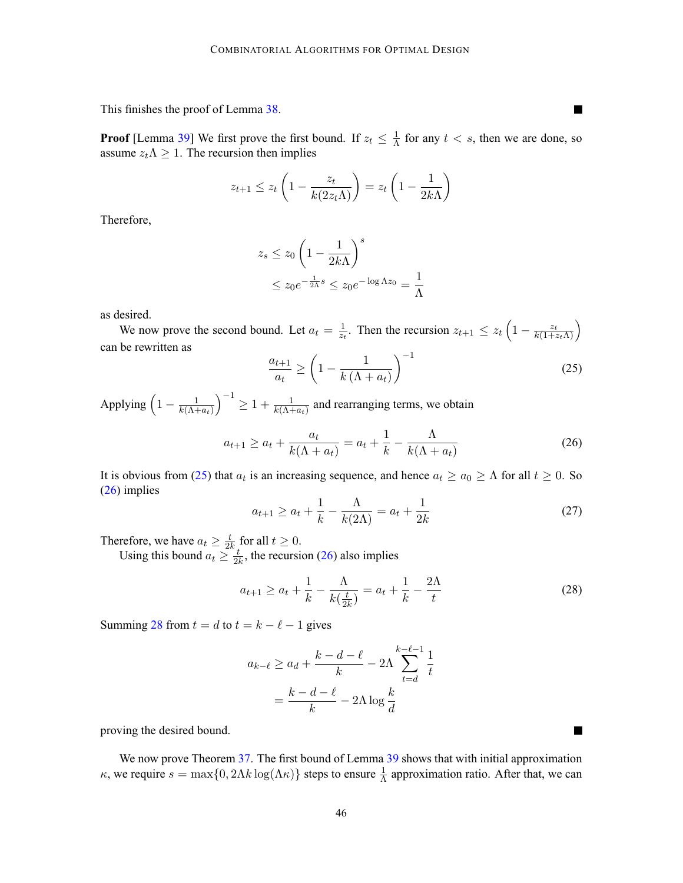This finishes the proof of Lemma 38. ■

**Proof** [Lemma 39] We first prove the first bound. If $z_t \leq \frac{1}{\Lambda}$ for any $t < s$, then we are done, so assume $z_t \Lambda \geq 1$. The recursion then implies

$$z_{t+1} \leq z_t \left(1 - \frac{z_t}{k(2z_t\Lambda)}\right) = z_t \left(1 - \frac{1}{2k\Lambda}\right)$$

Therefore,

$$\begin{aligned} z_s &\leq z_0 \left(1 - \frac{1}{2k\Lambda}\right)^s \\ &\leq z_0 e^{-\frac{1}{2\Lambda}s} \leq z_0 e^{-\log \Lambda z_0} = \frac{1}{\Lambda} \end{aligned}$$

as desired.

We now prove the second bound. Let $a_t = \frac{1}{z_t}$. Then the recursion $z_{t+1} \leq z_t \left(1 - \frac{z_t}{k(1+z_t\Lambda)}\right)$ can be rewritten as

$$\frac{a_{t+1}}{a_t} \geq \left(1 - \frac{1}{k\left(\Lambda + a_t\right)}\right)^{-1} \tag{25}$$

Applying $\left(1 - \frac{1}{k(\Lambda+a_t)}\right)^{-1} \geq 1 + \frac{1}{k(\Lambda+a_t)}$ and rearranging terms, we obtain

$$a_{t+1} \geq a_t + \frac{a_t}{k(\Lambda + a_t)} = a_t + \frac{1}{k} - \frac{\Lambda}{k(\Lambda + a_t)} \tag{26}$$

It is obvious from (25) that $a_t$ is an increasing sequence, and hence $a_t \geq a_0 \geq \Lambda$ for all $t \geq 0$. So (26) implies

$$a_{t+1} \geq a_t + \frac{1}{k} - \frac{\Lambda}{k(2\Lambda)} = a_t + \frac{1}{2k} \tag{27}$$

Therefore, we have $a_t \geq \frac{t}{2k}$ for all $t \geq 0$.

Using this bound $a_t \geq \frac{t}{2k}$, the recursion (26) also implies

$$a_{t+1} \geq a_t + \frac{1}{k} - \frac{\Lambda}{k(\frac{t}{2k})} = a_t + \frac{1}{k} - \frac{2\Lambda}{t} \tag{28}$$

Summing 28 from $t = d$ to $t = k - \ell - 1$ gives

$$\begin{aligned} a_{k-\ell} &\geq a_d + \frac{k-d-\ell}{k} - 2\Lambda \sum_{t=d}^{k-\ell-1} \frac{1}{t} \\ &= \frac{k-d-\ell}{k} - 2\Lambda \log \frac{k}{d} \end{aligned}$$

proving the desired bound. ■

We now prove Theorem 37. The first bound of Lemma 39 shows that with initial approximation $\kappa$, we require $s = \max\{0, 2\Lambda k \log(\Lambda\kappa)\}$ steps to ensure $\frac{1}{\Lambda}$ approximation ratio. After that, we can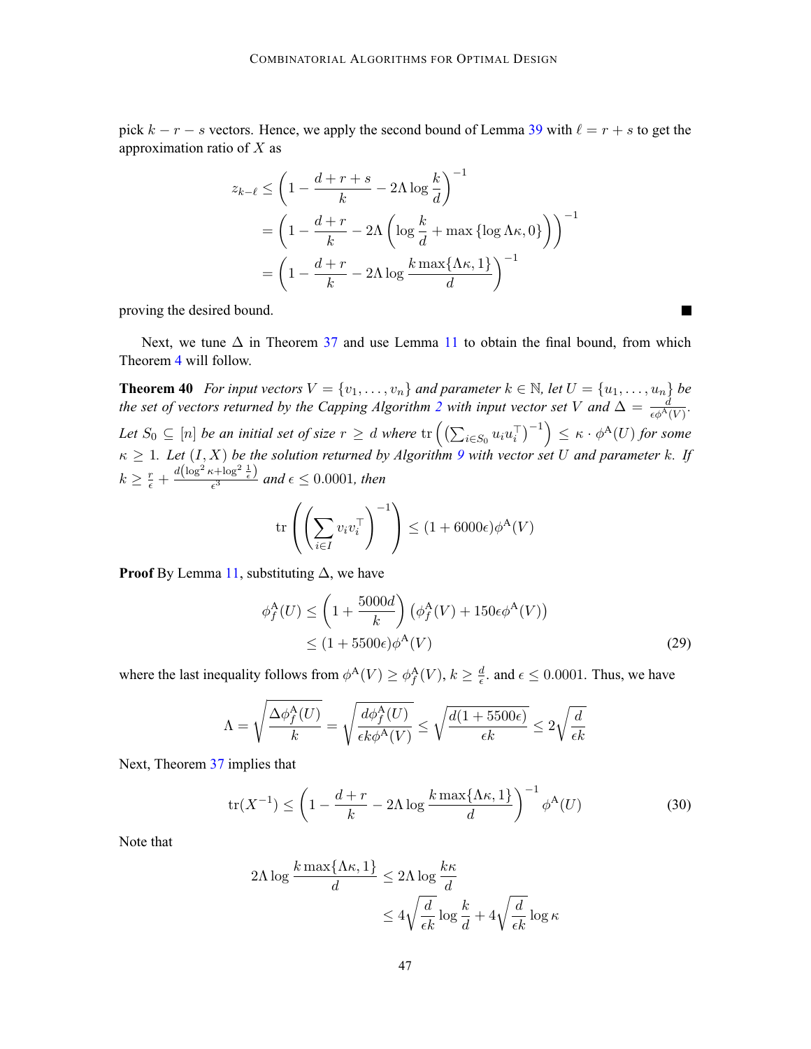pick $k - r - s$ vectors. Hence, we apply the second bound of Lemma 39 with $\ell = r + s$ to get the approximation ratio of $X$ as

$$
\begin{aligned}
z_{k-\ell} &\leq \left(1 - \frac{d + r + s}{k} - 2\Lambda \log \frac{k}{d}\right)^{-1} \\
&= \left(1 - \frac{d+r}{k} - 2\Lambda\left(\log\frac{k}{d} + \max\{\log \Lambda\kappa, 0\}\right)\right)^{-1} \\
&= \left(1 - \frac{d+r}{k} - 2\Lambda \log \frac{k \max\{\Lambda\kappa, 1\}}{d}\right)^{-1}
\end{aligned}
$$

proving the desired bound. ■

Next, we tune $\Delta$ in Theorem 37 and use Lemma 11 to obtain the final bound, from which Theorem 4 will follow.

**Theorem 40** *For input vectors $V = \{v_1, \dots, v_n\}$ and parameter $k \in \mathbb{N}$, let $U = \{u_1, \dots, u_n\}$ be the set of vectors returned by the Capping Algorithm 2 with input vector set $V$ and $\Delta = \frac{d}{\epsilon \phi^{\mathrm{A}}(V)}$. Let $S_0 \subseteq [n]$ be an initial set of size $r \geq d$ where $\operatorname{tr}\left(\left(\sum_{i \in S_0} u_i u_i^\top\right)^{-1}\right) \leq \kappa \cdot \phi^{\mathrm{A}}(U)$ for some $\kappa \geq 1$. Let $(I, X)$ be the solution returned by Algorithm 9 with vector set $U$ and parameter $k$. If $k \geq \frac{r}{\epsilon} + \frac{d\left(\log^2 \kappa + \log^2 \frac{1}{\epsilon}\right)}{\epsilon^3}$ and $\epsilon \leq 0.0001$, then*

$$
\operatorname{tr}\left(\left(\sum_{i \in I} v_i v_i^\top\right)^{-1}\right) \leq (1 + 6000\epsilon)\phi^{\mathrm{A}}(V)
$$

**Proof** By Lemma 11, substituting $\Delta$, we have

$$
\begin{aligned}
\phi_f^{\mathrm{A}}(U) &\leq \left(1 + \frac{5000d}{k}\right)\left(\phi_f^{\mathrm{A}}(V) + 150\epsilon\phi^{\mathrm{A}}(V)\right) \\
&\leq (1 + 5500\epsilon)\phi^{\mathrm{A}}(V) \qquad (29)
\end{aligned}
$$

where the last inequality follows from $\phi^{\mathrm{A}}(V) \geq \phi_f^{\mathrm{A}}(V)$, $k \geq \frac{d}{\epsilon}$. and $\epsilon \leq 0.0001$. Thus, we have

$$
\Lambda = \sqrt{\frac{\Delta \phi_f^{\mathrm{A}}(U)}{k}} = \sqrt{\frac{d\phi_f^{\mathrm{A}}(U)}{\epsilon k \phi^{\mathrm{A}}(V)}} \leq \sqrt{\frac{d(1 + 5500\epsilon)}{\epsilon k}} \leq 2\sqrt{\frac{d}{\epsilon k}}
$$

Next, Theorem 37 implies that

$$
\operatorname{tr}(X^{-1}) \leq \left(1 - \frac{d+r}{k} - 2\Lambda \log \frac{k \max\{\Lambda\kappa, 1\}}{d}\right)^{-1} \phi^{\mathrm{A}}(U) \qquad (30)
$$

Note that

$$
\begin{aligned}
2\Lambda \log \frac{k \max\{\Lambda\kappa, 1\}}{d} &\leq 2\Lambda \log \frac{k\kappa}{d} \\
&\leq 4\sqrt{\frac{d}{\epsilon k}} \log \frac{k}{d} + 4\sqrt{\frac{d}{\epsilon k}} \log \kappa
\end{aligned}
$$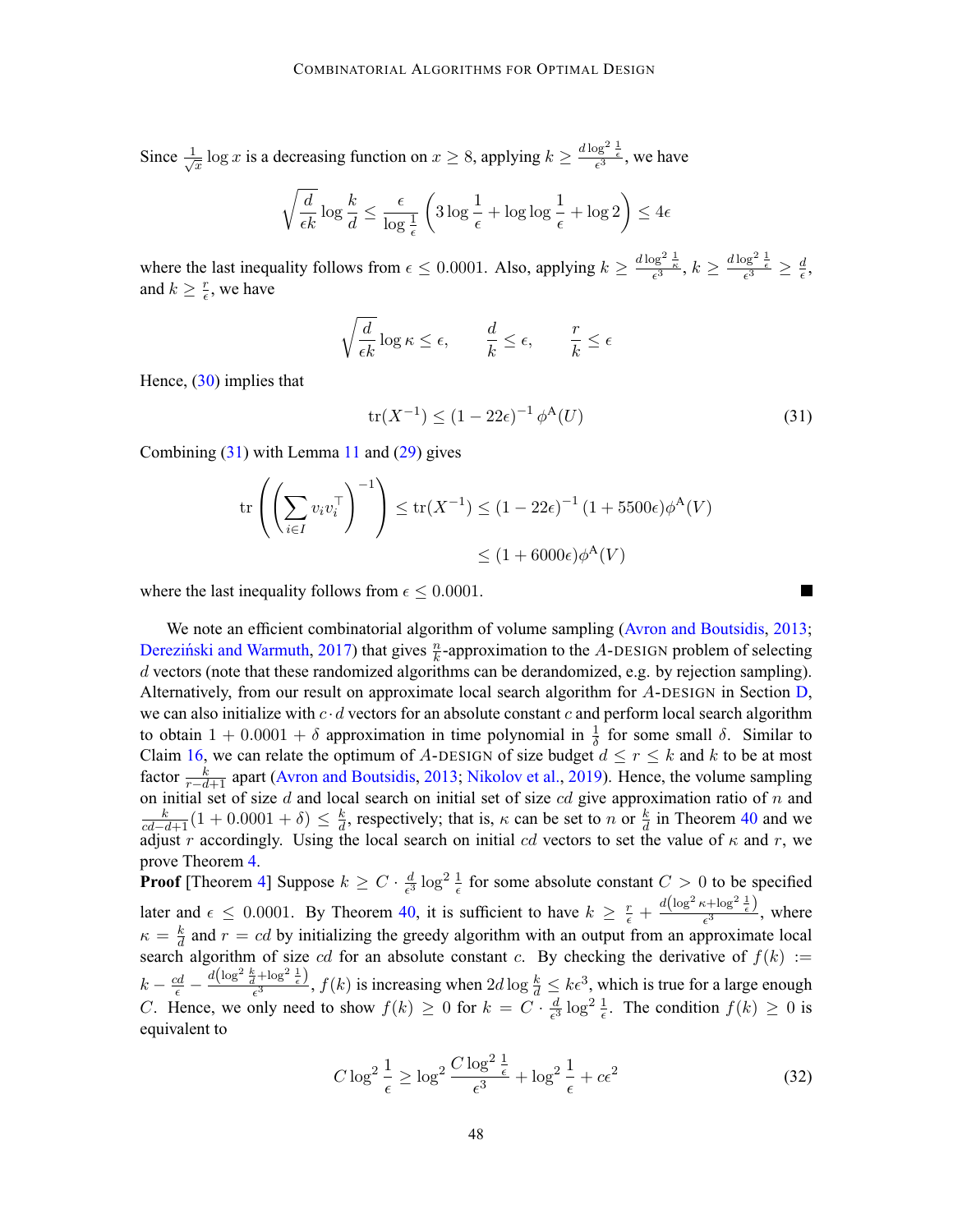Since $\frac{1}{\sqrt{x}} \log x$ is a decreasing function on $x \geq 8$, applying $k \geq \frac{d \log^2 \frac{1}{\epsilon}}{\epsilon^3}$, we have

$$\sqrt{\frac{d}{\epsilon k}} \log \frac{k}{d} \leq \frac{\epsilon}{\log \frac{1}{\epsilon}} \left( 3 \log \frac{1}{\epsilon} + \log \log \frac{1}{\epsilon} + \log 2 \right) \leq 4\epsilon$$

where the last inequality follows from $\epsilon \leq 0.0001$. Also, applying $k \geq \frac{d \log^2 \frac{1}{\kappa}}{\epsilon^3}$, $k \geq \frac{d \log^2 \frac{1}{\epsilon}}{\epsilon^3} \geq \frac{d}{\epsilon}$, and $k \geq \frac{r}{\epsilon}$, we have

$$\sqrt{\frac{d}{\epsilon k}} \log \kappa \leq \epsilon, \qquad \frac{d}{k} \leq \epsilon, \qquad \frac{r}{k} \leq \epsilon$$

Hence, (30) implies that

$$\operatorname{tr}(X^{-1}) \leq (1 - 22\epsilon)^{-1} \, \phi^{\mathrm{A}}(U) \tag{31}$$

Combining (31) with Lemma 11 and (29) gives

$$\begin{aligned} \operatorname{tr}\left( \left( \sum_{i \in I} v_i v_i^\top \right)^{-1} \right) &\leq \operatorname{tr}(X^{-1}) \leq (1 - 22\epsilon)^{-1} (1 + 5500\epsilon) \phi^{\mathrm{A}}(V) \\ &\leq (1 + 6000\epsilon) \phi^{\mathrm{A}}(V) \end{aligned}$$

where the last inequality follows from $\epsilon \leq 0.0001$. ■

We note an efficient combinatorial algorithm of volume sampling (Avron and Boutsidis, 2013; Dereziński and Warmuth, 2017) that gives $\frac{n}{k}$-approximation to the $A$-DESIGN problem of selecting $d$ vectors (note that these randomized algorithms can be derandomized, e.g. by rejection sampling). Alternatively, from our result on approximate local search algorithm for $A$-DESIGN in Section D, we can also initialize with $c \cdot d$ vectors for an absolute constant $c$ and perform local search algorithm to obtain $1 + 0.0001 + \delta$ approximation in time polynomial in $\frac{1}{\delta}$ for some small $\delta$. Similar to Claim 16, we can relate the optimum of $A$-DESIGN of size budget $d \leq r \leq k$ and $k$ to be at most factor $\frac{k}{r-d+1}$ apart (Avron and Boutsidis, 2013; Nikolov et al., 2019). Hence, the volume sampling on initial set of size $d$ and local search on initial set of size $cd$ give approximation ratio of $n$ and $\frac{k}{cd-d+1}(1 + 0.0001 + \delta) \leq \frac{k}{d}$, respectively; that is, $\kappa$ can be set to $n$ or $\frac{k}{d}$ in Theorem 40 and we adjust $r$ accordingly. Using the local search on initial $cd$ vectors to set the value of $\kappa$ and $r$, we prove Theorem 4.

**Proof** [Theorem 4] Suppose $k \geq C \cdot \frac{d}{\epsilon^3} \log^2 \frac{1}{\epsilon}$ for some absolute constant $C > 0$ to be specified later and $\epsilon \leq 0.0001$. By Theorem 40, it is sufficient to have $k \geq \frac{r}{\epsilon} + \frac{d\left(\log^2 \kappa + \log^2 \frac{1}{\epsilon}\right)}{\epsilon^3}$, where $\kappa = \frac{k}{d}$ and $r = cd$ by initializing the greedy algorithm with an output from an approximate local search algorithm of size $cd$ for an absolute constant $c$. By checking the derivative of $f(k) := k - \frac{cd}{\epsilon} - \frac{d\left(\log^2 \frac{k}{d} + \log^2 \frac{1}{\epsilon}\right)}{\epsilon^3}$, $f(k)$ is increasing when $2d \log \frac{k}{d} \leq k\epsilon^3$, which is true for a large enough $C$. Hence, we only need to show $f(k) \geq 0$ for $k = C \cdot \frac{d}{\epsilon^3} \log^2 \frac{1}{\epsilon}$. The condition $f(k) \geq 0$ is equivalent to

$$C \log^2 \frac{1}{\epsilon} \geq \log^2 \frac{C \log^2 \frac{1}{\epsilon}}{\epsilon^3} + \log^2 \frac{1}{\epsilon} + c\epsilon^2 \tag{32}$$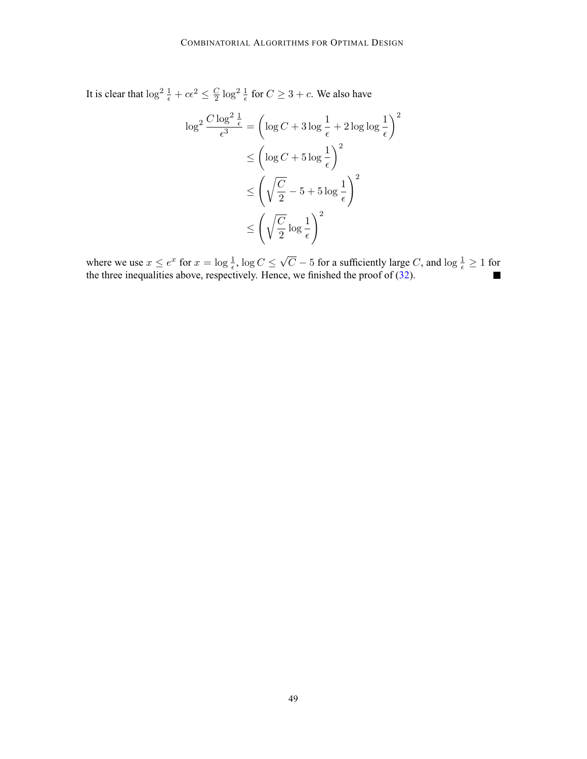It is clear that $\log^2 \frac{1}{\epsilon} + c\epsilon^2 \leq \frac{C}{2} \log^2 \frac{1}{\epsilon}$ for $C \geq 3 + c$. We also have

$$
\begin{aligned}
\log^2 \frac{C \log^2 \frac{1}{\epsilon}}{\epsilon^3} &= \left( \log C + 3 \log \frac{1}{\epsilon} + 2 \log \log \frac{1}{\epsilon} \right)^2 \\
&\leq \left( \log C + 5 \log \frac{1}{\epsilon} \right)^2 \\
&\leq \left( \sqrt{\frac{C}{2}} - 5 + 5 \log \frac{1}{\epsilon} \right)^2 \\
&\leq \left( \sqrt{\frac{C}{2}} \log \frac{1}{\epsilon} \right)^2
\end{aligned}
$$

where we use $x \leq e^x$ for $x = \log \frac{1}{\epsilon}$, $\log C \leq \sqrt{C} - 5$ for a sufficiently large $C$, and $\log \frac{1}{\epsilon} \geq 1$ for the three inequalities above, respectively. Hence, we finished the proof of (32). ■